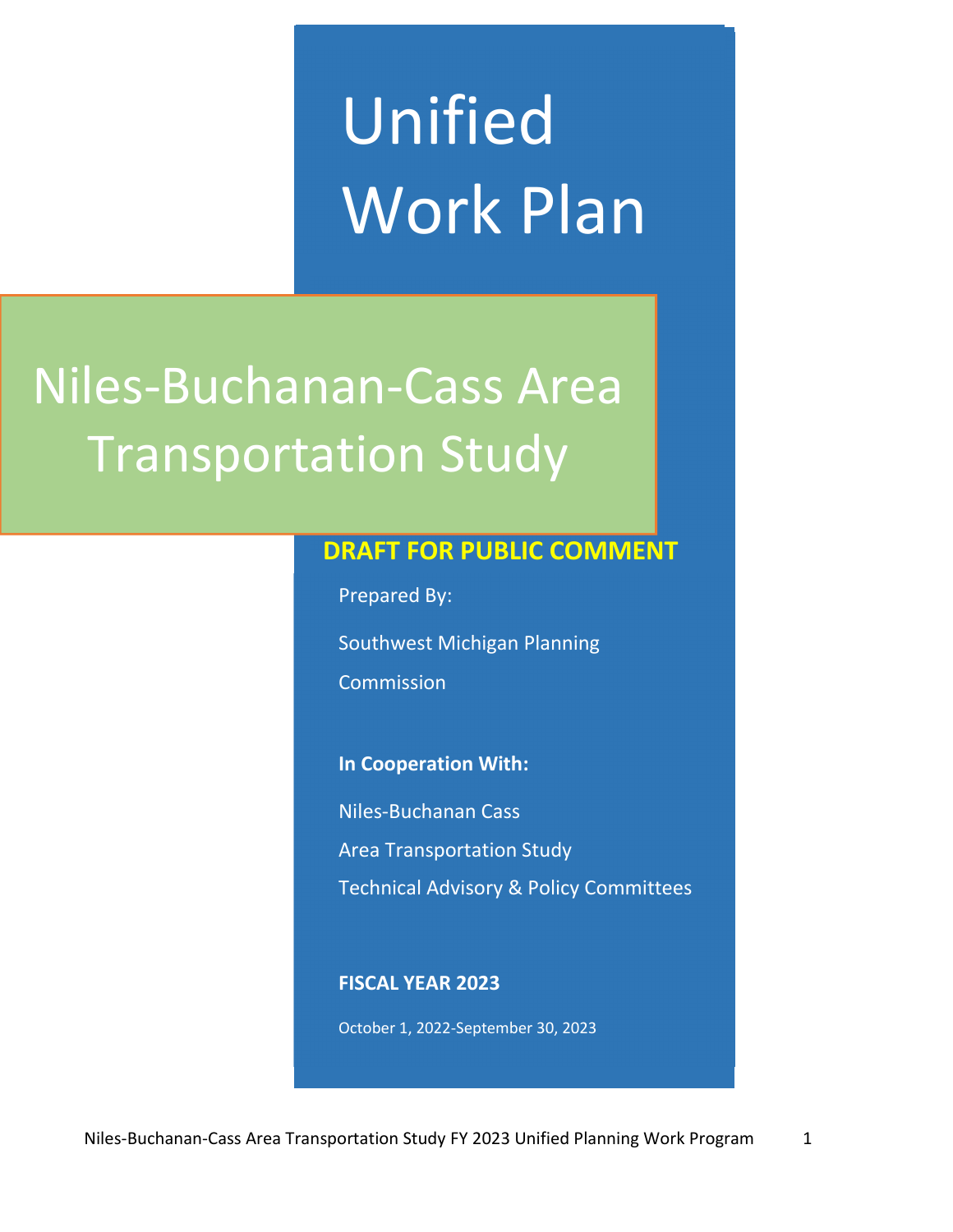# Unified Work Plan

# Niles-Buchanan-Cass Area Transportation Study

**DRAFT FOR PUBLIC COMMENT**

Prepared By:

Southwest Michigan Planning Commission

**In Cooperation With:**

Niles-Buchanan Cass
Area Transportation Study
Technical Advisory & Policy Committees

**FISCAL YEAR 2023**

October 1, 2022-September 30, 2023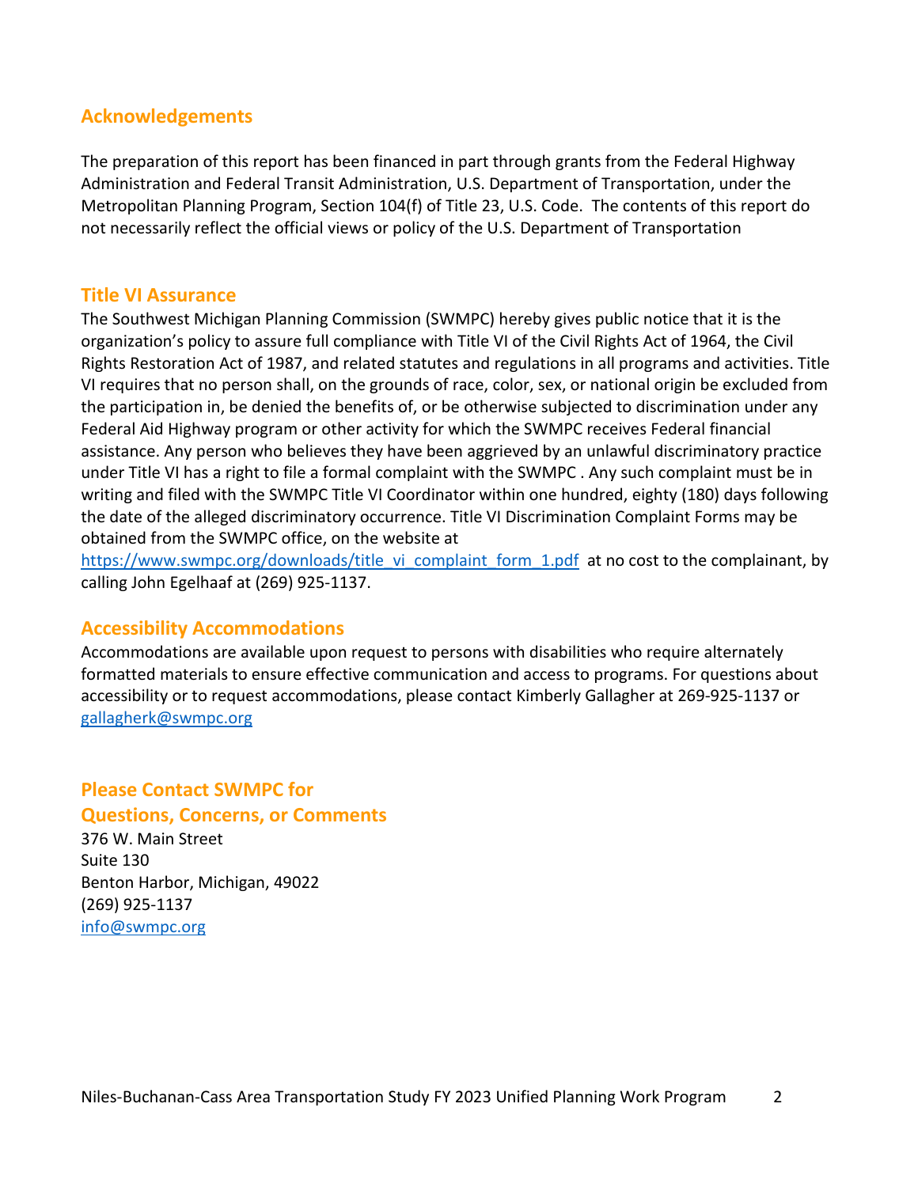## Acknowledgements

The preparation of this report has been financed in part through grants from the Federal Highway Administration and Federal Transit Administration, U.S. Department of Transportation, under the Metropolitan Planning Program, Section 104(f) of Title 23, U.S. Code. The contents of this report do not necessarily reflect the official views or policy of the U.S. Department of Transportation

## Title VI Assurance

The Southwest Michigan Planning Commission (SWMPC) hereby gives public notice that it is the organization's policy to assure full compliance with Title VI of the Civil Rights Act of 1964, the Civil Rights Restoration Act of 1987, and related statutes and regulations in all programs and activities. Title VI requires that no person shall, on the grounds of race, color, sex, or national origin be excluded from the participation in, be denied the benefits of, or be otherwise subjected to discrimination under any Federal Aid Highway program or other activity for which the SWMPC receives Federal financial assistance. Any person who believes they have been aggrieved by an unlawful discriminatory practice under Title VI has a right to file a formal complaint with the SWMPC . Any such complaint must be in writing and filed with the SWMPC Title VI Coordinator within one hundred, eighty (180) days following the date of the alleged discriminatory occurrence. Title VI Discrimination Complaint Forms may be obtained from the SWMPC office, on the website at https://www.swmpc.org/downloads/title_vi_complaint_form_1.pdf at no cost to the complainant, by calling John Egelhaaf at (269) 925-1137.

## Accessibility Accommodations

Accommodations are available upon request to persons with disabilities who require alternately formatted materials to ensure effective communication and access to programs. For questions about accessibility or to request accommodations, please contact Kimberly Gallagher at 269-925-1137 or gallagherk@swmpc.org

## Please Contact SWMPC for Questions, Concerns, or Comments

376 W. Main Street
Suite 130
Benton Harbor, Michigan, 49022
(269) 925-1137
info@swmpc.org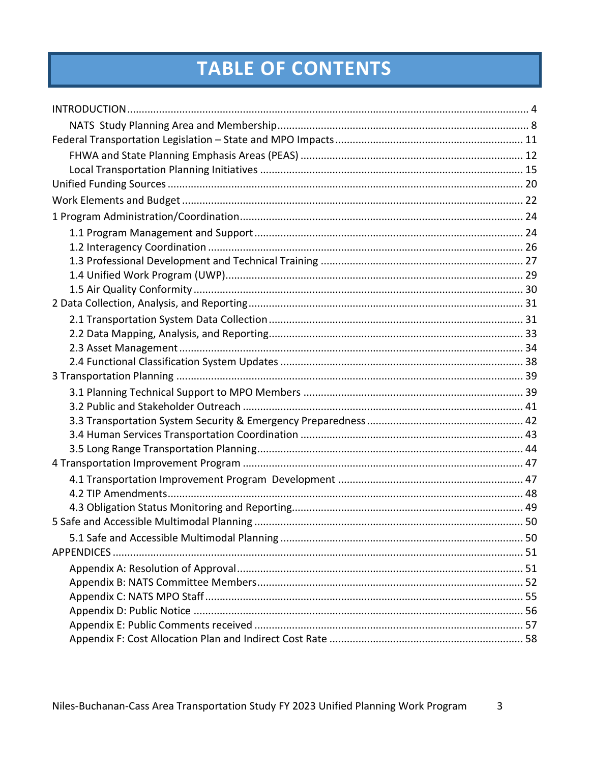# TABLE OF CONTENTS

INTRODUCTION ........................................................................................................................ 4

- NATS Study Planning Area and Membership ...................................................................... 8

Federal Transportation Legislation – State and MPO Impacts ................................................ 11

- FHWA and State Planning Emphasis Areas (PEAS) ............................................................ 12
- Local Transportation Planning Initiatives ......................................................................... 15

Unified Funding Sources ......................................................................................................... 20

Work Elements and Budget ..................................................................................................... 22

1 Program Administration/Coordination ................................................................................ 24

- 1.1 Program Management and Support ............................................................................ 24
- 1.2 Interagency Coordination ........................................................................................... 26
- 1.3 Professional Development and Technical Training ...................................................... 27
- 1.4 Unified Work Program (UWP) ...................................................................................... 29
- 1.5 Air Quality Conformity ................................................................................................. 30

2 Data Collection, Analysis, and Reporting ............................................................................. 31

- 2.1 Transportation System Data Collection ....................................................................... 31
- 2.2 Data Mapping, Analysis, and Reporting ....................................................................... 33
- 2.3 Asset Management ...................................................................................................... 34
- 2.4 Functional Classification System Updates ................................................................... 38

3 Transportation Planning ...................................................................................................... 39

- 3.1 Planning Technical Support to MPO Members ........................................................... 39
- 3.2 Public and Stakeholder Outreach ................................................................................ 41
- 3.3 Transportation System Security & Emergency Preparedness ..................................... 42
- 3.4 Human Services Transportation Coordination ............................................................ 43
- 3.5 Long Range Transportation Planning ........................................................................... 44

4 Transportation Improvement Program ................................................................................ 47

- 4.1 Transportation Improvement Program Development ................................................ 47
- 4.2 TIP Amendments ......................................................................................................... 48
- 4.3 Obligation Status Monitoring and Reporting ............................................................... 49

5 Safe and Accessible Multimodal Planning ............................................................................ 50

- 5.1 Safe and Accessible Multimodal Planning ................................................................... 50

APPENDICES ............................................................................................................................ 51

- Appendix A: Resolution of Approval .................................................................................. 51
- Appendix B: NATS Committee Members ........................................................................... 52
- Appendix C: NATS MPO Staff ............................................................................................. 55
- Appendix D: Public Notice ................................................................................................. 56
- Appendix E: Public Comments received ............................................................................ 57
- Appendix F: Cost Allocation Plan and Indirect Cost Rate .................................................. 58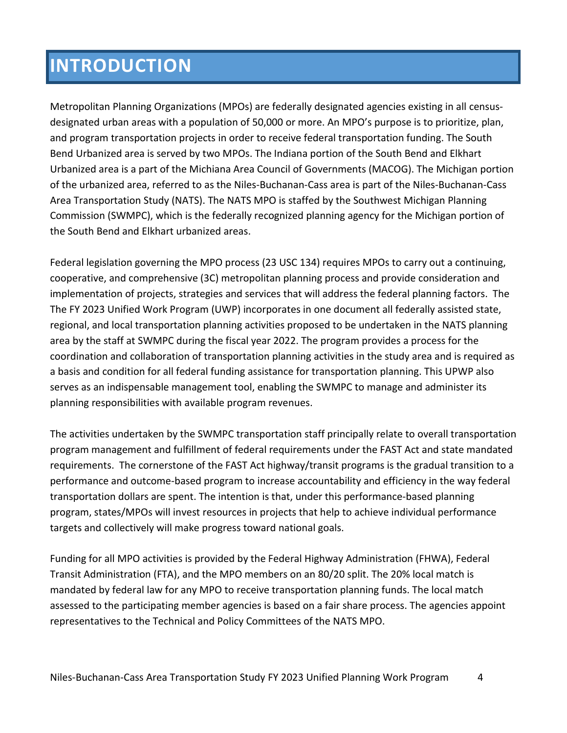# INTRODUCTION

Metropolitan Planning Organizations (MPOs) are federally designated agencies existing in all census-designated urban areas with a population of 50,000 or more. An MPO's purpose is to prioritize, plan, and program transportation projects in order to receive federal transportation funding. The South Bend Urbanized area is served by two MPOs. The Indiana portion of the South Bend and Elkhart Urbanized area is a part of the Michiana Area Council of Governments (MACOG). The Michigan portion of the urbanized area, referred to as the Niles-Buchanan-Cass area is part of the Niles-Buchanan-Cass Area Transportation Study (NATS). The NATS MPO is staffed by the Southwest Michigan Planning Commission (SWMPC), which is the federally recognized planning agency for the Michigan portion of the South Bend and Elkhart urbanized areas.

Federal legislation governing the MPO process (23 USC 134) requires MPOs to carry out a continuing, cooperative, and comprehensive (3C) metropolitan planning process and provide consideration and implementation of projects, strategies and services that will address the federal planning factors. The The FY 2023 Unified Work Program (UWP) incorporates in one document all federally assisted state, regional, and local transportation planning activities proposed to be undertaken in the NATS planning area by the staff at SWMPC during the fiscal year 2022. The program provides a process for the coordination and collaboration of transportation planning activities in the study area and is required as a basis and condition for all federal funding assistance for transportation planning. This UPWP also serves as an indispensable management tool, enabling the SWMPC to manage and administer its planning responsibilities with available program revenues.

The activities undertaken by the SWMPC transportation staff principally relate to overall transportation program management and fulfillment of federal requirements under the FAST Act and state mandated requirements. The cornerstone of the FAST Act highway/transit programs is the gradual transition to a performance and outcome-based program to increase accountability and efficiency in the way federal transportation dollars are spent. The intention is that, under this performance-based planning program, states/MPOs will invest resources in projects that help to achieve individual performance targets and collectively will make progress toward national goals.

Funding for all MPO activities is provided by the Federal Highway Administration (FHWA), Federal Transit Administration (FTA), and the MPO members on an 80/20 split. The 20% local match is mandated by federal law for any MPO to receive transportation planning funds. The local match assessed to the participating member agencies is based on a fair share process. The agencies appoint representatives to the Technical and Policy Committees of the NATS MPO.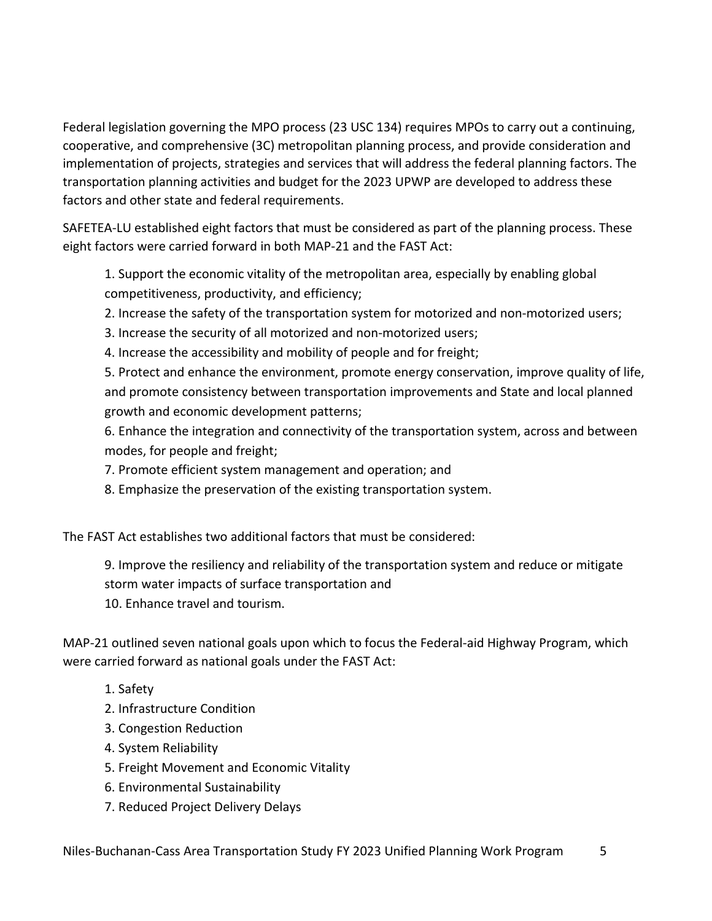Federal legislation governing the MPO process (23 USC 134) requires MPOs to carry out a continuing, cooperative, and comprehensive (3C) metropolitan planning process, and provide consideration and implementation of projects, strategies and services that will address the federal planning factors. The transportation planning activities and budget for the 2023 UPWP are developed to address these factors and other state and federal requirements.

SAFETEA-LU established eight factors that must be considered as part of the planning process. These eight factors were carried forward in both MAP-21 and the FAST Act:

1. Support the economic vitality of the metropolitan area, especially by enabling global competitiveness, productivity, and efficiency;
2. Increase the safety of the transportation system for motorized and non-motorized users;
3. Increase the security of all motorized and non-motorized users;
4. Increase the accessibility and mobility of people and for freight;
5. Protect and enhance the environment, promote energy conservation, improve quality of life, and promote consistency between transportation improvements and State and local planned growth and economic development patterns;
6. Enhance the integration and connectivity of the transportation system, across and between modes, for people and freight;
7. Promote efficient system management and operation; and
8. Emphasize the preservation of the existing transportation system.

The FAST Act establishes two additional factors that must be considered:

9. Improve the resiliency and reliability of the transportation system and reduce or mitigate storm water impacts of surface transportation and
10. Enhance travel and tourism.

MAP-21 outlined seven national goals upon which to focus the Federal-aid Highway Program, which were carried forward as national goals under the FAST Act:

1. Safety
2. Infrastructure Condition
3. Congestion Reduction
4. System Reliability
5. Freight Movement and Economic Vitality
6. Environmental Sustainability
7. Reduced Project Delivery Delays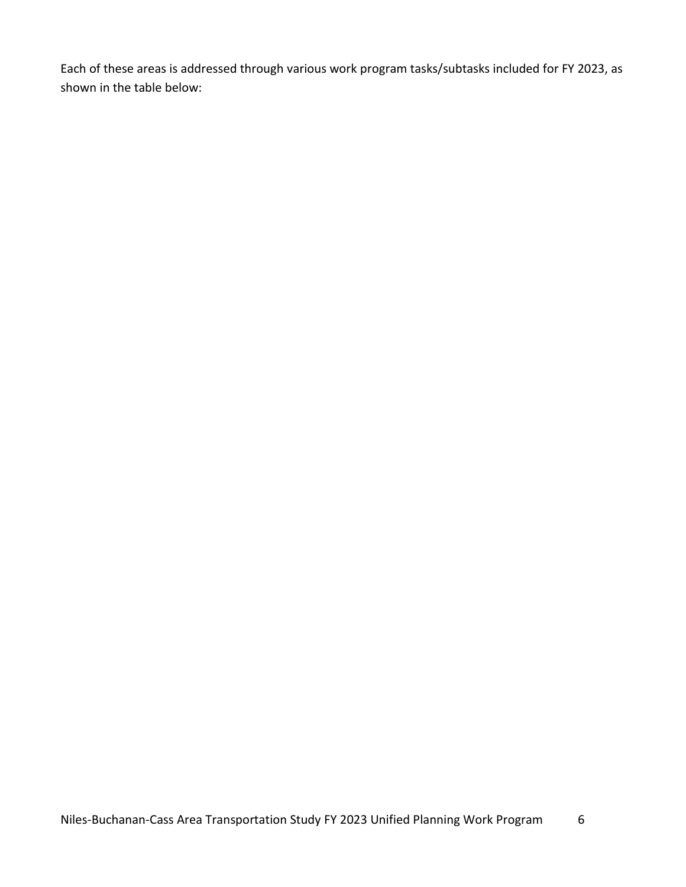Each of these areas is addressed through various work program tasks/subtasks included for FY 2023, as shown in the table below: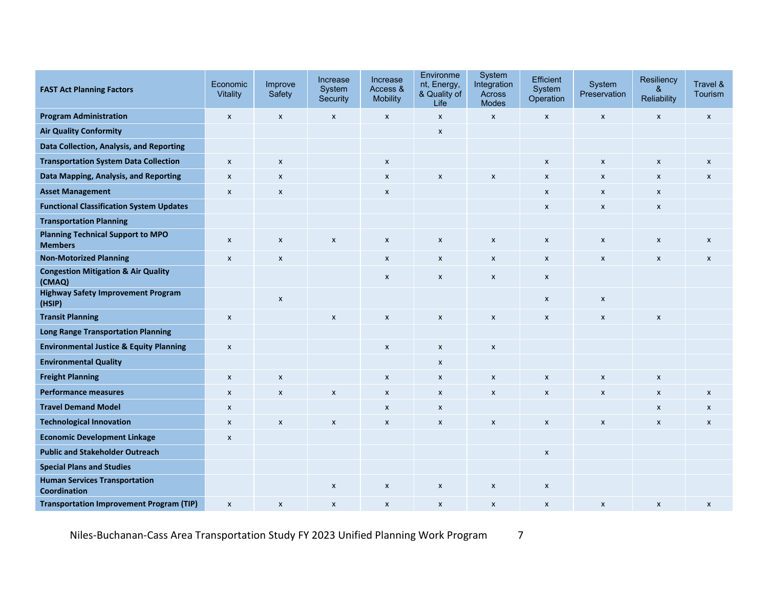| FAST Act Planning Factors | Economic Vitality | Improve Safety | Increase System Security | Increase Access & Mobility | Environment, Energy, & Quality of Life | System Integration Across Modes | Efficient System Operation | System Preservation | Resiliency & Reliability | Travel & Tourism |
|---|---|---|---|---|---|---|---|---|---|---|
| **Program Administration** | x | x | x | x | x | x | x | x | x | x |
| **Air Quality Conformity** | | | | | x | | | | | |
| **Data Collection, Analysis, and Reporting** | | | | | | | | | | |
| **Transportation System Data Collection** | x | x | | x | | | x | x | x | x |
| **Data Mapping, Analysis, and Reporting** | x | x | | x | x | x | x | x | x | x |
| **Asset Management** | x | x | | x | | | x | x | x | |
| **Functional Classification System Updates** | | | | | | | x | x | x | |
| **Transportation Planning** | | | | | | | | | | |
| **Planning Technical Support to MPO Members** | x | x | x | x | x | x | x | x | x | x |
| **Non-Motorized Planning** | x | x | | x | x | x | x | x | x | x |
| **Congestion Mitigation & Air Quality (CMAQ)** | | | | x | x | x | x | | | |
| **Highway Safety Improvement Program (HSIP)** | | x | | | | | x | x | | |
| **Transit Planning** | x | | x | x | x | x | x | x | x | |
| **Long Range Transportation Planning** | | | | | | | | | | |
| **Environmental Justice & Equity Planning** | x | | | x | x | x | | | | |
| **Environmental Quality** | | | | | x | | | | | |
| **Freight Planning** | x | x | | x | x | x | x | x | x | |
| **Performance measures** | x | x | x | x | x | x | x | x | x | x |
| **Travel Demand Model** | x | | | x | x | | | | x | x |
| **Technological Innovation** | x | x | x | x | x | x | x | x | x | x |
| **Economic Development Linkage** | x | | | | | | | | | |
| **Public and Stakeholder Outreach** | | | | | | | x | | | |
| **Special Plans and Studies** | | | | | | | | | | |
| **Human Services Transportation Coordination** | | | x | x | x | x | x | | | |
| **Transportation Improvement Program (TIP)** | x | x | x | x | x | x | x | x | x | x |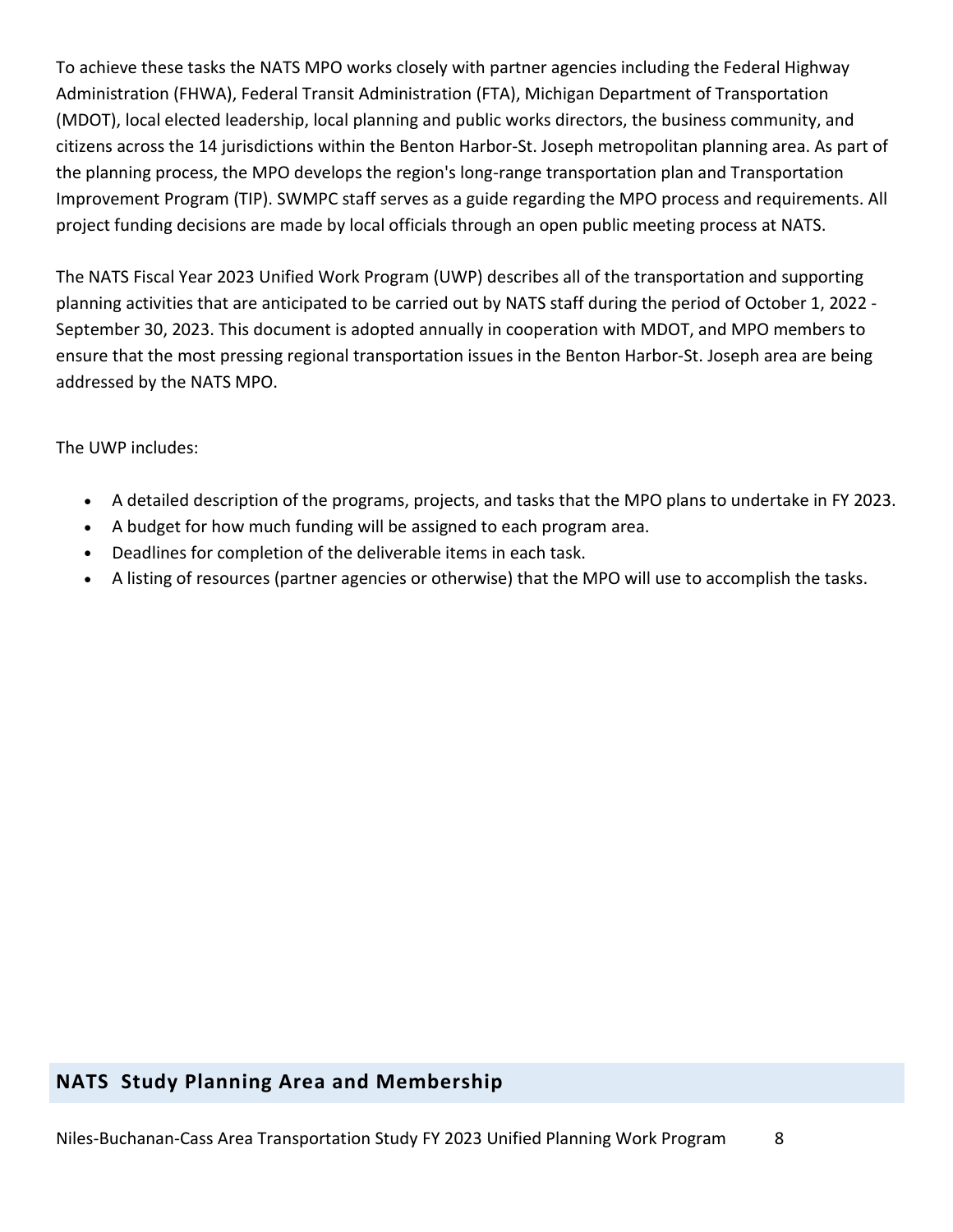To achieve these tasks the NATS MPO works closely with partner agencies including the Federal Highway Administration (FHWA), Federal Transit Administration (FTA), Michigan Department of Transportation (MDOT), local elected leadership, local planning and public works directors, the business community, and citizens across the 14 jurisdictions within the Benton Harbor-St. Joseph metropolitan planning area. As part of the planning process, the MPO develops the region's long-range transportation plan and Transportation Improvement Program (TIP). SWMPC staff serves as a guide regarding the MPO process and requirements. All project funding decisions are made by local officials through an open public meeting process at NATS.

The NATS Fiscal Year 2023 Unified Work Program (UWP) describes all of the transportation and supporting planning activities that are anticipated to be carried out by NATS staff during the period of October 1, 2022 - September 30, 2023. This document is adopted annually in cooperation with MDOT, and MPO members to ensure that the most pressing regional transportation issues in the Benton Harbor-St. Joseph area are being addressed by the NATS MPO.

The UWP includes:

- A detailed description of the programs, projects, and tasks that the MPO plans to undertake in FY 2023.
- A budget for how much funding will be assigned to each program area.
- Deadlines for completion of the deliverable items in each task.
- A listing of resources (partner agencies or otherwise) that the MPO will use to accomplish the tasks.

## NATS Study Planning Area and Membership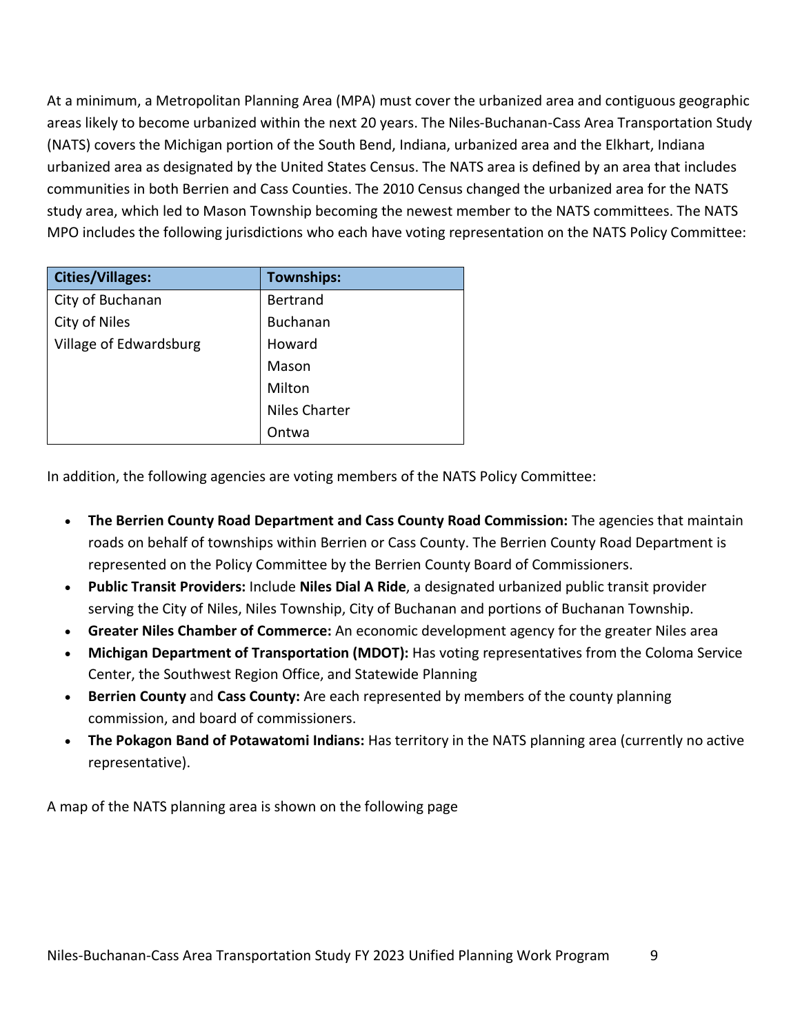At a minimum, a Metropolitan Planning Area (MPA) must cover the urbanized area and contiguous geographic areas likely to become urbanized within the next 20 years. The Niles-Buchanan-Cass Area Transportation Study (NATS) covers the Michigan portion of the South Bend, Indiana, urbanized area and the Elkhart, Indiana urbanized area as designated by the United States Census. The NATS area is defined by an area that includes communities in both Berrien and Cass Counties. The 2010 Census changed the urbanized area for the NATS study area, which led to Mason Township becoming the newest member to the NATS committees. The NATS MPO includes the following jurisdictions who each have voting representation on the NATS Policy Committee:

| **Cities/Villages:** | **Townships:** |
|---|---|
| City of Buchanan | Bertrand |
| City of Niles | Buchanan |
| Village of Edwardsburg | Howard |
| | Mason |
| | Milton |
| | Niles Charter |
| | Ontwa |

In addition, the following agencies are voting members of the NATS Policy Committee:

- **The Berrien County Road Department and Cass County Road Commission:** The agencies that maintain roads on behalf of townships within Berrien or Cass County. The Berrien County Road Department is represented on the Policy Committee by the Berrien County Board of Commissioners.
- **Public Transit Providers:** Include **Niles Dial A Ride**, a designated urbanized public transit provider serving the City of Niles, Niles Township, City of Buchanan and portions of Buchanan Township.
- **Greater Niles Chamber of Commerce:** An economic development agency for the greater Niles area
- **Michigan Department of Transportation (MDOT):** Has voting representatives from the Coloma Service Center, the Southwest Region Office, and Statewide Planning
- **Berrien County** and **Cass County:** Are each represented by members of the county planning commission, and board of commissioners.
- **The Pokagon Band of Potawatomi Indians:** Has territory in the NATS planning area (currently no active representative).

A map of the NATS planning area is shown on the following page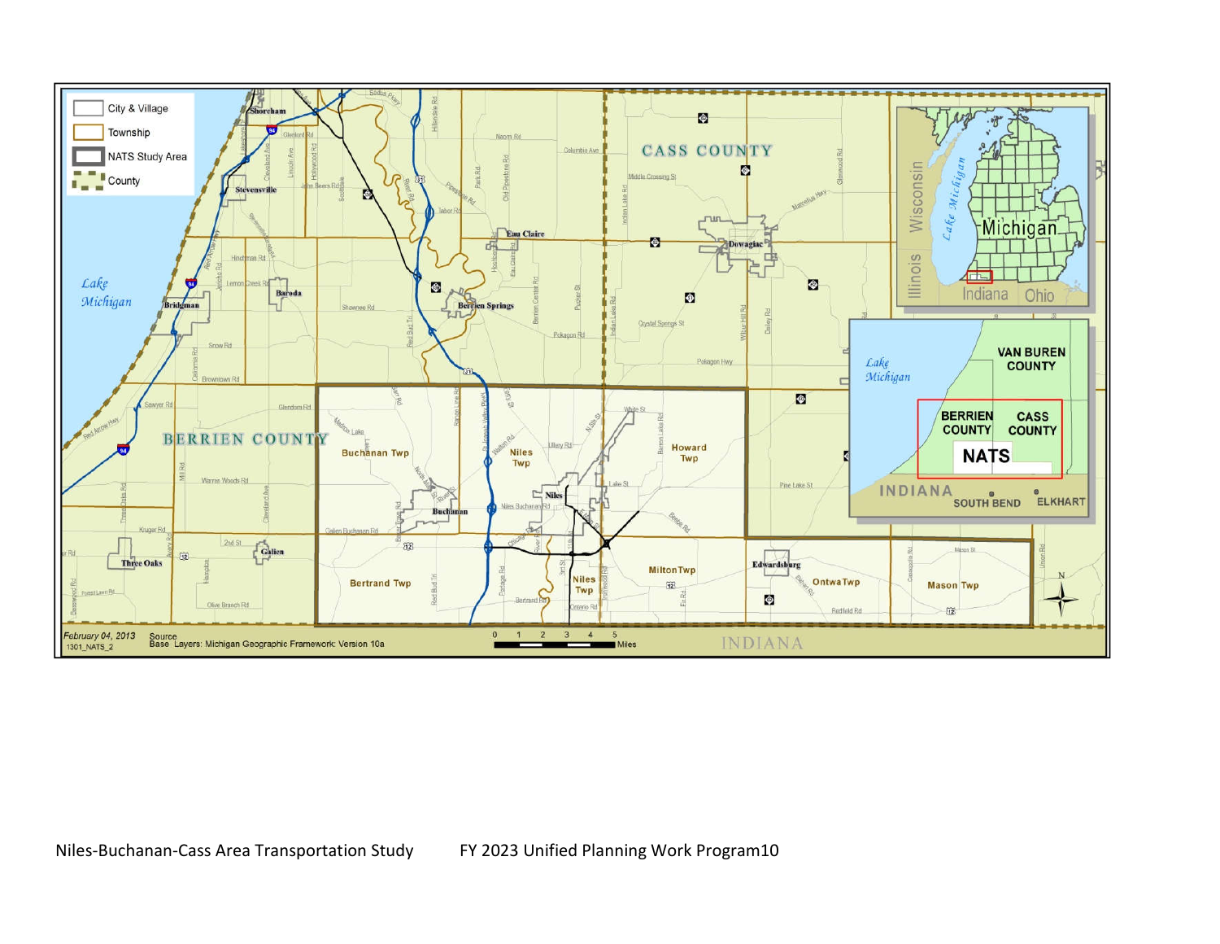City & Village

Township

NATS Study Area

County

February 04, 2013
1301_NATS_2

Source
Base Layers: Michigan Geographic Framework: Version 10a

0 1 2 3 4 5 Miles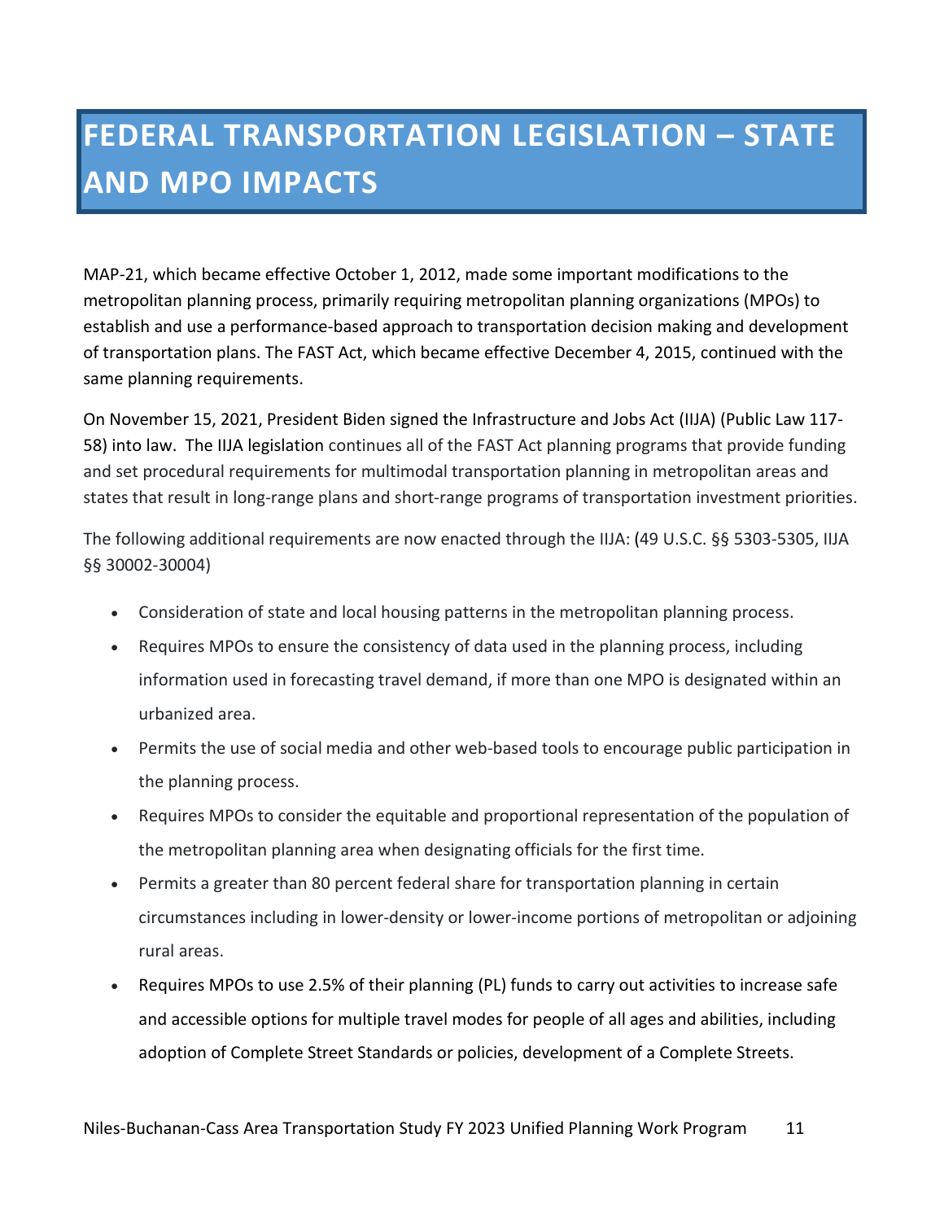# FEDERAL TRANSPORTATION LEGISLATION – STATE AND MPO IMPACTS

MAP-21, which became effective October 1, 2012, made some important modifications to the metropolitan planning process, primarily requiring metropolitan planning organizations (MPOs) to establish and use a performance-based approach to transportation decision making and development of transportation plans. The FAST Act, which became effective December 4, 2015, continued with the same planning requirements.

On November 15, 2021, President Biden signed the Infrastructure and Jobs Act (IIJA) (Public Law 117-58) into law. The IIJA legislation continues all of the FAST Act planning programs that provide funding and set procedural requirements for multimodal transportation planning in metropolitan areas and states that result in long-range plans and short-range programs of transportation investment priorities.

The following additional requirements are now enacted through the IIJA: (49 U.S.C. §§ 5303-5305, IIJA §§ 30002-30004)

- Consideration of state and local housing patterns in the metropolitan planning process.
- Requires MPOs to ensure the consistency of data used in the planning process, including information used in forecasting travel demand, if more than one MPO is designated within an urbanized area.
- Permits the use of social media and other web-based tools to encourage public participation in the planning process.
- Requires MPOs to consider the equitable and proportional representation of the population of the metropolitan planning area when designating officials for the first time.
- Permits a greater than 80 percent federal share for transportation planning in certain circumstances including in lower-density or lower-income portions of metropolitan or adjoining rural areas.
- Requires MPOs to use 2.5% of their planning (PL) funds to carry out activities to increase safe and accessible options for multiple travel modes for people of all ages and abilities, including adoption of Complete Street Standards or policies, development of a Complete Streets.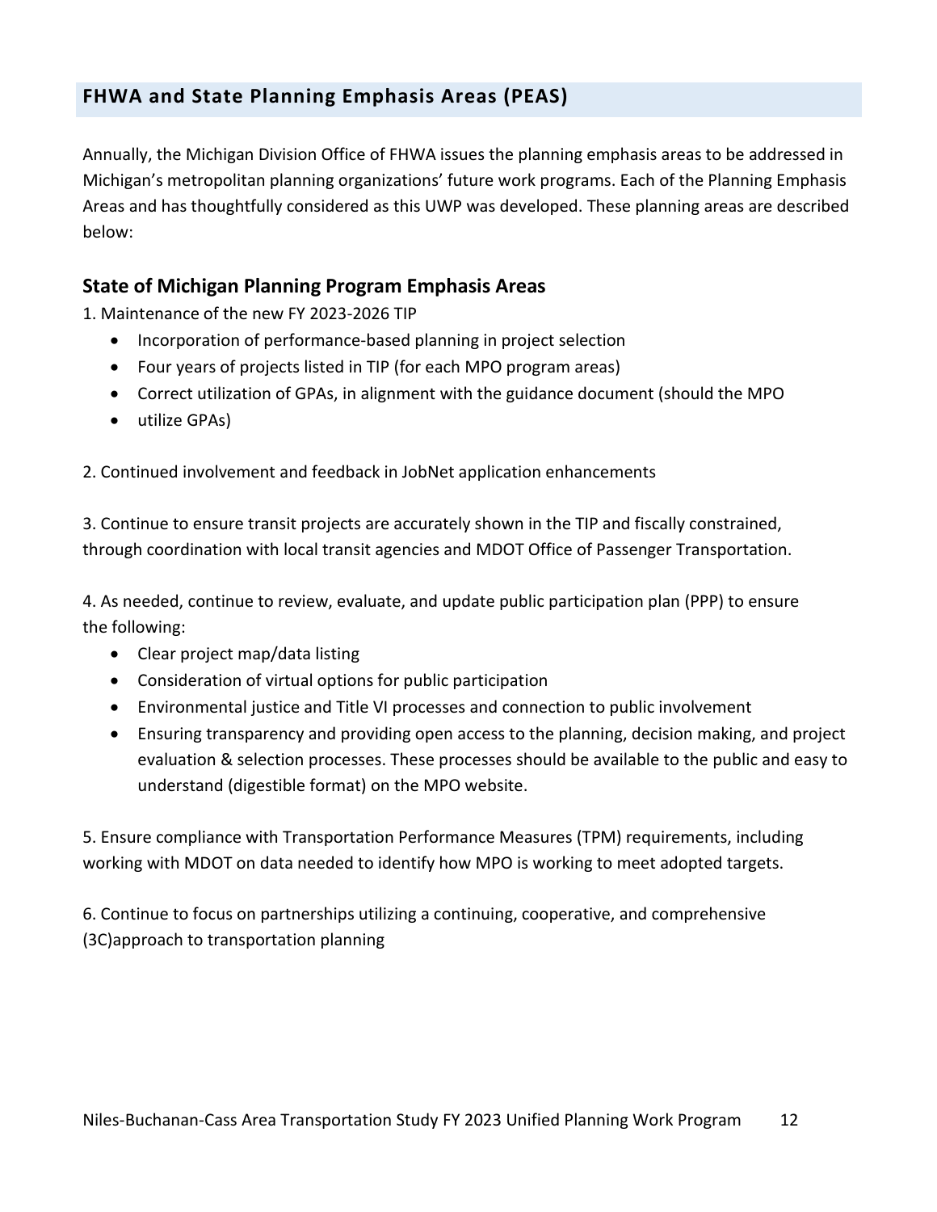## FHWA and State Planning Emphasis Areas (PEAS)

Annually, the Michigan Division Office of FHWA issues the planning emphasis areas to be addressed in Michigan's metropolitan planning organizations' future work programs. Each of the Planning Emphasis Areas and has thoughtfully considered as this UWP was developed. These planning areas are described below:

### State of Michigan Planning Program Emphasis Areas

1. Maintenance of the new FY 2023-2026 TIP
   - Incorporation of performance-based planning in project selection
   - Four years of projects listed in TIP (for each MPO program areas)
   - Correct utilization of GPAs, in alignment with the guidance document (should the MPO
   - utilize GPAs)

2. Continued involvement and feedback in JobNet application enhancements

3. Continue to ensure transit projects are accurately shown in the TIP and fiscally constrained, through coordination with local transit agencies and MDOT Office of Passenger Transportation.

4. As needed, continue to review, evaluate, and update public participation plan (PPP) to ensure the following:
   - Clear project map/data listing
   - Consideration of virtual options for public participation
   - Environmental justice and Title VI processes and connection to public involvement
   - Ensuring transparency and providing open access to the planning, decision making, and project evaluation & selection processes. These processes should be available to the public and easy to understand (digestible format) on the MPO website.

5. Ensure compliance with Transportation Performance Measures (TPM) requirements, including working with MDOT on data needed to identify how MPO is working to meet adopted targets.

6. Continue to focus on partnerships utilizing a continuing, cooperative, and comprehensive (3C)approach to transportation planning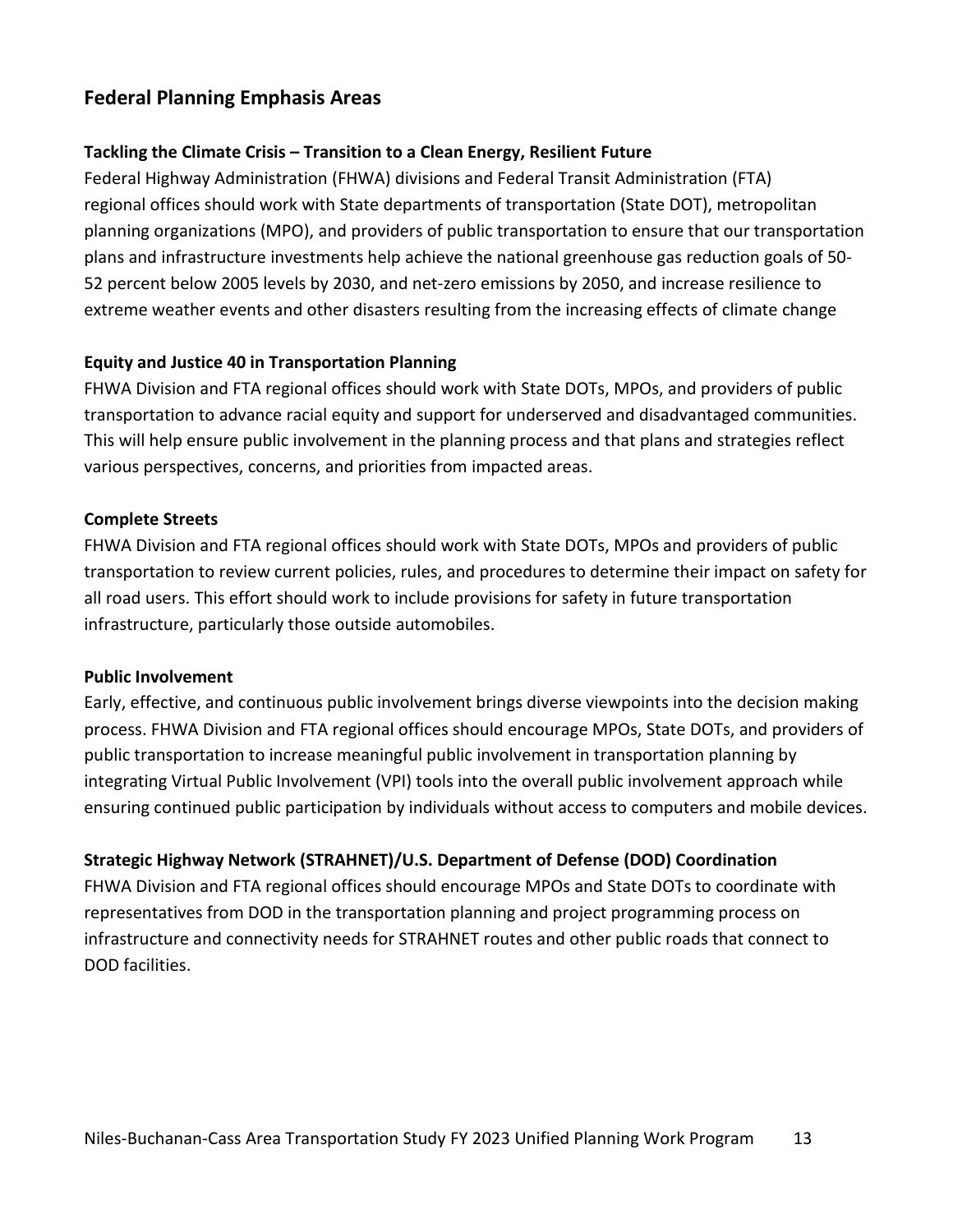## Federal Planning Emphasis Areas

### Tackling the Climate Crisis – Transition to a Clean Energy, Resilient Future

Federal Highway Administration (FHWA) divisions and Federal Transit Administration (FTA) regional offices should work with State departments of transportation (State DOT), metropolitan planning organizations (MPO), and providers of public transportation to ensure that our transportation plans and infrastructure investments help achieve the national greenhouse gas reduction goals of 50-52 percent below 2005 levels by 2030, and net-zero emissions by 2050, and increase resilience to extreme weather events and other disasters resulting from the increasing effects of climate change

### Equity and Justice 40 in Transportation Planning

FHWA Division and FTA regional offices should work with State DOTs, MPOs, and providers of public transportation to advance racial equity and support for underserved and disadvantaged communities. This will help ensure public involvement in the planning process and that plans and strategies reflect various perspectives, concerns, and priorities from impacted areas.

### Complete Streets

FHWA Division and FTA regional offices should work with State DOTs, MPOs and providers of public transportation to review current policies, rules, and procedures to determine their impact on safety for all road users. This effort should work to include provisions for safety in future transportation infrastructure, particularly those outside automobiles.

### Public Involvement

Early, effective, and continuous public involvement brings diverse viewpoints into the decision making process. FHWA Division and FTA regional offices should encourage MPOs, State DOTs, and providers of public transportation to increase meaningful public involvement in transportation planning by integrating Virtual Public Involvement (VPI) tools into the overall public involvement approach while ensuring continued public participation by individuals without access to computers and mobile devices.

### Strategic Highway Network (STRAHNET)/U.S. Department of Defense (DOD) Coordination

FHWA Division and FTA regional offices should encourage MPOs and State DOTs to coordinate with representatives from DOD in the transportation planning and project programming process on infrastructure and connectivity needs for STRAHNET routes and other public roads that connect to DOD facilities.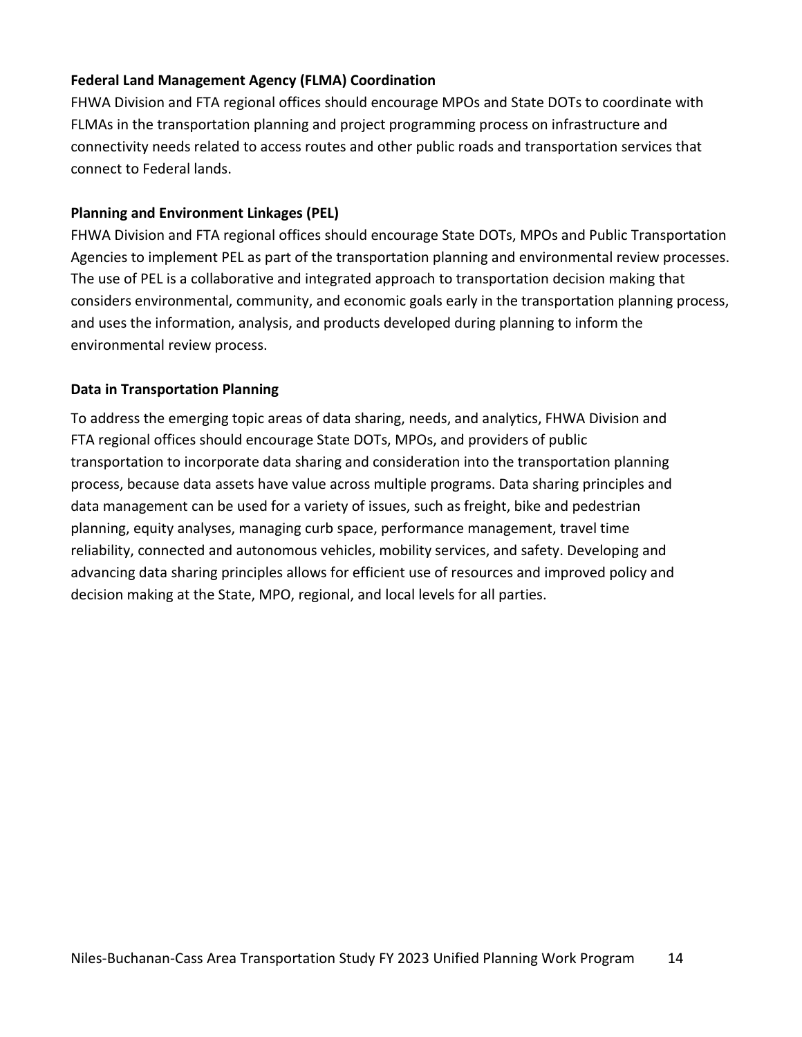**Federal Land Management Agency (FLMA) Coordination**

FHWA Division and FTA regional offices should encourage MPOs and State DOTs to coordinate with FLMAs in the transportation planning and project programming process on infrastructure and connectivity needs related to access routes and other public roads and transportation services that connect to Federal lands.

**Planning and Environment Linkages (PEL)**

FHWA Division and FTA regional offices should encourage State DOTs, MPOs and Public Transportation Agencies to implement PEL as part of the transportation planning and environmental review processes. The use of PEL is a collaborative and integrated approach to transportation decision making that considers environmental, community, and economic goals early in the transportation planning process, and uses the information, analysis, and products developed during planning to inform the environmental review process.

**Data in Transportation Planning**

To address the emerging topic areas of data sharing, needs, and analytics, FHWA Division and FTA regional offices should encourage State DOTs, MPOs, and providers of public transportation to incorporate data sharing and consideration into the transportation planning process, because data assets have value across multiple programs. Data sharing principles and data management can be used for a variety of issues, such as freight, bike and pedestrian planning, equity analyses, managing curb space, performance management, travel time reliability, connected and autonomous vehicles, mobility services, and safety. Developing and advancing data sharing principles allows for efficient use of resources and improved policy and decision making at the State, MPO, regional, and local levels for all parties.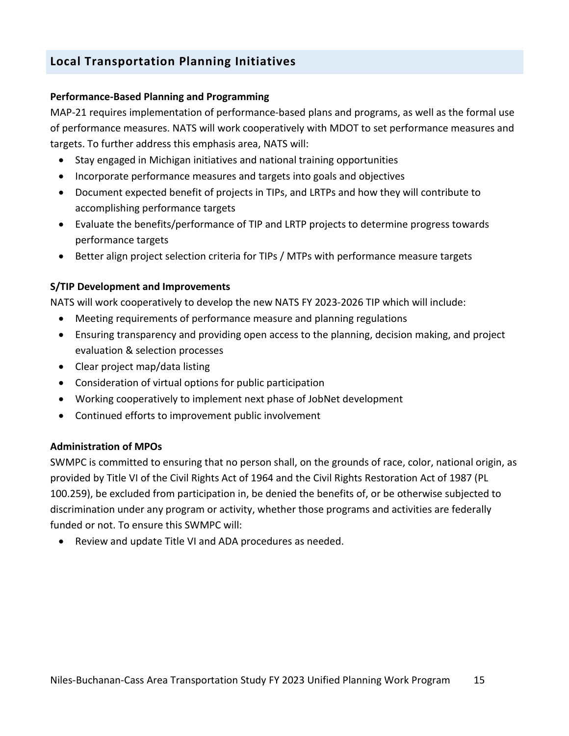## Local Transportation Planning Initiatives

**Performance-Based Planning and Programming**

MAP-21 requires implementation of performance-based plans and programs, as well as the formal use of performance measures. NATS will work cooperatively with MDOT to set performance measures and targets. To further address this emphasis area, NATS will:

- Stay engaged in Michigan initiatives and national training opportunities
- Incorporate performance measures and targets into goals and objectives
- Document expected benefit of projects in TIPs, and LRTPs and how they will contribute to accomplishing performance targets
- Evaluate the benefits/performance of TIP and LRTP projects to determine progress towards performance targets
- Better align project selection criteria for TIPs / MTPs with performance measure targets

**S/TIP Development and Improvements**

NATS will work cooperatively to develop the new NATS FY 2023-2026 TIP which will include:

- Meeting requirements of performance measure and planning regulations
- Ensuring transparency and providing open access to the planning, decision making, and project evaluation & selection processes
- Clear project map/data listing
- Consideration of virtual options for public participation
- Working cooperatively to implement next phase of JobNet development
- Continued efforts to improvement public involvement

**Administration of MPOs**

SWMPC is committed to ensuring that no person shall, on the grounds of race, color, national origin, as provided by Title VI of the Civil Rights Act of 1964 and the Civil Rights Restoration Act of 1987 (PL 100.259), be excluded from participation in, be denied the benefits of, or be otherwise subjected to discrimination under any program or activity, whether those programs and activities are federally funded or not. To ensure this SWMPC will:

- Review and update Title VI and ADA procedures as needed.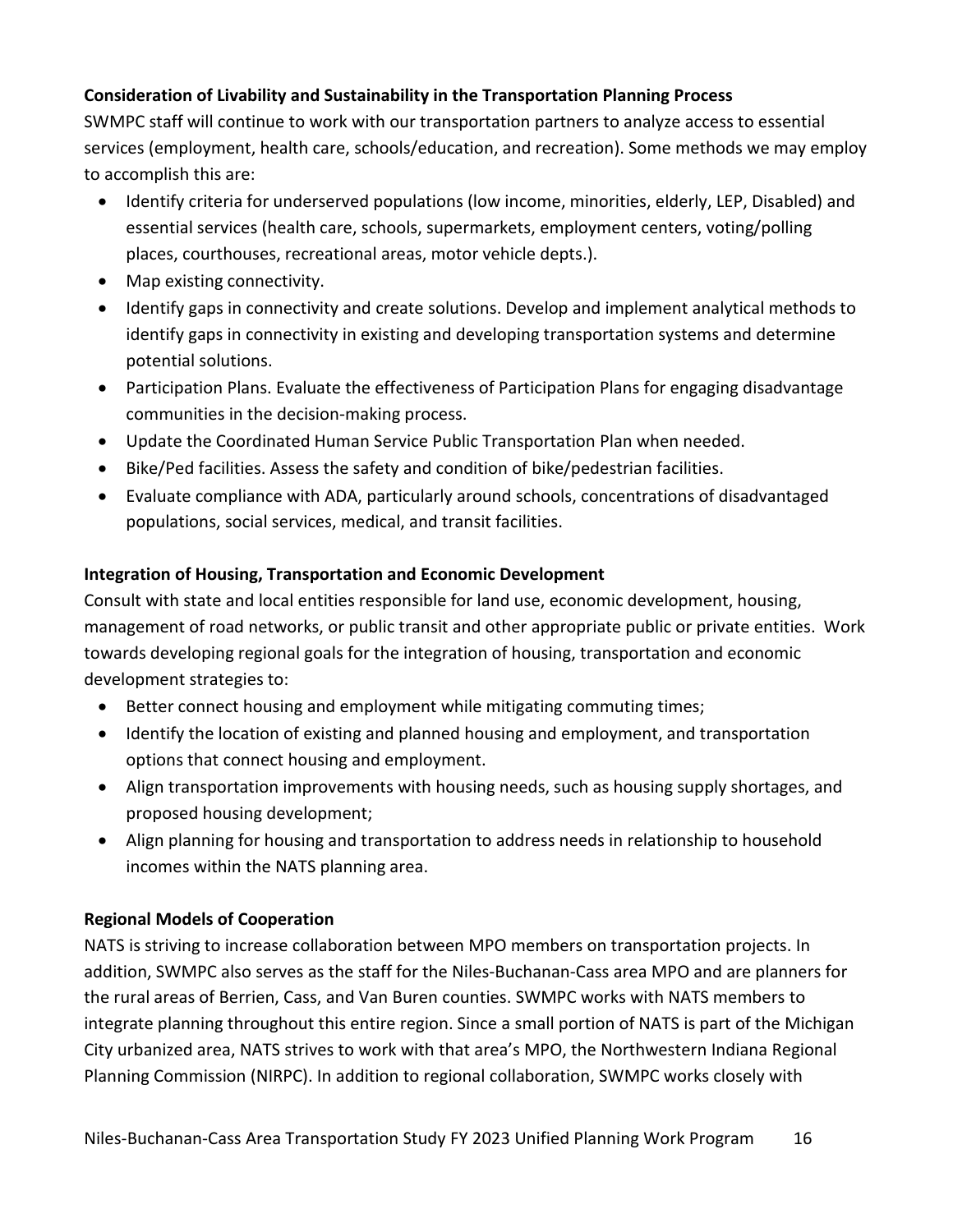**Consideration of Livability and Sustainability in the Transportation Planning Process**

SWMPC staff will continue to work with our transportation partners to analyze access to essential services (employment, health care, schools/education, and recreation). Some methods we may employ to accomplish this are:

- Identify criteria for underserved populations (low income, minorities, elderly, LEP, Disabled) and essential services (health care, schools, supermarkets, employment centers, voting/polling places, courthouses, recreational areas, motor vehicle depts.).
- Map existing connectivity.
- Identify gaps in connectivity and create solutions. Develop and implement analytical methods to identify gaps in connectivity in existing and developing transportation systems and determine potential solutions.
- Participation Plans. Evaluate the effectiveness of Participation Plans for engaging disadvantage communities in the decision-making process.
- Update the Coordinated Human Service Public Transportation Plan when needed.
- Bike/Ped facilities. Assess the safety and condition of bike/pedestrian facilities.
- Evaluate compliance with ADA, particularly around schools, concentrations of disadvantaged populations, social services, medical, and transit facilities.

**Integration of Housing, Transportation and Economic Development**

Consult with state and local entities responsible for land use, economic development, housing, management of road networks, or public transit and other appropriate public or private entities. Work towards developing regional goals for the integration of housing, transportation and economic development strategies to:

- Better connect housing and employment while mitigating commuting times;
- Identify the location of existing and planned housing and employment, and transportation options that connect housing and employment.
- Align transportation improvements with housing needs, such as housing supply shortages, and proposed housing development;
- Align planning for housing and transportation to address needs in relationship to household incomes within the NATS planning area.

**Regional Models of Cooperation**

NATS is striving to increase collaboration between MPO members on transportation projects. In addition, SWMPC also serves as the staff for the Niles-Buchanan-Cass area MPO and are planners for the rural areas of Berrien, Cass, and Van Buren counties. SWMPC works with NATS members to integrate planning throughout this entire region. Since a small portion of NATS is part of the Michigan City urbanized area, NATS strives to work with that area's MPO, the Northwestern Indiana Regional Planning Commission (NIRPC). In addition to regional collaboration, SWMPC works closely with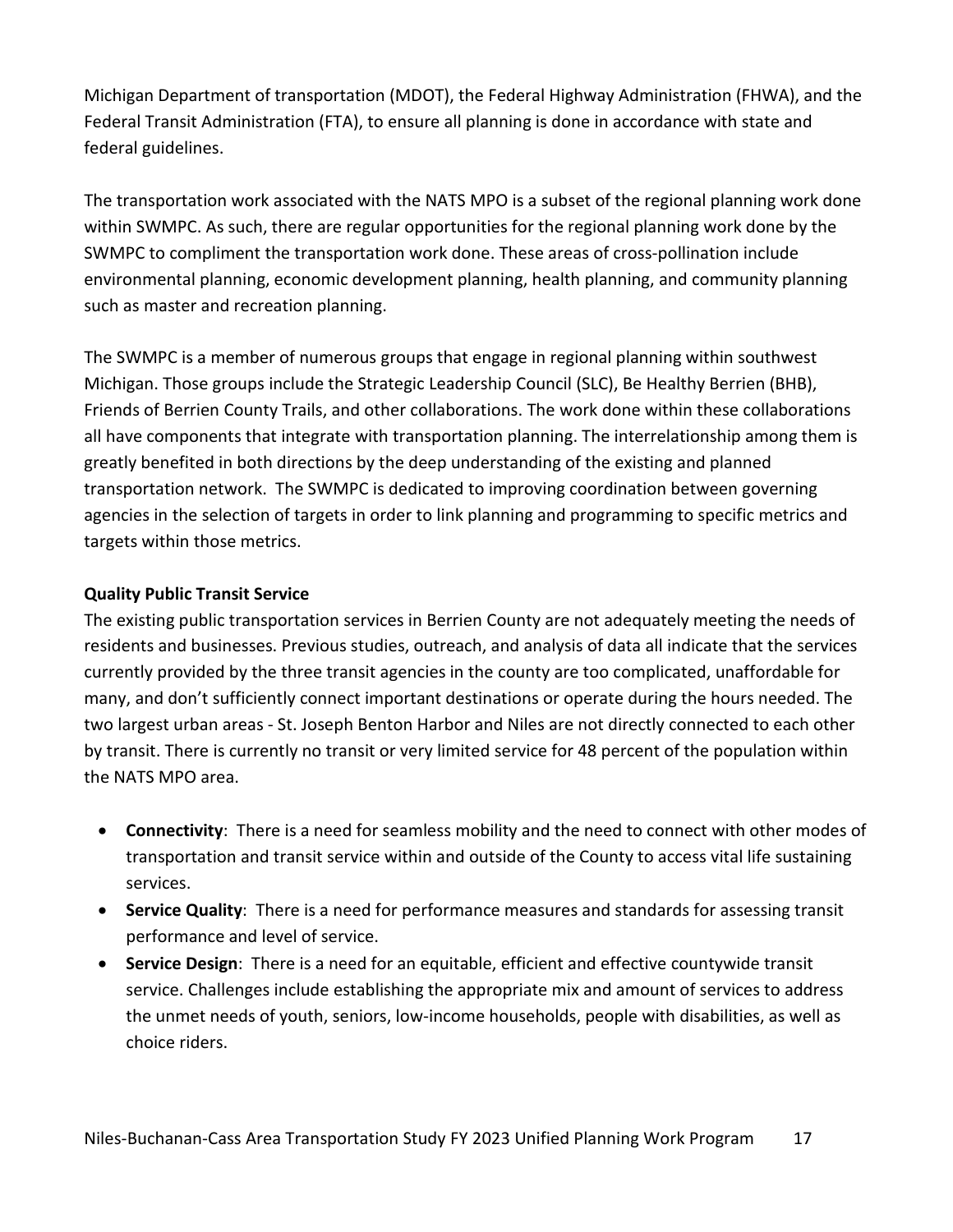Michigan Department of transportation (MDOT), the Federal Highway Administration (FHWA), and the Federal Transit Administration (FTA), to ensure all planning is done in accordance with state and federal guidelines.

The transportation work associated with the NATS MPO is a subset of the regional planning work done within SWMPC. As such, there are regular opportunities for the regional planning work done by the SWMPC to compliment the transportation work done. These areas of cross-pollination include environmental planning, economic development planning, health planning, and community planning such as master and recreation planning.

The SWMPC is a member of numerous groups that engage in regional planning within southwest Michigan. Those groups include the Strategic Leadership Council (SLC), Be Healthy Berrien (BHB), Friends of Berrien County Trails, and other collaborations. The work done within these collaborations all have components that integrate with transportation planning. The interrelationship among them is greatly benefited in both directions by the deep understanding of the existing and planned transportation network.  The SWMPC is dedicated to improving coordination between governing agencies in the selection of targets in order to link planning and programming to specific metrics and targets within those metrics.

**Quality Public Transit Service**

The existing public transportation services in Berrien County are not adequately meeting the needs of residents and businesses. Previous studies, outreach, and analysis of data all indicate that the services currently provided by the three transit agencies in the county are too complicated, unaffordable for many, and don't sufficiently connect important destinations or operate during the hours needed. The two largest urban areas - St. Joseph Benton Harbor and Niles are not directly connected to each other by transit. There is currently no transit or very limited service for 48 percent of the population within the NATS MPO area.

- **Connectivity**: There is a need for seamless mobility and the need to connect with other modes of transportation and transit service within and outside of the County to access vital life sustaining services.
- **Service Quality**: There is a need for performance measures and standards for assessing transit performance and level of service.
- **Service Design**: There is a need for an equitable, efficient and effective countywide transit service. Challenges include establishing the appropriate mix and amount of services to address the unmet needs of youth, seniors, low-income households, people with disabilities, as well as choice riders.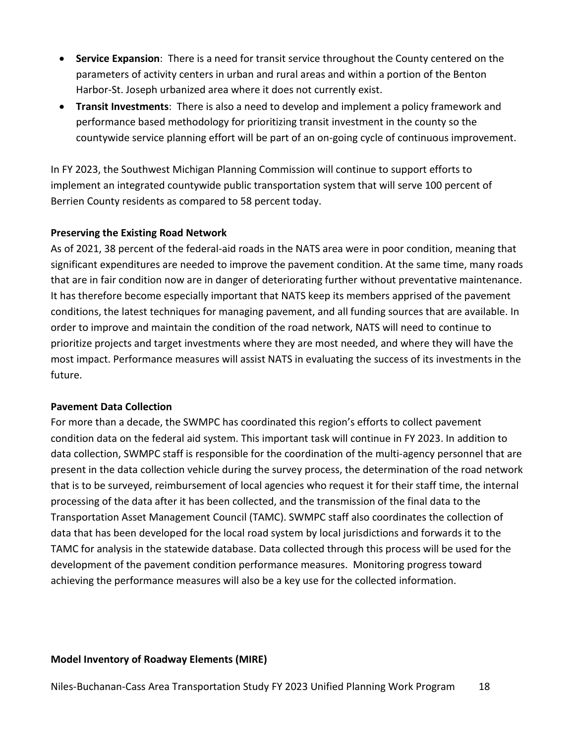- **Service Expansion**: There is a need for transit service throughout the County centered on the parameters of activity centers in urban and rural areas and within a portion of the Benton Harbor-St. Joseph urbanized area where it does not currently exist.
- **Transit Investments**: There is also a need to develop and implement a policy framework and performance based methodology for prioritizing transit investment in the county so the countywide service planning effort will be part of an on-going cycle of continuous improvement.

In FY 2023, the Southwest Michigan Planning Commission will continue to support efforts to implement an integrated countywide public transportation system that will serve 100 percent of Berrien County residents as compared to 58 percent today.

**Preserving the Existing Road Network**

As of 2021, 38 percent of the federal-aid roads in the NATS area were in poor condition, meaning that significant expenditures are needed to improve the pavement condition. At the same time, many roads that are in fair condition now are in danger of deteriorating further without preventative maintenance. It has therefore become especially important that NATS keep its members apprised of the pavement conditions, the latest techniques for managing pavement, and all funding sources that are available. In order to improve and maintain the condition of the road network, NATS will need to continue to prioritize projects and target investments where they are most needed, and where they will have the most impact. Performance measures will assist NATS in evaluating the success of its investments in the future.

**Pavement Data Collection**

For more than a decade, the SWMPC has coordinated this region's efforts to collect pavement condition data on the federal aid system. This important task will continue in FY 2023. In addition to data collection, SWMPC staff is responsible for the coordination of the multi-agency personnel that are present in the data collection vehicle during the survey process, the determination of the road network that is to be surveyed, reimbursement of local agencies who request it for their staff time, the internal processing of the data after it has been collected, and the transmission of the final data to the Transportation Asset Management Council (TAMC). SWMPC staff also coordinates the collection of data that has been developed for the local road system by local jurisdictions and forwards it to the TAMC for analysis in the statewide database. Data collected through this process will be used for the development of the pavement condition performance measures. Monitoring progress toward achieving the performance measures will also be a key use for the collected information.

**Model Inventory of Roadway Elements (MIRE)**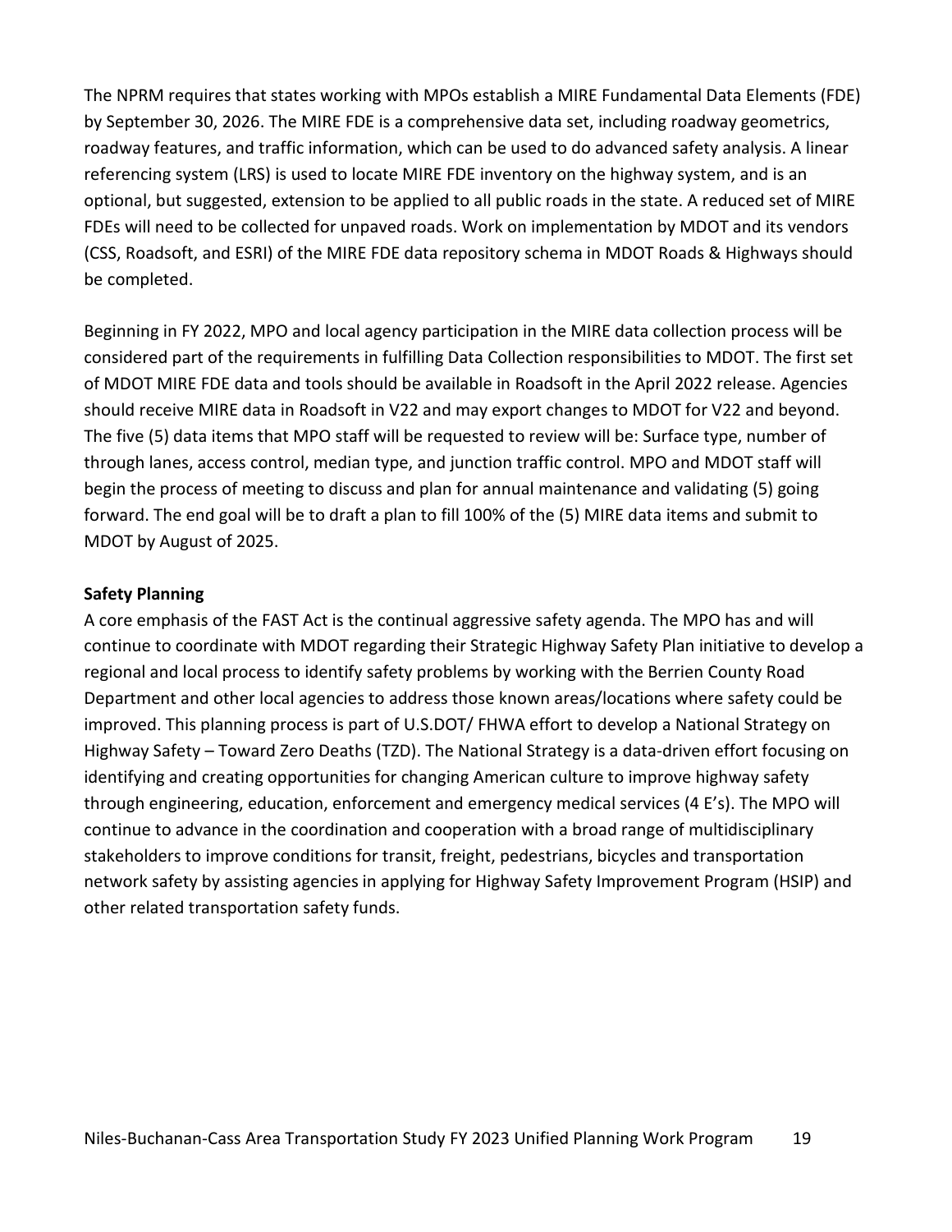The NPRM requires that states working with MPOs establish a MIRE Fundamental Data Elements (FDE) by September 30, 2026. The MIRE FDE is a comprehensive data set, including roadway geometrics, roadway features, and traffic information, which can be used to do advanced safety analysis. A linear referencing system (LRS) is used to locate MIRE FDE inventory on the highway system, and is an optional, but suggested, extension to be applied to all public roads in the state. A reduced set of MIRE FDEs will need to be collected for unpaved roads. Work on implementation by MDOT and its vendors (CSS, Roadsoft, and ESRI) of the MIRE FDE data repository schema in MDOT Roads & Highways should be completed.

Beginning in FY 2022, MPO and local agency participation in the MIRE data collection process will be considered part of the requirements in fulfilling Data Collection responsibilities to MDOT. The first set of MDOT MIRE FDE data and tools should be available in Roadsoft in the April 2022 release. Agencies should receive MIRE data in Roadsoft in V22 and may export changes to MDOT for V22 and beyond. The five (5) data items that MPO staff will be requested to review will be: Surface type, number of through lanes, access control, median type, and junction traffic control. MPO and MDOT staff will begin the process of meeting to discuss and plan for annual maintenance and validating (5) going forward. The end goal will be to draft a plan to fill 100% of the (5) MIRE data items and submit to MDOT by August of 2025.

**Safety Planning**

A core emphasis of the FAST Act is the continual aggressive safety agenda. The MPO has and will continue to coordinate with MDOT regarding their Strategic Highway Safety Plan initiative to develop a regional and local process to identify safety problems by working with the Berrien County Road Department and other local agencies to address those known areas/locations where safety could be improved. This planning process is part of U.S.DOT/ FHWA effort to develop a National Strategy on Highway Safety – Toward Zero Deaths (TZD). The National Strategy is a data-driven effort focusing on identifying and creating opportunities for changing American culture to improve highway safety through engineering, education, enforcement and emergency medical services (4 E's). The MPO will continue to advance in the coordination and cooperation with a broad range of multidisciplinary stakeholders to improve conditions for transit, freight, pedestrians, bicycles and transportation network safety by assisting agencies in applying for Highway Safety Improvement Program (HSIP) and other related transportation safety funds.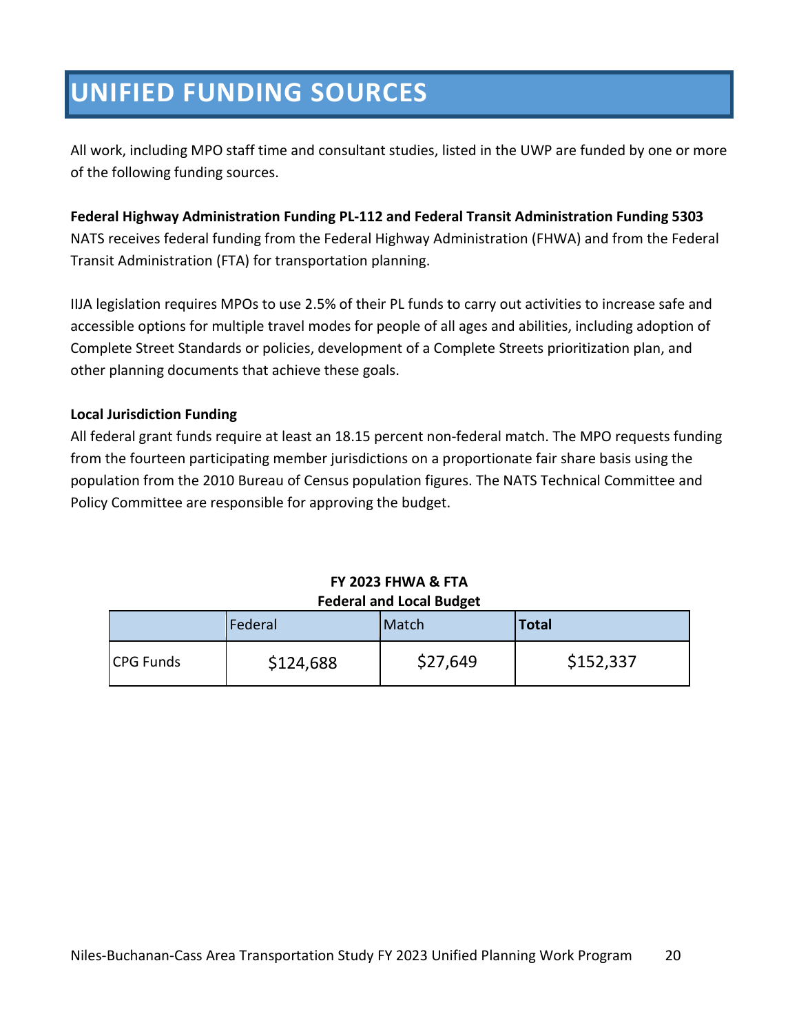# UNIFIED FUNDING SOURCES

All work, including MPO staff time and consultant studies, listed in the UWP are funded by one or more of the following funding sources.

**Federal Highway Administration Funding PL-112 and Federal Transit Administration Funding 5303**
NATS receives federal funding from the Federal Highway Administration (FHWA) and from the Federal Transit Administration (FTA) for transportation planning.

IIJA legislation requires MPOs to use 2.5% of their PL funds to carry out activities to increase safe and accessible options for multiple travel modes for people of all ages and abilities, including adoption of Complete Street Standards or policies, development of a Complete Streets prioritization plan, and other planning documents that achieve these goals.

**Local Jurisdiction Funding**
All federal grant funds require at least an 18.15 percent non-federal match. The MPO requests funding from the fourteen participating member jurisdictions on a proportionate fair share basis using the population from the 2010 Bureau of Census population figures. The NATS Technical Committee and Policy Committee are responsible for approving the budget.

**FY 2023 FHWA & FTA**
**Federal and Local Budget**

| | Federal | Match | **Total** |
|---|---|---|---|
| CPG Funds | $124,688 | $27,649 | $152,337 |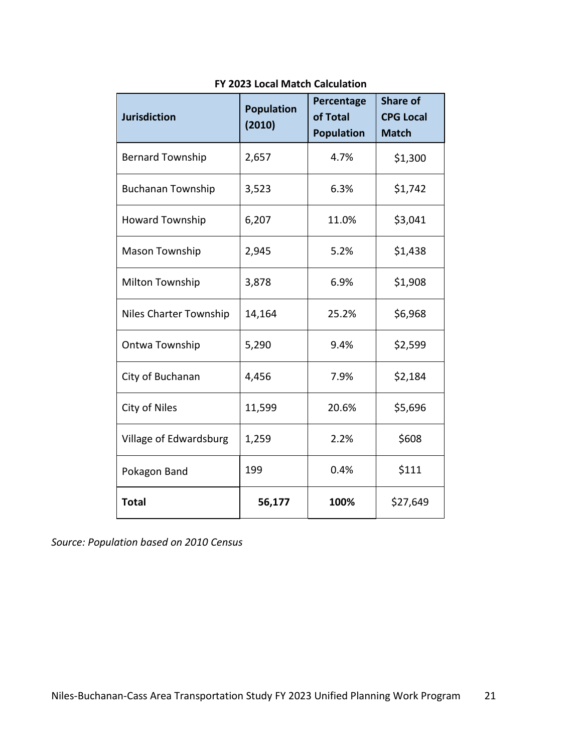**FY 2023 Local Match Calculation**

| Jurisdiction | Population (2010) | Percentage of Total Population | Share of CPG Local Match |
|---|---|---|---|
| Bernard Township | 2,657 | 4.7% | $1,300 |
| Buchanan Township | 3,523 | 6.3% | $1,742 |
| Howard Township | 6,207 | 11.0% | $3,041 |
| Mason Township | 2,945 | 5.2% | $1,438 |
| Milton Township | 3,878 | 6.9% | $1,908 |
| Niles Charter Township | 14,164 | 25.2% | $6,968 |
| Ontwa Township | 5,290 | 9.4% | $2,599 |
| City of Buchanan | 4,456 | 7.9% | $2,184 |
| City of Niles | 11,599 | 20.6% | $5,696 |
| Village of Edwardsburg | 1,259 | 2.2% | $608 |
| Pokagon Band | 199 | 0.4% | $111 |
| **Total** | **56,177** | **100%** | $27,649 |

*Source: Population based on 2010 Census*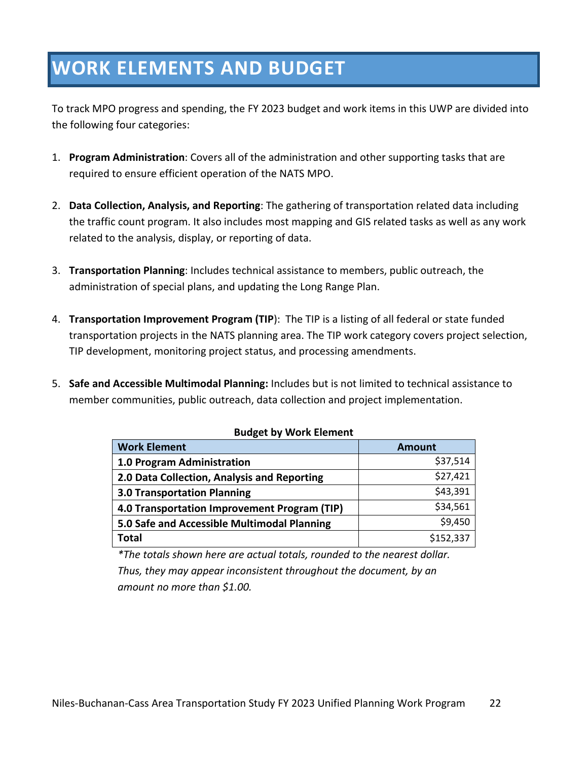# WORK ELEMENTS AND BUDGET

To track MPO progress and spending, the FY 2023 budget and work items in this UWP are divided into the following four categories:

1. **Program Administration**: Covers all of the administration and other supporting tasks that are required to ensure efficient operation of the NATS MPO.

2. **Data Collection, Analysis, and Reporting**: The gathering of transportation related data including the traffic count program. It also includes most mapping and GIS related tasks as well as any work related to the analysis, display, or reporting of data.

3. **Transportation Planning**: Includes technical assistance to members, public outreach, the administration of special plans, and updating the Long Range Plan.

4. **Transportation Improvement Program (TIP**): The TIP is a listing of all federal or state funded transportation projects in the NATS planning area. The TIP work category covers project selection, TIP development, monitoring project status, and processing amendments.

5. **Safe and Accessible Multimodal Planning:** Includes but is not limited to technical assistance to member communities, public outreach, data collection and project implementation.

**Budget by Work Element**

| Work Element | Amount |
|---|---:|
| **1.0 Program Administration** | $37,514 |
| **2.0 Data Collection, Analysis and Reporting** | $27,421 |
| **3.0 Transportation Planning** | $43,391 |
| **4.0 Transportation Improvement Program (TIP)** | $34,561 |
| **5.0 Safe and Accessible Multimodal Planning** | $9,450 |
| **Total** | $152,337 |

*\*The totals shown here are actual totals, rounded to the nearest dollar. Thus, they may appear inconsistent throughout the document, by an amount no more than $1.00.*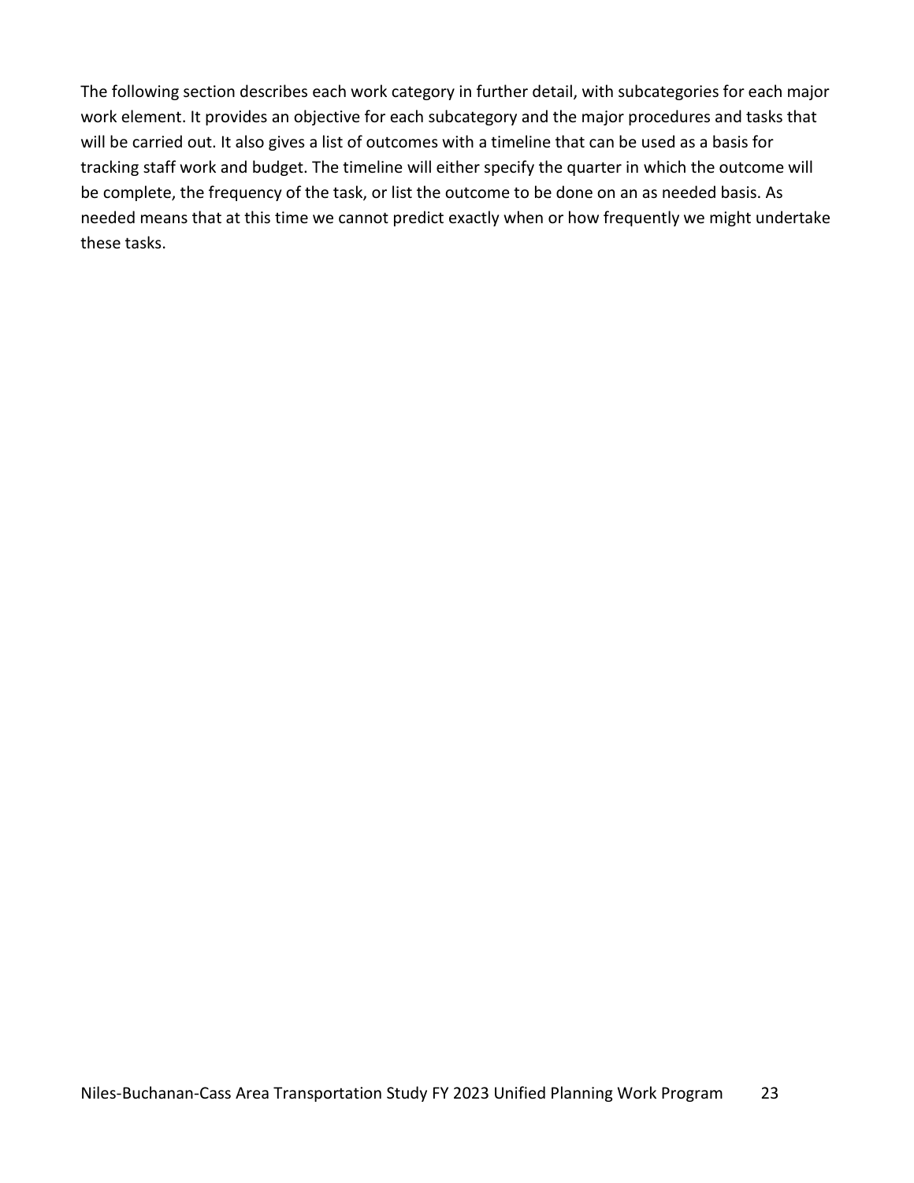The following section describes each work category in further detail, with subcategories for each major work element. It provides an objective for each subcategory and the major procedures and tasks that will be carried out. It also gives a list of outcomes with a timeline that can be used as a basis for tracking staff work and budget. The timeline will either specify the quarter in which the outcome will be complete, the frequency of the task, or list the outcome to be done on an as needed basis. As needed means that at this time we cannot predict exactly when or how frequently we might undertake these tasks.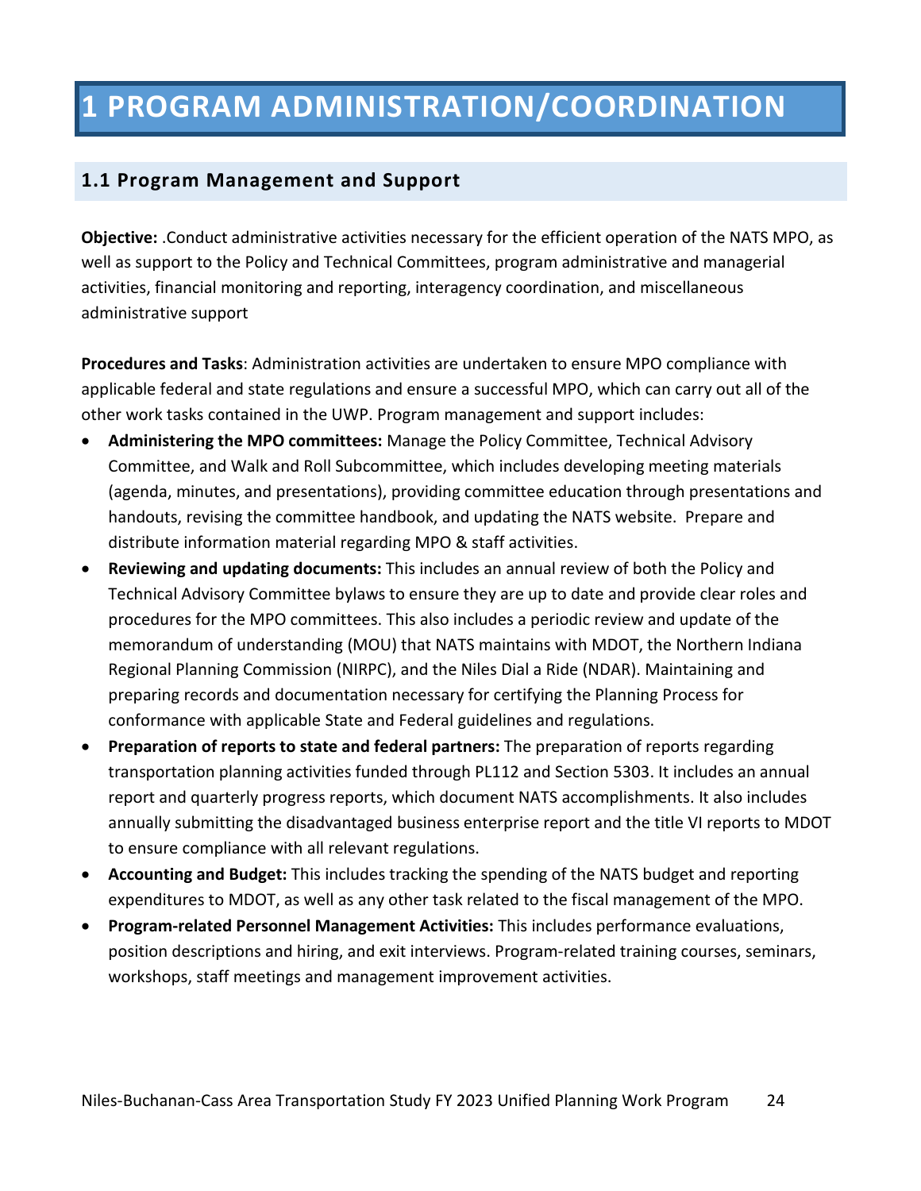# 1 PROGRAM ADMINISTRATION/COORDINATION

## 1.1 Program Management and Support

**Objective:** .Conduct administrative activities necessary for the efficient operation of the NATS MPO, as well as support to the Policy and Technical Committees, program administrative and managerial activities, financial monitoring and reporting, interagency coordination, and miscellaneous administrative support

**Procedures and Tasks**: Administration activities are undertaken to ensure MPO compliance with applicable federal and state regulations and ensure a successful MPO, which can carry out all of the other work tasks contained in the UWP. Program management and support includes:

- **Administering the MPO committees:** Manage the Policy Committee, Technical Advisory Committee, and Walk and Roll Subcommittee, which includes developing meeting materials (agenda, minutes, and presentations), providing committee education through presentations and handouts, revising the committee handbook, and updating the NATS website. Prepare and distribute information material regarding MPO & staff activities.
- **Reviewing and updating documents:** This includes an annual review of both the Policy and Technical Advisory Committee bylaws to ensure they are up to date and provide clear roles and procedures for the MPO committees. This also includes a periodic review and update of the memorandum of understanding (MOU) that NATS maintains with MDOT, the Northern Indiana Regional Planning Commission (NIRPC), and the Niles Dial a Ride (NDAR). Maintaining and preparing records and documentation necessary for certifying the Planning Process for conformance with applicable State and Federal guidelines and regulations.
- **Preparation of reports to state and federal partners:** The preparation of reports regarding transportation planning activities funded through PL112 and Section 5303. It includes an annual report and quarterly progress reports, which document NATS accomplishments. It also includes annually submitting the disadvantaged business enterprise report and the title VI reports to MDOT to ensure compliance with all relevant regulations.
- **Accounting and Budget:** This includes tracking the spending of the NATS budget and reporting expenditures to MDOT, as well as any other task related to the fiscal management of the MPO.
- **Program-related Personnel Management Activities:** This includes performance evaluations, position descriptions and hiring, and exit interviews. Program-related training courses, seminars, workshops, staff meetings and management improvement activities.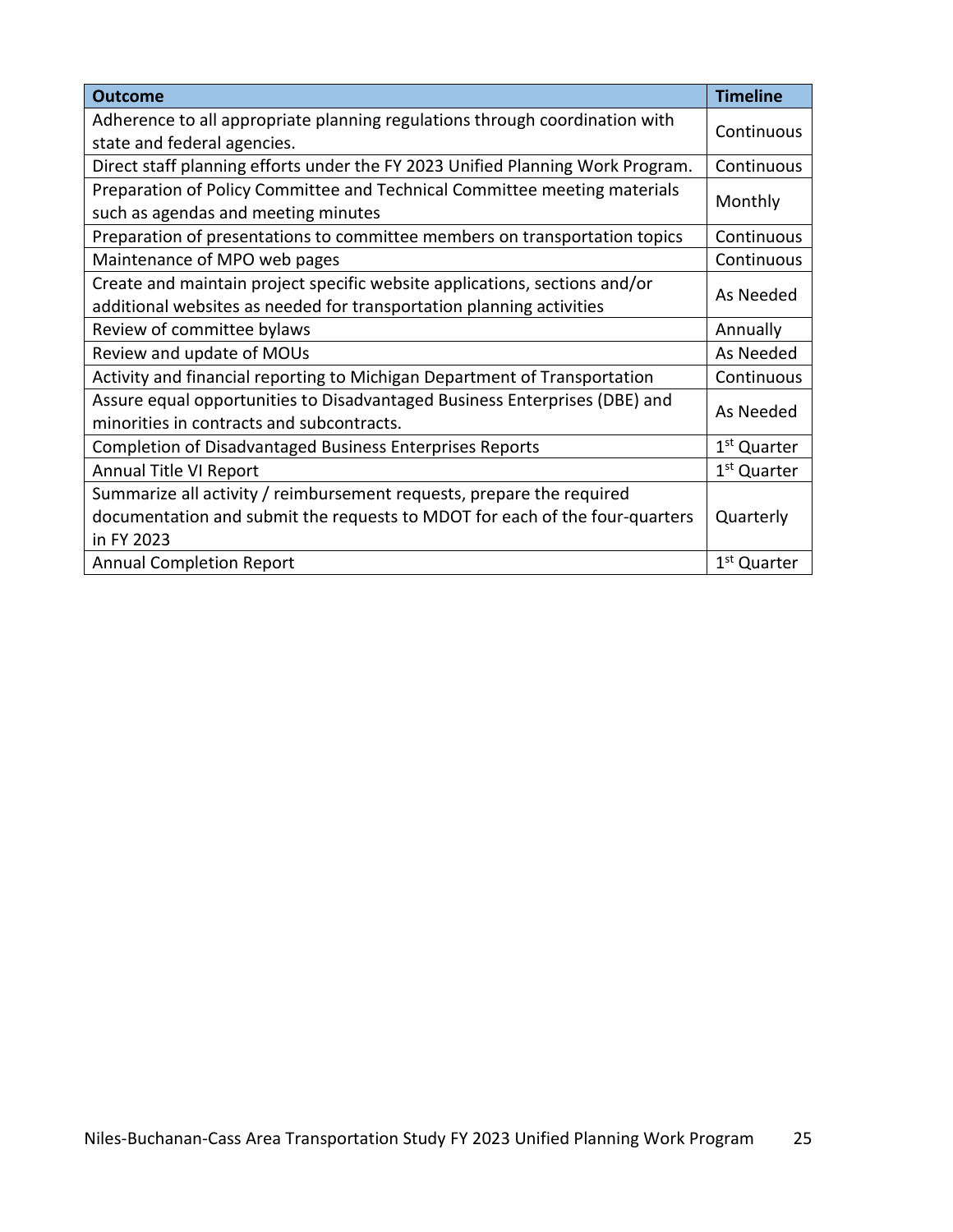| **Outcome** | **Timeline** |
|---|---|
| Adherence to all appropriate planning regulations through coordination with state and federal agencies. | Continuous |
| Direct staff planning efforts under the FY 2023 Unified Planning Work Program. | Continuous |
| Preparation of Policy Committee and Technical Committee meeting materials such as agendas and meeting minutes | Monthly |
| Preparation of presentations to committee members on transportation topics | Continuous |
| Maintenance of MPO web pages | Continuous |
| Create and maintain project specific website applications, sections and/or additional websites as needed for transportation planning activities | As Needed |
| Review of committee bylaws | Annually |
| Review and update of MOUs | As Needed |
| Activity and financial reporting to Michigan Department of Transportation | Continuous |
| Assure equal opportunities to Disadvantaged Business Enterprises (DBE) and minorities in contracts and subcontracts. | As Needed |
| Completion of Disadvantaged Business Enterprises Reports | 1st Quarter |
| Annual Title VI Report | 1st Quarter |
| Summarize all activity / reimbursement requests, prepare the required documentation and submit the requests to MDOT for each of the four-quarters in FY 2023 | Quarterly |
| Annual Completion Report | 1st Quarter |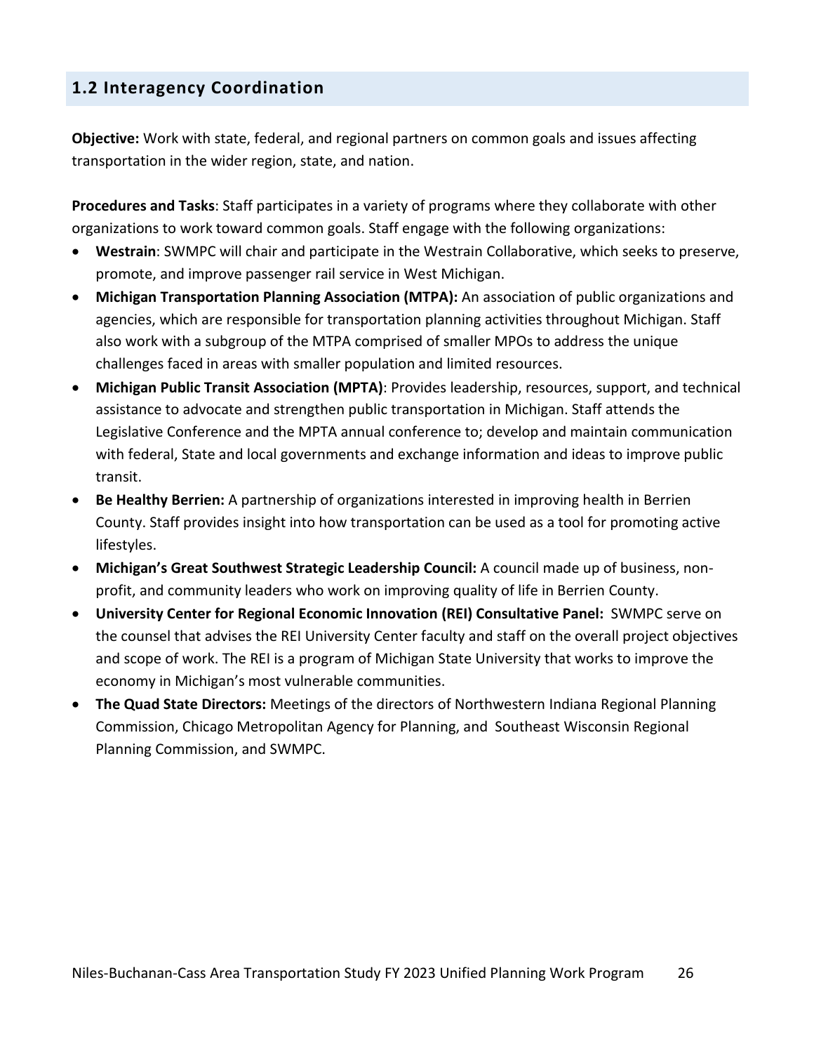## 1.2 Interagency Coordination

**Objective:** Work with state, federal, and regional partners on common goals and issues affecting transportation in the wider region, state, and nation.

**Procedures and Tasks**: Staff participates in a variety of programs where they collaborate with other organizations to work toward common goals. Staff engage with the following organizations:

- **Westrain**: SWMPC will chair and participate in the Westrain Collaborative, which seeks to preserve, promote, and improve passenger rail service in West Michigan.
- **Michigan Transportation Planning Association (MTPA):** An association of public organizations and agencies, which are responsible for transportation planning activities throughout Michigan. Staff also work with a subgroup of the MTPA comprised of smaller MPOs to address the unique challenges faced in areas with smaller population and limited resources.
- **Michigan Public Transit Association (MPTA)**: Provides leadership, resources, support, and technical assistance to advocate and strengthen public transportation in Michigan. Staff attends the Legislative Conference and the MPTA annual conference to; develop and maintain communication with federal, State and local governments and exchange information and ideas to improve public transit.
- **Be Healthy Berrien:** A partnership of organizations interested in improving health in Berrien County. Staff provides insight into how transportation can be used as a tool for promoting active lifestyles.
- **Michigan's Great Southwest Strategic Leadership Council:** A council made up of business, non-profit, and community leaders who work on improving quality of life in Berrien County.
- **University Center for Regional Economic Innovation (REI) Consultative Panel:** SWMPC serve on the counsel that advises the REI University Center faculty and staff on the overall project objectives and scope of work. The REI is a program of Michigan State University that works to improve the economy in Michigan's most vulnerable communities.
- **The Quad State Directors:** Meetings of the directors of Northwestern Indiana Regional Planning Commission, Chicago Metropolitan Agency for Planning, and Southeast Wisconsin Regional Planning Commission, and SWMPC.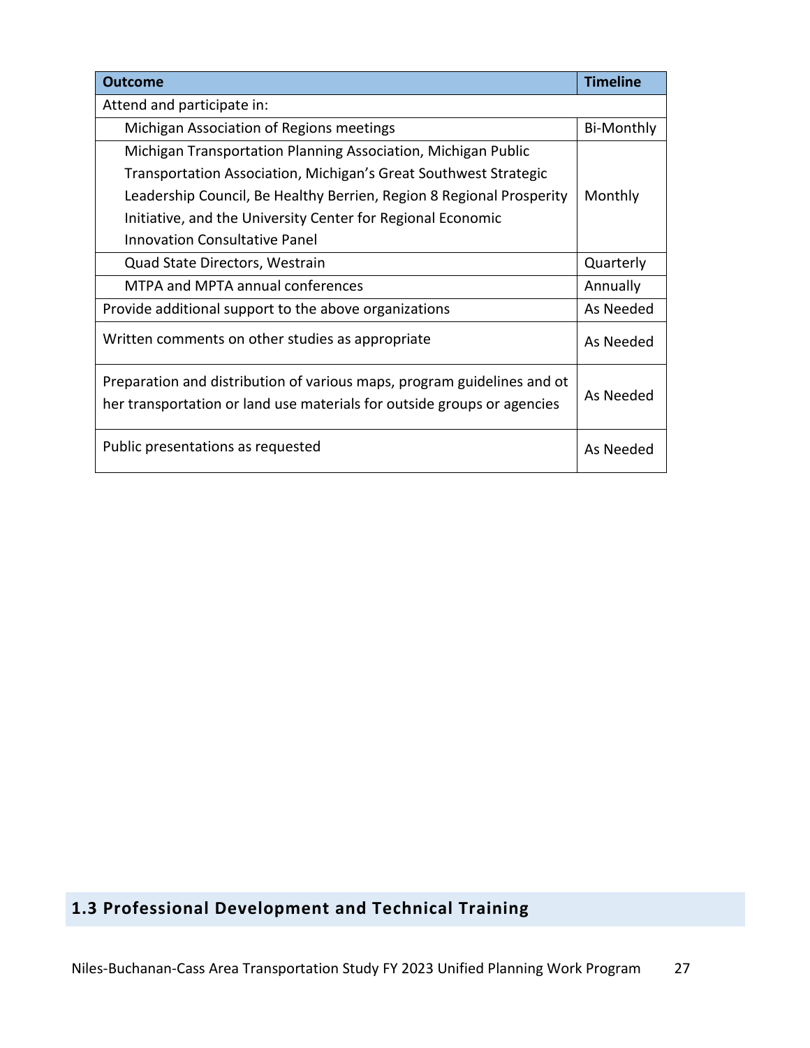| Outcome | Timeline |
|---|---|
| Attend and participate in: | |
| Michigan Association of Regions meetings | Bi-Monthly |
| Michigan Transportation Planning Association, Michigan Public Transportation Association, Michigan's Great Southwest Strategic Leadership Council, Be Healthy Berrien, Region 8 Regional Prosperity Initiative, and the University Center for Regional Economic Innovation Consultative Panel | Monthly |
| Quad State Directors, Westrain | Quarterly |
| MTPA and MPTA annual conferences | Annually |
| Provide additional support to the above organizations | As Needed |
| Written comments on other studies as appropriate | As Needed |
| Preparation and distribution of various maps, program guidelines and ot her transportation or land use materials for outside groups or agencies | As Needed |
| Public presentations as requested | As Needed |

## 1.3 Professional Development and Technical Training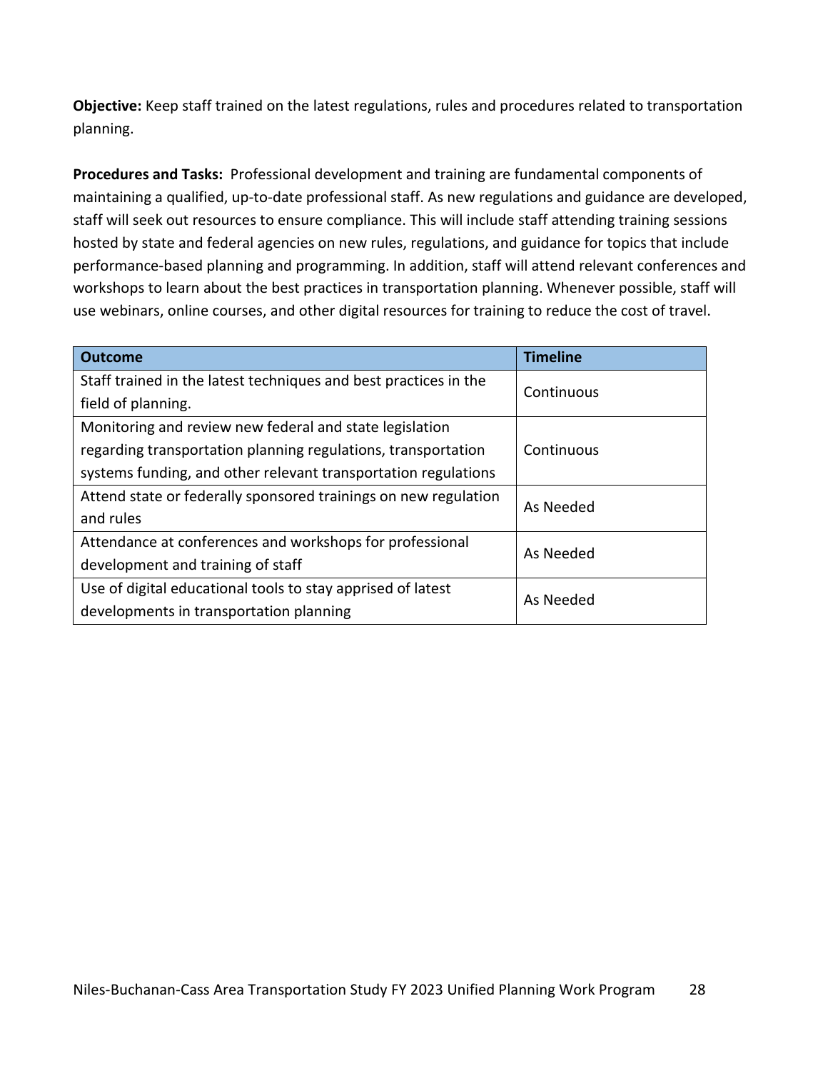**Objective:** Keep staff trained on the latest regulations, rules and procedures related to transportation planning.

**Procedures and Tasks:** Professional development and training are fundamental components of maintaining a qualified, up-to-date professional staff. As new regulations and guidance are developed, staff will seek out resources to ensure compliance. This will include staff attending training sessions hosted by state and federal agencies on new rules, regulations, and guidance for topics that include performance-based planning and programming. In addition, staff will attend relevant conferences and workshops to learn about the best practices in transportation planning. Whenever possible, staff will use webinars, online courses, and other digital resources for training to reduce the cost of travel.

| Outcome | Timeline |
| --- | --- |
| Staff trained in the latest techniques and best practices in the field of planning. | Continuous |
| Monitoring and review new federal and state legislation regarding transportation planning regulations, transportation systems funding, and other relevant transportation regulations | Continuous |
| Attend state or federally sponsored trainings on new regulation and rules | As Needed |
| Attendance at conferences and workshops for professional development and training of staff | As Needed |
| Use of digital educational tools to stay apprised of latest developments in transportation planning | As Needed |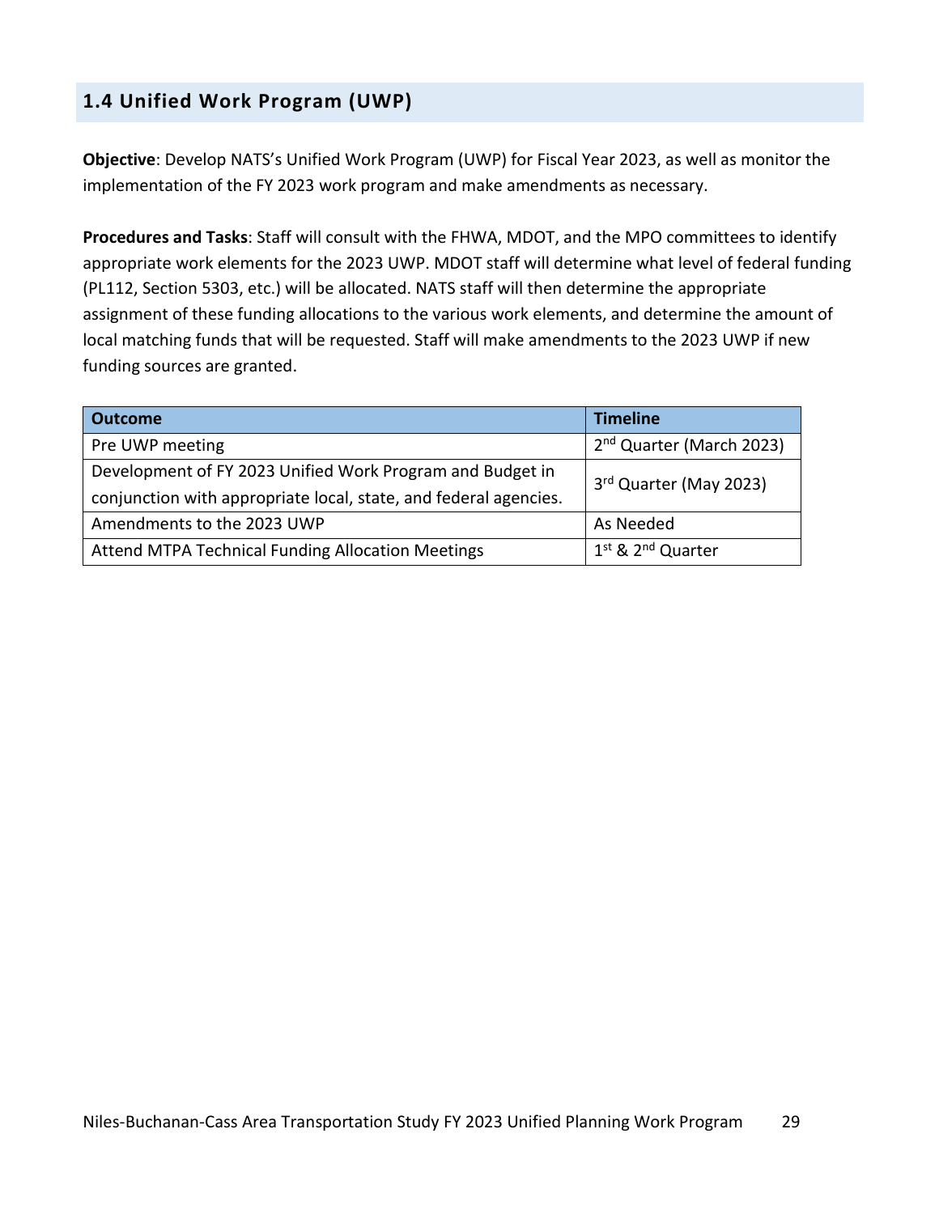## 1.4 Unified Work Program (UWP)

**Objective**: Develop NATS's Unified Work Program (UWP) for Fiscal Year 2023, as well as monitor the implementation of the FY 2023 work program and make amendments as necessary.

**Procedures and Tasks**: Staff will consult with the FHWA, MDOT, and the MPO committees to identify appropriate work elements for the 2023 UWP. MDOT staff will determine what level of federal funding (PL112, Section 5303, etc.) will be allocated. NATS staff will then determine the appropriate assignment of these funding allocations to the various work elements, and determine the amount of local matching funds that will be requested. Staff will make amendments to the 2023 UWP if new funding sources are granted.

| Outcome | Timeline |
| --- | --- |
| Pre UWP meeting | 2nd Quarter (March 2023) |
| Development of FY 2023 Unified Work Program and Budget in conjunction with appropriate local, state, and federal agencies. | 3rd Quarter (May 2023) |
| Amendments to the 2023 UWP | As Needed |
| Attend MTPA Technical Funding Allocation Meetings | 1st & 2nd Quarter |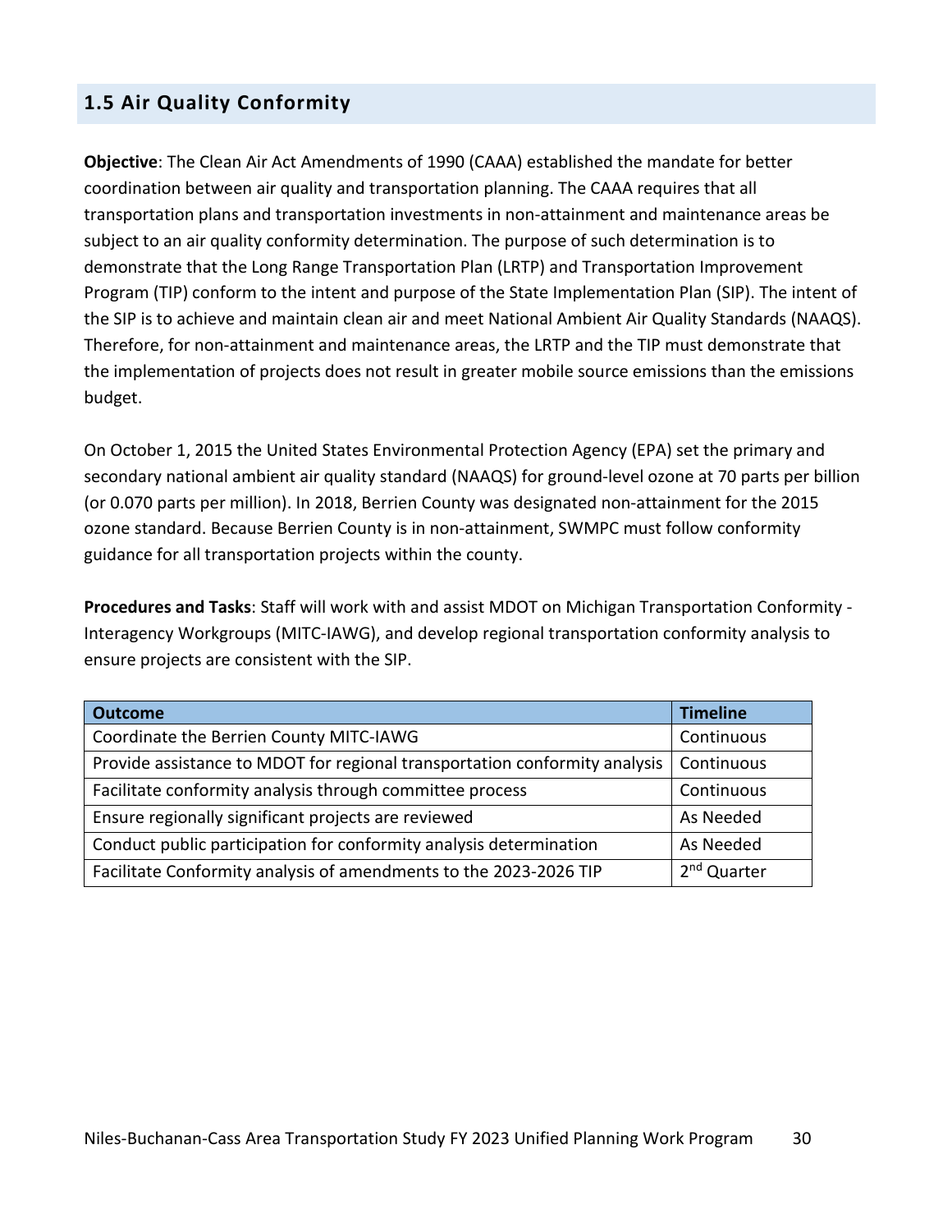## 1.5 Air Quality Conformity

**Objective**: The Clean Air Act Amendments of 1990 (CAAA) established the mandate for better coordination between air quality and transportation planning. The CAAA requires that all transportation plans and transportation investments in non-attainment and maintenance areas be subject to an air quality conformity determination. The purpose of such determination is to demonstrate that the Long Range Transportation Plan (LRTP) and Transportation Improvement Program (TIP) conform to the intent and purpose of the State Implementation Plan (SIP). The intent of the SIP is to achieve and maintain clean air and meet National Ambient Air Quality Standards (NAAQS). Therefore, for non-attainment and maintenance areas, the LRTP and the TIP must demonstrate that the implementation of projects does not result in greater mobile source emissions than the emissions budget.

On October 1, 2015 the United States Environmental Protection Agency (EPA) set the primary and secondary national ambient air quality standard (NAAQS) for ground-level ozone at 70 parts per billion (or 0.070 parts per million). In 2018, Berrien County was designated non-attainment for the 2015 ozone standard. Because Berrien County is in non-attainment, SWMPC must follow conformity guidance for all transportation projects within the county.

**Procedures and Tasks**: Staff will work with and assist MDOT on Michigan Transportation Conformity - Interagency Workgroups (MITC-IAWG), and develop regional transportation conformity analysis to ensure projects are consistent with the SIP.

| Outcome | Timeline |
|---|---|
| Coordinate the Berrien County MITC-IAWG | Continuous |
| Provide assistance to MDOT for regional transportation conformity analysis | Continuous |
| Facilitate conformity analysis through committee process | Continuous |
| Ensure regionally significant projects are reviewed | As Needed |
| Conduct public participation for conformity analysis determination | As Needed |
| Facilitate Conformity analysis of amendments to the 2023-2026 TIP | 2nd Quarter |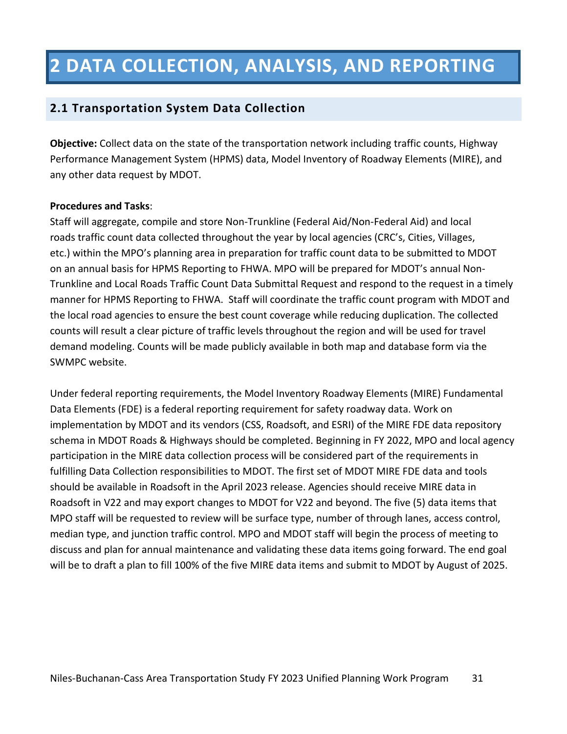# 2 DATA COLLECTION, ANALYSIS, AND REPORTING

## 2.1 Transportation System Data Collection

**Objective:** Collect data on the state of the transportation network including traffic counts, Highway Performance Management System (HPMS) data, Model Inventory of Roadway Elements (MIRE), and any other data request by MDOT.

**Procedures and Tasks**:

Staff will aggregate, compile and store Non-Trunkline (Federal Aid/Non-Federal Aid) and local roads traffic count data collected throughout the year by local agencies (CRC's, Cities, Villages, etc.) within the MPO's planning area in preparation for traffic count data to be submitted to MDOT on an annual basis for HPMS Reporting to FHWA. MPO will be prepared for MDOT's annual Non-Trunkline and Local Roads Traffic Count Data Submittal Request and respond to the request in a timely manner for HPMS Reporting to FHWA. Staff will coordinate the traffic count program with MDOT and the local road agencies to ensure the best count coverage while reducing duplication. The collected counts will result a clear picture of traffic levels throughout the region and will be used for travel demand modeling. Counts will be made publicly available in both map and database form via the SWMPC website.

Under federal reporting requirements, the Model Inventory Roadway Elements (MIRE) Fundamental Data Elements (FDE) is a federal reporting requirement for safety roadway data. Work on implementation by MDOT and its vendors (CSS, Roadsoft, and ESRI) of the MIRE FDE data repository schema in MDOT Roads & Highways should be completed. Beginning in FY 2022, MPO and local agency participation in the MIRE data collection process will be considered part of the requirements in fulfilling Data Collection responsibilities to MDOT. The first set of MDOT MIRE FDE data and tools should be available in Roadsoft in the April 2023 release. Agencies should receive MIRE data in Roadsoft in V22 and may export changes to MDOT for V22 and beyond. The five (5) data items that MPO staff will be requested to review will be surface type, number of through lanes, access control, median type, and junction traffic control. MPO and MDOT staff will begin the process of meeting to discuss and plan for annual maintenance and validating these data items going forward. The end goal will be to draft a plan to fill 100% of the five MIRE data items and submit to MDOT by August of 2025.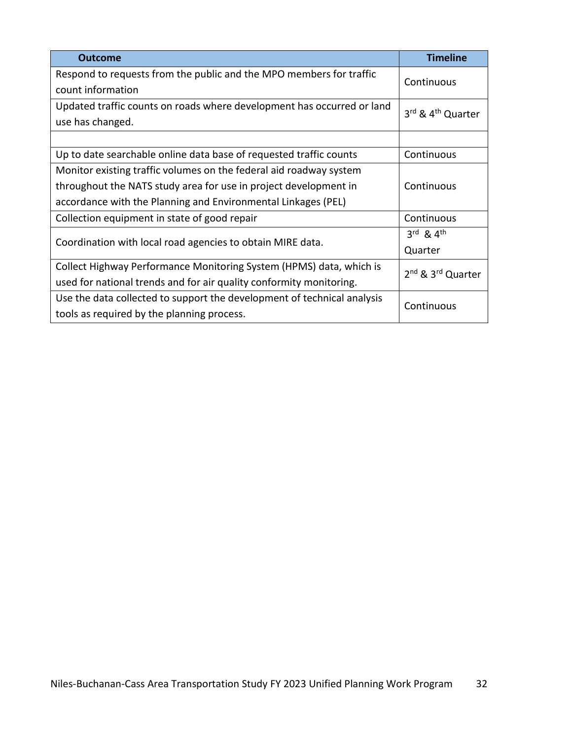| Outcome | Timeline |
|---|---|
| Respond to requests from the public and the MPO members for traffic count information | Continuous |
| Updated traffic counts on roads where development has occurred or land use has changed. | 3rd & 4th Quarter |
| | |
| Up to date searchable online data base of requested traffic counts | Continuous |
| Monitor existing traffic volumes on the federal aid roadway system throughout the NATS study area for use in project development in accordance with the Planning and Environmental Linkages (PEL) | Continuous |
| Collection equipment in state of good repair | Continuous |
| Coordination with local road agencies to obtain MIRE data. | 3rd & 4th Quarter |
| Collect Highway Performance Monitoring System (HPMS) data, which is used for national trends and for air quality conformity monitoring. | 2nd & 3rd Quarter |
| Use the data collected to support the development of technical analysis tools as required by the planning process. | Continuous |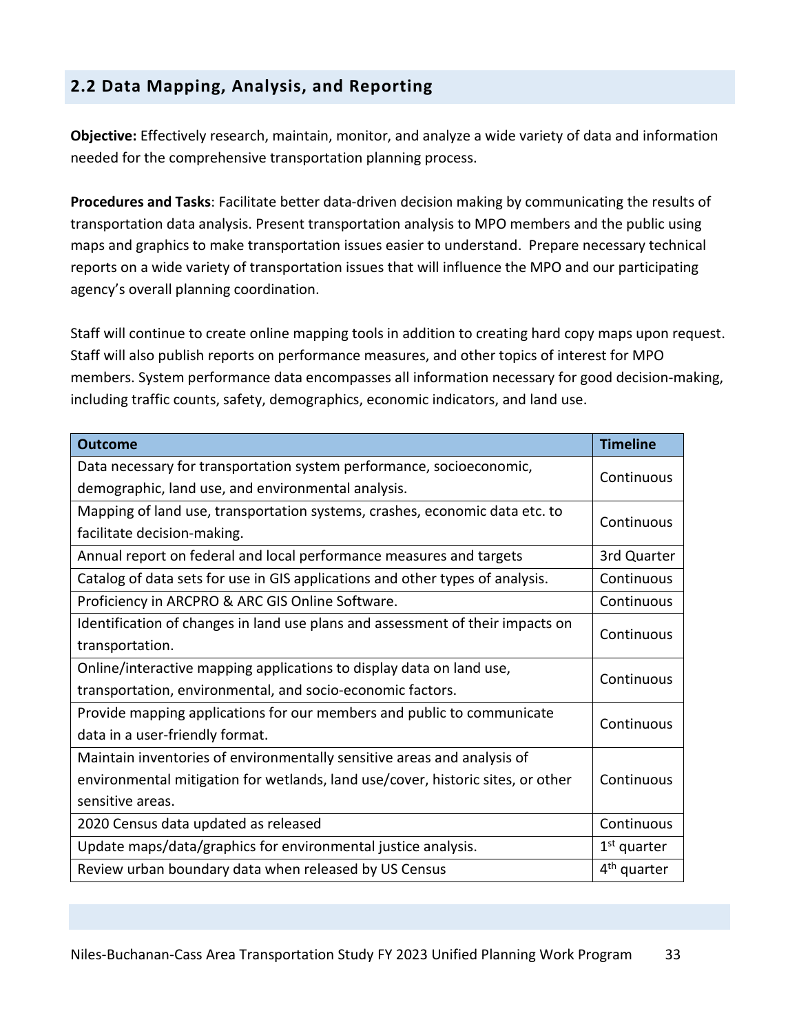## 2.2 Data Mapping, Analysis, and Reporting

**Objective:** Effectively research, maintain, monitor, and analyze a wide variety of data and information needed for the comprehensive transportation planning process.

**Procedures and Tasks**: Facilitate better data-driven decision making by communicating the results of transportation data analysis. Present transportation analysis to MPO members and the public using maps and graphics to make transportation issues easier to understand. Prepare necessary technical reports on a wide variety of transportation issues that will influence the MPO and our participating agency's overall planning coordination.

Staff will continue to create online mapping tools in addition to creating hard copy maps upon request. Staff will also publish reports on performance measures, and other topics of interest for MPO members. System performance data encompasses all information necessary for good decision-making, including traffic counts, safety, demographics, economic indicators, and land use.

| Outcome | Timeline |
| --- | --- |
| Data necessary for transportation system performance, socioeconomic, demographic, land use, and environmental analysis. | Continuous |
| Mapping of land use, transportation systems, crashes, economic data etc. to facilitate decision-making. | Continuous |
| Annual report on federal and local performance measures and targets | 3rd Quarter |
| Catalog of data sets for use in GIS applications and other types of analysis. | Continuous |
| Proficiency in ARCPRO & ARC GIS Online Software. | Continuous |
| Identification of changes in land use plans and assessment of their impacts on transportation. | Continuous |
| Online/interactive mapping applications to display data on land use, transportation, environmental, and socio-economic factors. | Continuous |
| Provide mapping applications for our members and public to communicate data in a user-friendly format. | Continuous |
| Maintain inventories of environmentally sensitive areas and analysis of environmental mitigation for wetlands, land use/cover, historic sites, or other sensitive areas. | Continuous |
| 2020 Census data updated as released | Continuous |
| Update maps/data/graphics for environmental justice analysis. | 1st quarter |
| Review urban boundary data when released by US Census | 4th quarter |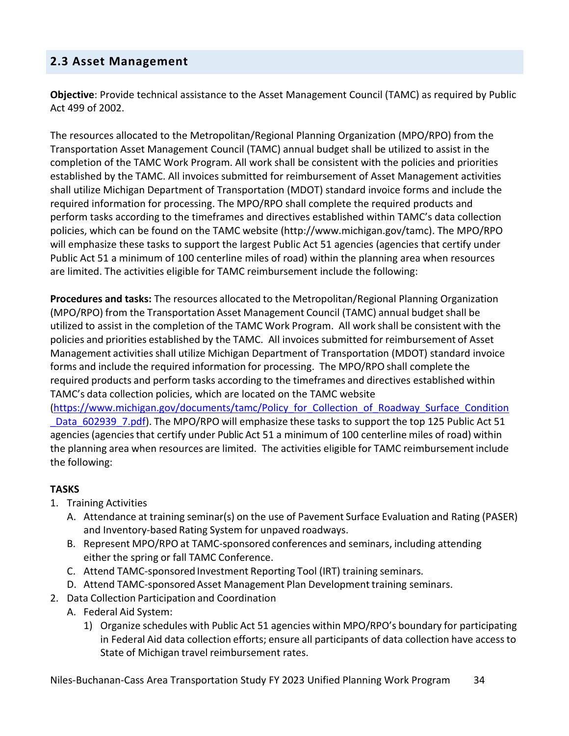## 2.3 Asset Management

**Objective**: Provide technical assistance to the Asset Management Council (TAMC) as required by Public Act 499 of 2002.

The resources allocated to the Metropolitan/Regional Planning Organization (MPO/RPO) from the Transportation Asset Management Council (TAMC) annual budget shall be utilized to assist in the completion of the TAMC Work Program. All work shall be consistent with the policies and priorities established by the TAMC. All invoices submitted for reimbursement of Asset Management activities shall utilize Michigan Department of Transportation (MDOT) standard invoice forms and include the required information for processing. The MPO/RPO shall complete the required products and perform tasks according to the timeframes and directives established within TAMC's data collection policies, which can be found on the TAMC website (http://www.michigan.gov/tamc). The MPO/RPO will emphasize these tasks to support the largest Public Act 51 agencies (agencies that certify under Public Act 51 a minimum of 100 centerline miles of road) within the planning area when resources are limited. The activities eligible for TAMC reimbursement include the following:

**Procedures and tasks:** The resources allocated to the Metropolitan/Regional Planning Organization (MPO/RPO) from the Transportation Asset Management Council (TAMC) annual budget shall be utilized to assist in the completion of the TAMC Work Program. All work shall be consistent with the policies and priorities established by the TAMC. All invoices submitted for reimbursement of Asset Management activities shall utilize Michigan Department of Transportation (MDOT) standard invoice forms and include the required information for processing. The MPO/RPO shall complete the required products and perform tasks according to the timeframes and directives established within TAMC's data collection policies, which are located on the TAMC website (https://www.michigan.gov/documents/tamc/Policy_for_Collection_of_Roadway_Surface_Condition_Data_602939_7.pdf). The MPO/RPO will emphasize these tasks to support the top 125 Public Act 51 agencies (agencies that certify under Public Act 51 a minimum of 100 centerline miles of road) within the planning area when resources are limited. The activities eligible for TAMC reimbursement include the following:

**TASKS**

1. Training Activities
   A. Attendance at training seminar(s) on the use of Pavement Surface Evaluation and Rating (PASER) and Inventory-based Rating System for unpaved roadways.
   B. Represent MPO/RPO at TAMC-sponsored conferences and seminars, including attending either the spring or fall TAMC Conference.
   C. Attend TAMC-sponsored Investment Reporting Tool (IRT) training seminars.
   D. Attend TAMC-sponsored Asset Management Plan Development training seminars.
2. Data Collection Participation and Coordination
   A. Federal Aid System:
      1) Organize schedules with Public Act 51 agencies within MPO/RPO's boundary for participating in Federal Aid data collection efforts; ensure all participants of data collection have access to State of Michigan travel reimbursement rates.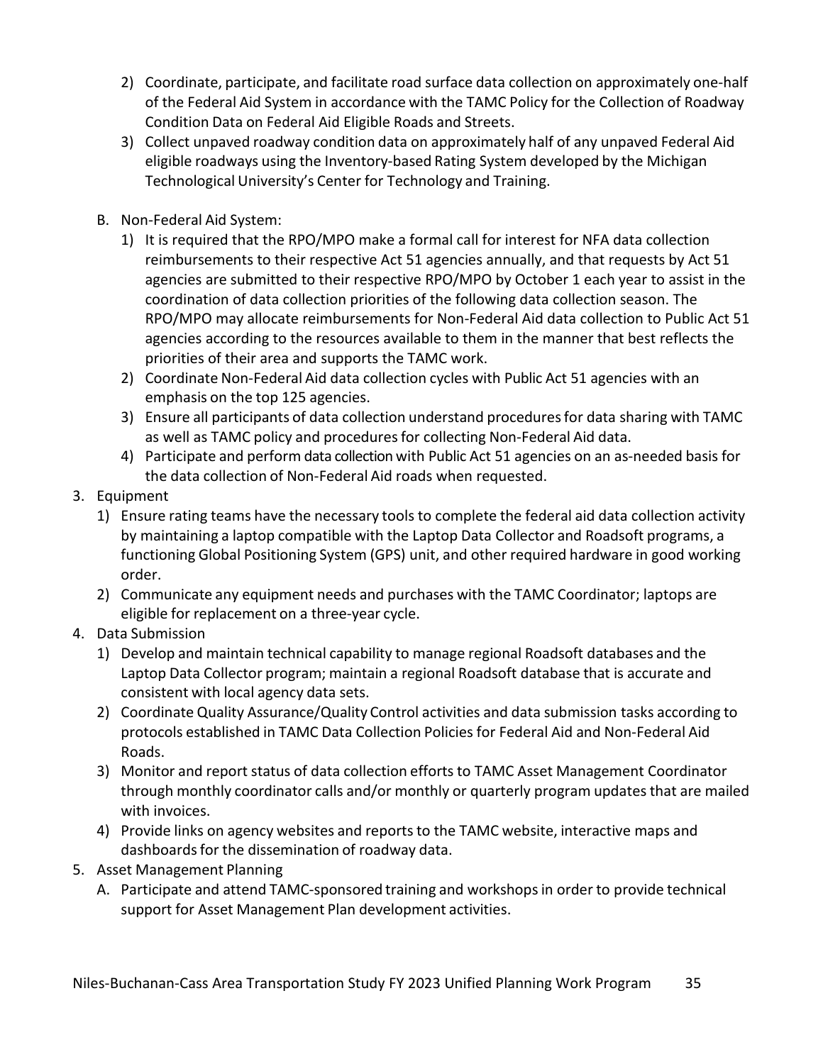2) Coordinate, participate, and facilitate road surface data collection on approximately one-half of the Federal Aid System in accordance with the TAMC Policy for the Collection of Roadway Condition Data on Federal Aid Eligible Roads and Streets.
3) Collect unpaved roadway condition data on approximately half of any unpaved Federal Aid eligible roadways using the Inventory-based Rating System developed by the Michigan Technological University's Center for Technology and Training.

B. Non-Federal Aid System:

1) It is required that the RPO/MPO make a formal call for interest for NFA data collection reimbursements to their respective Act 51 agencies annually, and that requests by Act 51 agencies are submitted to their respective RPO/MPO by October 1 each year to assist in the coordination of data collection priorities of the following data collection season. The RPO/MPO may allocate reimbursements for Non-Federal Aid data collection to Public Act 51 agencies according to the resources available to them in the manner that best reflects the priorities of their area and supports the TAMC work.
2) Coordinate Non-Federal Aid data collection cycles with Public Act 51 agencies with an emphasis on the top 125 agencies.
3) Ensure all participants of data collection understand procedures for data sharing with TAMC as well as TAMC policy and procedures for collecting Non-Federal Aid data.
4) Participate and perform data collection with Public Act 51 agencies on an as-needed basis for the data collection of Non-Federal Aid roads when requested.

3. Equipment
   1) Ensure rating teams have the necessary tools to complete the federal aid data collection activity by maintaining a laptop compatible with the Laptop Data Collector and Roadsoft programs, a functioning Global Positioning System (GPS) unit, and other required hardware in good working order.
   2) Communicate any equipment needs and purchases with the TAMC Coordinator; laptops are eligible for replacement on a three-year cycle.
4. Data Submission
   1) Develop and maintain technical capability to manage regional Roadsoft databases and the Laptop Data Collector program; maintain a regional Roadsoft database that is accurate and consistent with local agency data sets.
   2) Coordinate Quality Assurance/Quality Control activities and data submission tasks according to protocols established in TAMC Data Collection Policies for Federal Aid and Non-Federal Aid Roads.
   3) Monitor and report status of data collection efforts to TAMC Asset Management Coordinator through monthly coordinator calls and/or monthly or quarterly program updates that are mailed with invoices.
   4) Provide links on agency websites and reports to the TAMC website, interactive maps and dashboards for the dissemination of roadway data.
5. Asset Management Planning
   A. Participate and attend TAMC-sponsored training and workshops in order to provide technical support for Asset Management Plan development activities.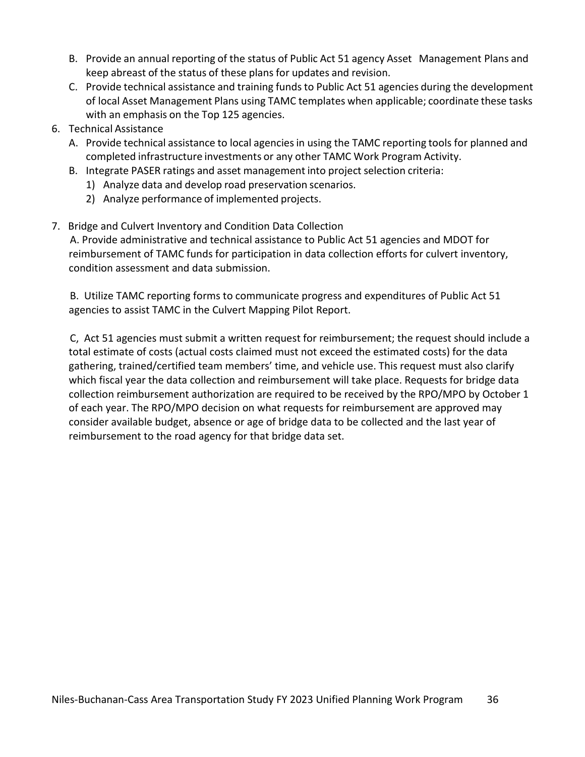B. Provide an annual reporting of the status of Public Act 51 agency Asset Management Plans and keep abreast of the status of these plans for updates and revision.
   C. Provide technical assistance and training funds to Public Act 51 agencies during the development of local Asset Management Plans using TAMC templates when applicable; coordinate these tasks with an emphasis on the Top 125 agencies.

6. Technical Assistance
   A. Provide technical assistance to local agencies in using the TAMC reporting tools for planned and completed infrastructure investments or any other TAMC Work Program Activity.
   B. Integrate PASER ratings and asset management into project selection criteria:
      1) Analyze data and develop road preservation scenarios.
      2) Analyze performance of implemented projects.

7. Bridge and Culvert Inventory and Condition Data Collection

   A. Provide administrative and technical assistance to Public Act 51 agencies and MDOT for reimbursement of TAMC funds for participation in data collection efforts for culvert inventory, condition assessment and data submission.

   B. Utilize TAMC reporting forms to communicate progress and expenditures of Public Act 51 agencies to assist TAMC in the Culvert Mapping Pilot Report.

   C, Act 51 agencies must submit a written request for reimbursement; the request should include a total estimate of costs (actual costs claimed must not exceed the estimated costs) for the data gathering, trained/certified team members' time, and vehicle use. This request must also clarify which fiscal year the data collection and reimbursement will take place. Requests for bridge data collection reimbursement authorization are required to be received by the RPO/MPO by October 1 of each year. The RPO/MPO decision on what requests for reimbursement are approved may consider available budget, absence or age of bridge data to be collected and the last year of reimbursement to the road agency for that bridge data set.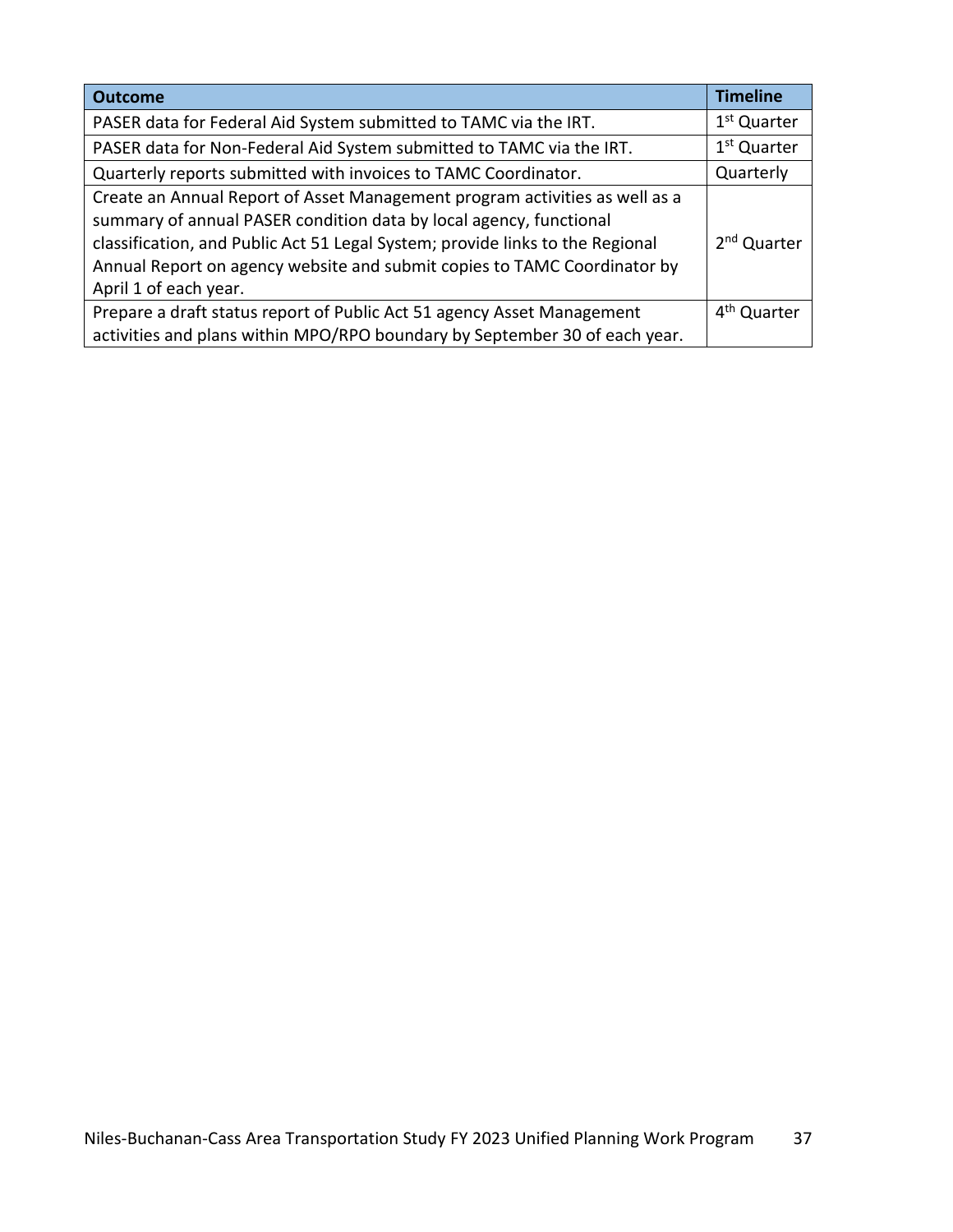| Outcome | Timeline |
| --- | --- |
| PASER data for Federal Aid System submitted to TAMC via the IRT. | 1st Quarter |
| PASER data for Non-Federal Aid System submitted to TAMC via the IRT. | 1st Quarter |
| Quarterly reports submitted with invoices to TAMC Coordinator. | Quarterly |
| Create an Annual Report of Asset Management program activities as well as a summary of annual PASER condition data by local agency, functional classification, and Public Act 51 Legal System; provide links to the Regional Annual Report on agency website and submit copies to TAMC Coordinator by April 1 of each year. | 2nd Quarter |
| Prepare a draft status report of Public Act 51 agency Asset Management activities and plans within MPO/RPO boundary by September 30 of each year. | 4th Quarter |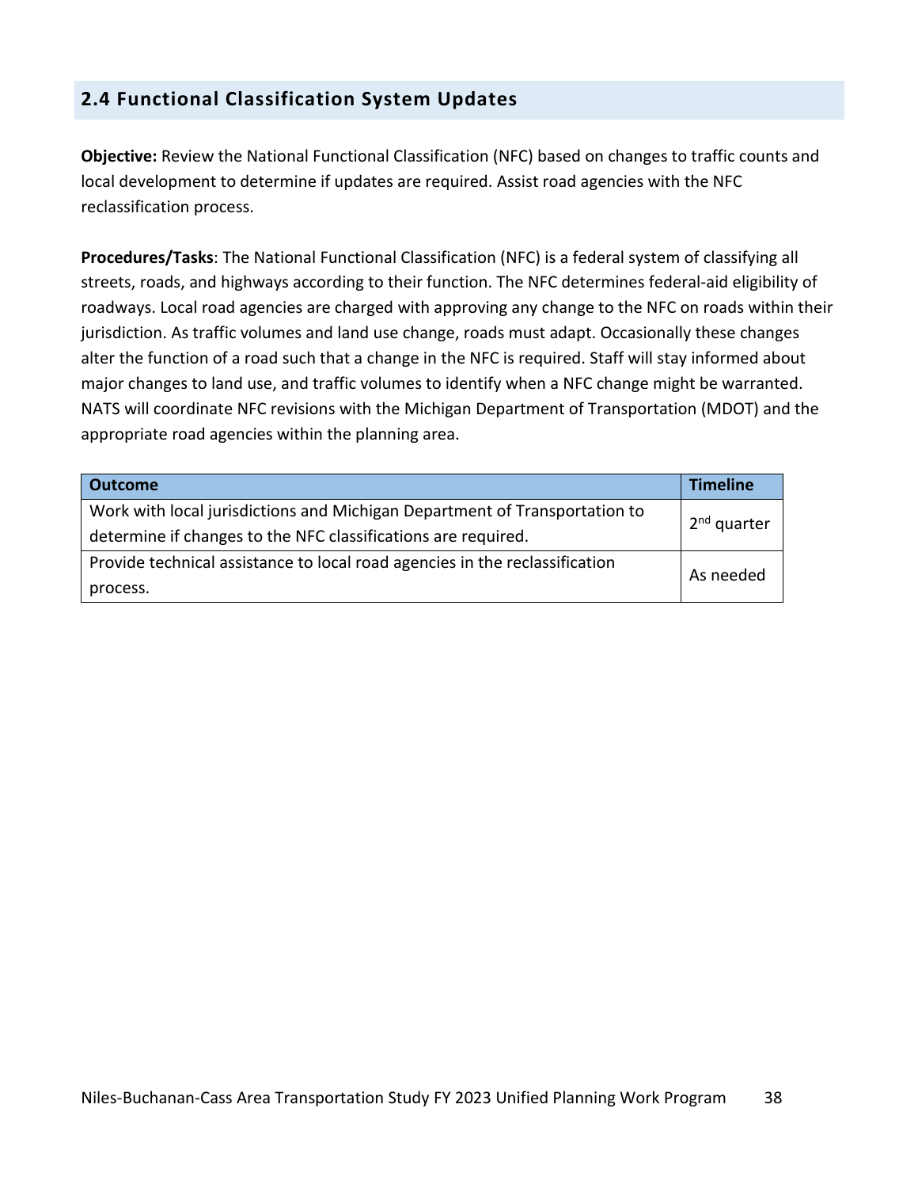## 2.4 Functional Classification System Updates

**Objective:** Review the National Functional Classification (NFC) based on changes to traffic counts and local development to determine if updates are required. Assist road agencies with the NFC reclassification process.

**Procedures/Tasks**: The National Functional Classification (NFC) is a federal system of classifying all streets, roads, and highways according to their function. The NFC determines federal-aid eligibility of roadways. Local road agencies are charged with approving any change to the NFC on roads within their jurisdiction. As traffic volumes and land use change, roads must adapt. Occasionally these changes alter the function of a road such that a change in the NFC is required. Staff will stay informed about major changes to land use, and traffic volumes to identify when a NFC change might be warranted. NATS will coordinate NFC revisions with the Michigan Department of Transportation (MDOT) and the appropriate road agencies within the planning area.

| Outcome | Timeline |
| --- | --- |
| Work with local jurisdictions and Michigan Department of Transportation to determine if changes to the NFC classifications are required. | 2nd quarter |
| Provide technical assistance to local road agencies in the reclassification process. | As needed |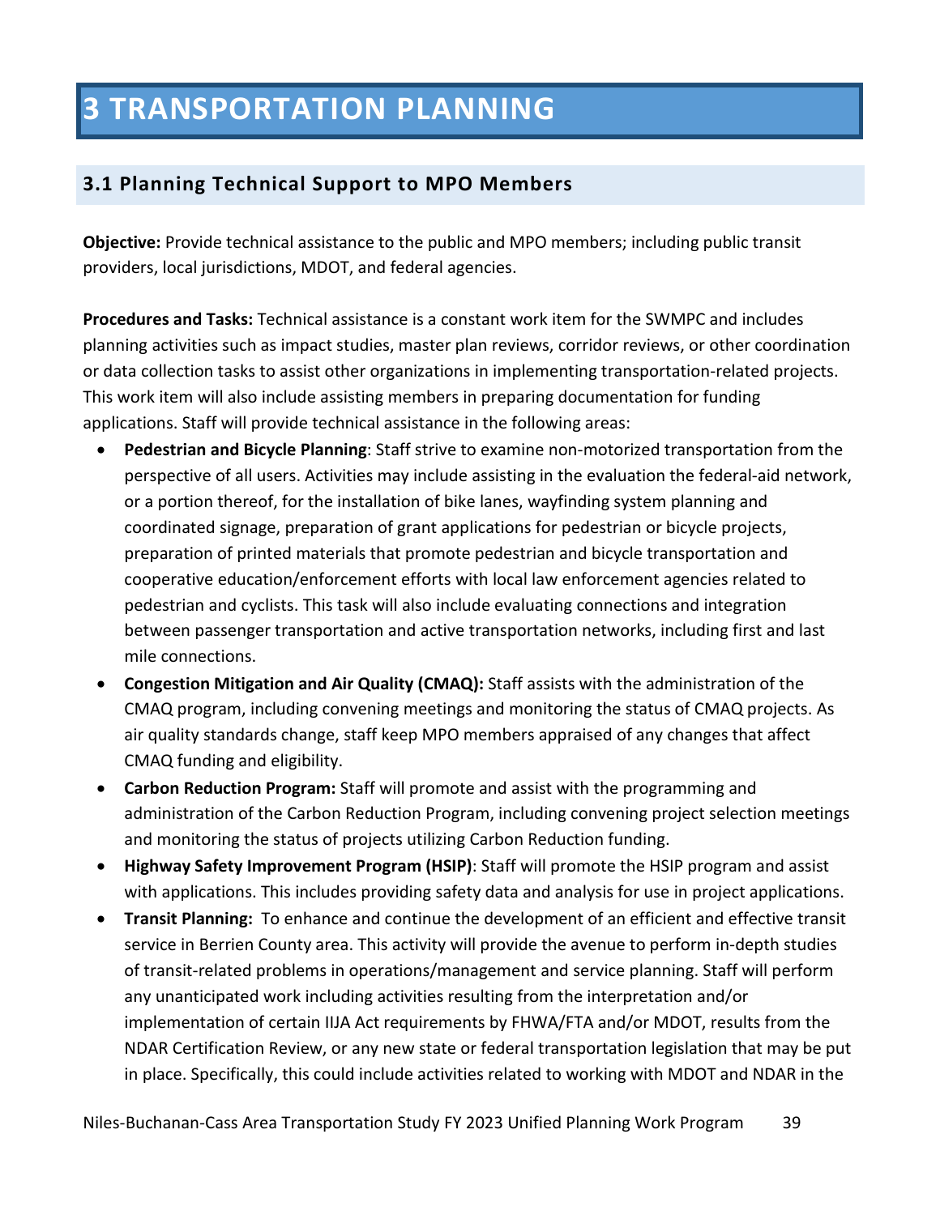# 3 TRANSPORTATION PLANNING

## 3.1 Planning Technical Support to MPO Members

**Objective:** Provide technical assistance to the public and MPO members; including public transit providers, local jurisdictions, MDOT, and federal agencies.

**Procedures and Tasks:** Technical assistance is a constant work item for the SWMPC and includes planning activities such as impact studies, master plan reviews, corridor reviews, or other coordination or data collection tasks to assist other organizations in implementing transportation-related projects. This work item will also include assisting members in preparing documentation for funding applications. Staff will provide technical assistance in the following areas:

- **Pedestrian and Bicycle Planning**: Staff strive to examine non-motorized transportation from the perspective of all users. Activities may include assisting in the evaluation the federal-aid network, or a portion thereof, for the installation of bike lanes, wayfinding system planning and coordinated signage, preparation of grant applications for pedestrian or bicycle projects, preparation of printed materials that promote pedestrian and bicycle transportation and cooperative education/enforcement efforts with local law enforcement agencies related to pedestrian and cyclists. This task will also include evaluating connections and integration between passenger transportation and active transportation networks, including first and last mile connections.
- **Congestion Mitigation and Air Quality (CMAQ):** Staff assists with the administration of the CMAQ program, including convening meetings and monitoring the status of CMAQ projects. As air quality standards change, staff keep MPO members appraised of any changes that affect CMAQ funding and eligibility.
- **Carbon Reduction Program:** Staff will promote and assist with the programming and administration of the Carbon Reduction Program, including convening project selection meetings and monitoring the status of projects utilizing Carbon Reduction funding.
- **Highway Safety Improvement Program (HSIP)**: Staff will promote the HSIP program and assist with applications. This includes providing safety data and analysis for use in project applications.
- **Transit Planning:** To enhance and continue the development of an efficient and effective transit service in Berrien County area. This activity will provide the avenue to perform in-depth studies of transit-related problems in operations/management and service planning. Staff will perform any unanticipated work including activities resulting from the interpretation and/or implementation of certain IIJA Act requirements by FHWA/FTA and/or MDOT, results from the NDAR Certification Review, or any new state or federal transportation legislation that may be put in place. Specifically, this could include activities related to working with MDOT and NDAR in the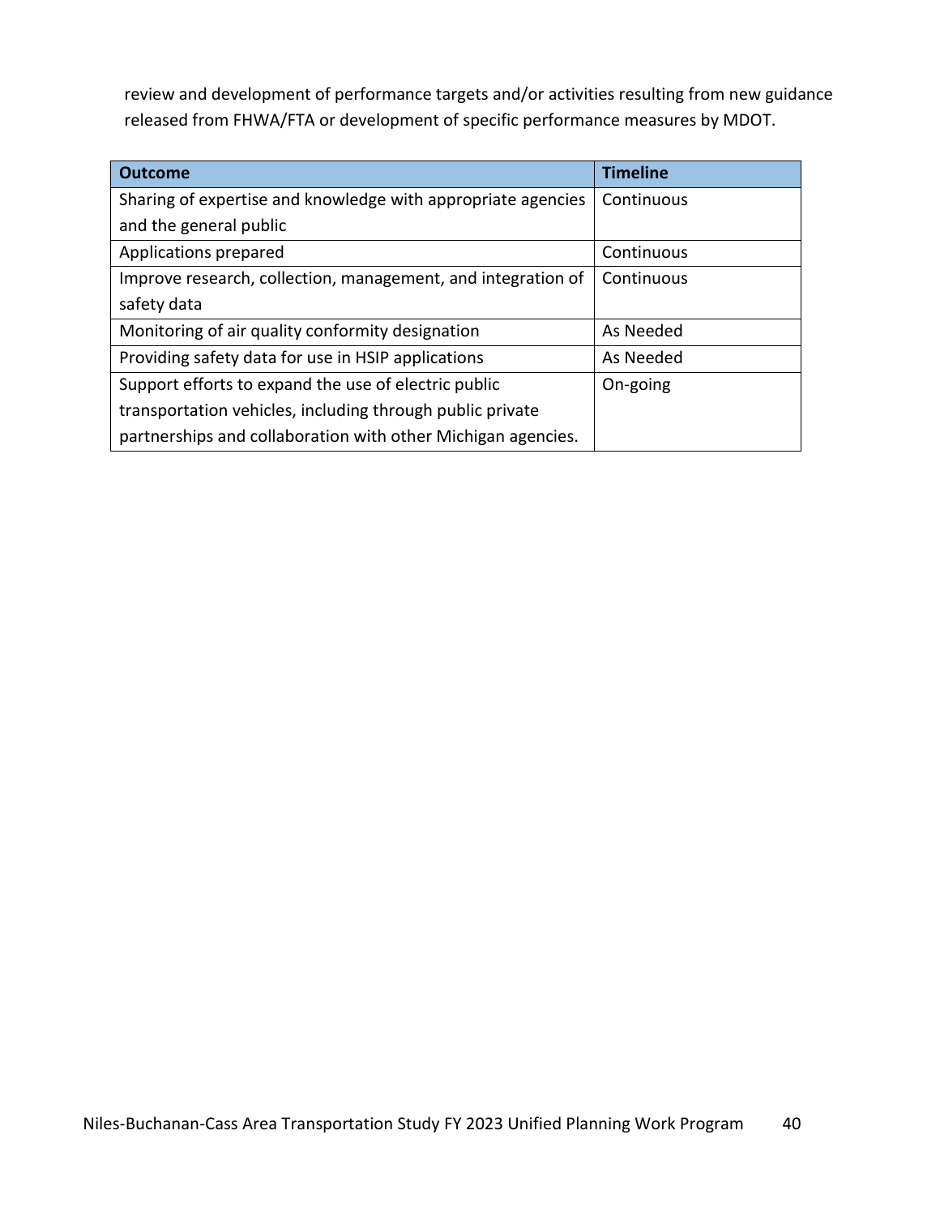review and development of performance targets and/or activities resulting from new guidance released from FHWA/FTA or development of specific performance measures by MDOT.

| Outcome | Timeline |
|---|---|
| Sharing of expertise and knowledge with appropriate agencies and the general public | Continuous |
| Applications prepared | Continuous |
| Improve research, collection, management, and integration of safety data | Continuous |
| Monitoring of air quality conformity designation | As Needed |
| Providing safety data for use in HSIP applications | As Needed |
| Support efforts to expand the use of electric public transportation vehicles, including through public private partnerships and collaboration with other Michigan agencies. | On-going |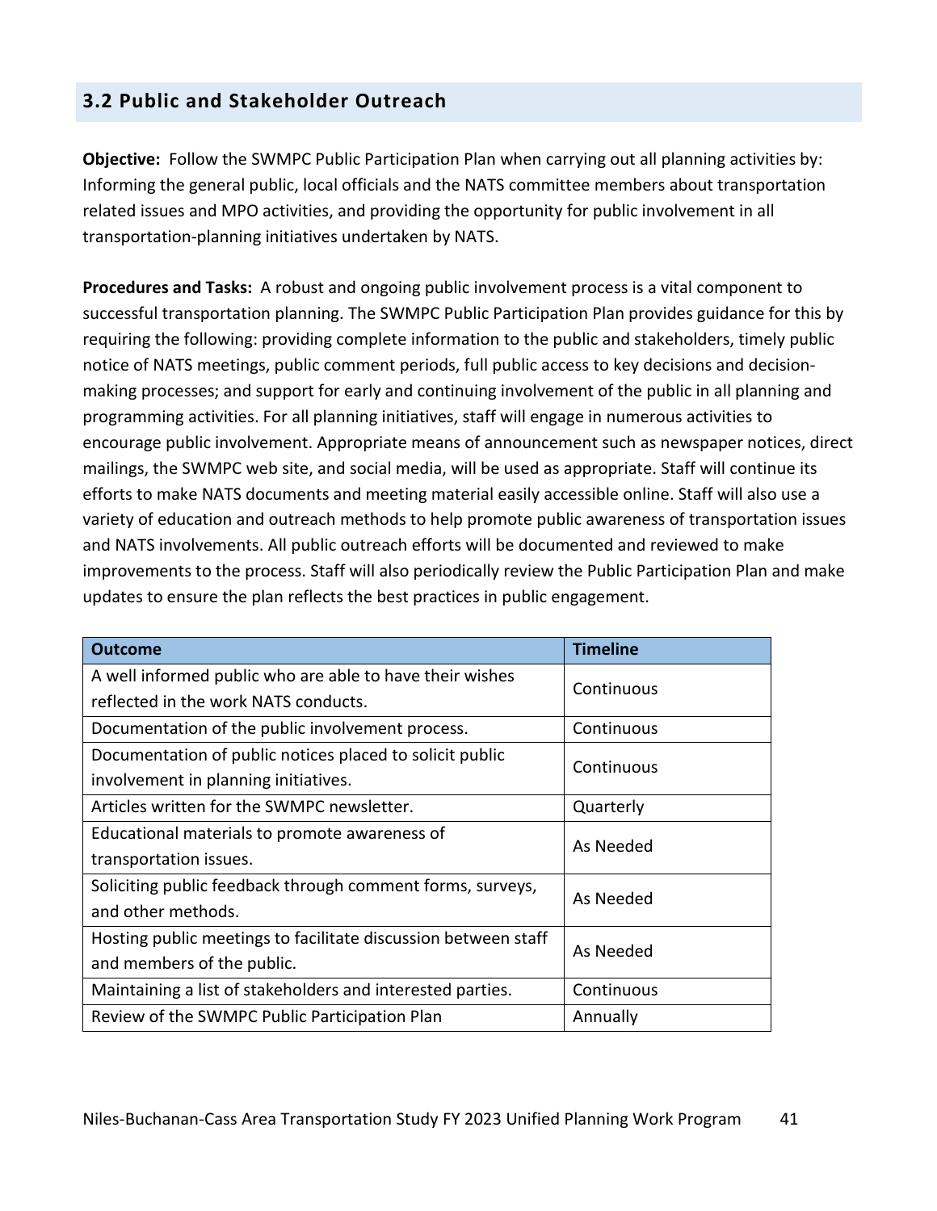## 3.2 Public and Stakeholder Outreach

**Objective:** Follow the SWMPC Public Participation Plan when carrying out all planning activities by: Informing the general public, local officials and the NATS committee members about transportation related issues and MPO activities, and providing the opportunity for public involvement in all transportation-planning initiatives undertaken by NATS.

**Procedures and Tasks:** A robust and ongoing public involvement process is a vital component to successful transportation planning. The SWMPC Public Participation Plan provides guidance for this by requiring the following: providing complete information to the public and stakeholders, timely public notice of NATS meetings, public comment periods, full public access to key decisions and decision-making processes; and support for early and continuing involvement of the public in all planning and programming activities. For all planning initiatives, staff will engage in numerous activities to encourage public involvement. Appropriate means of announcement such as newspaper notices, direct mailings, the SWMPC web site, and social media, will be used as appropriate. Staff will continue its efforts to make NATS documents and meeting material easily accessible online. Staff will also use a variety of education and outreach methods to help promote public awareness of transportation issues and NATS involvements. All public outreach efforts will be documented and reviewed to make improvements to the process. Staff will also periodically review the Public Participation Plan and make updates to ensure the plan reflects the best practices in public engagement.

| Outcome | Timeline |
|---|---|
| A well informed public who are able to have their wishes reflected in the work NATS conducts. | Continuous |
| Documentation of the public involvement process. | Continuous |
| Documentation of public notices placed to solicit public involvement in planning initiatives. | Continuous |
| Articles written for the SWMPC newsletter. | Quarterly |
| Educational materials to promote awareness of transportation issues. | As Needed |
| Soliciting public feedback through comment forms, surveys, and other methods. | As Needed |
| Hosting public meetings to facilitate discussion between staff and members of the public. | As Needed |
| Maintaining a list of stakeholders and interested parties. | Continuous |
| Review of the SWMPC Public Participation Plan | Annually |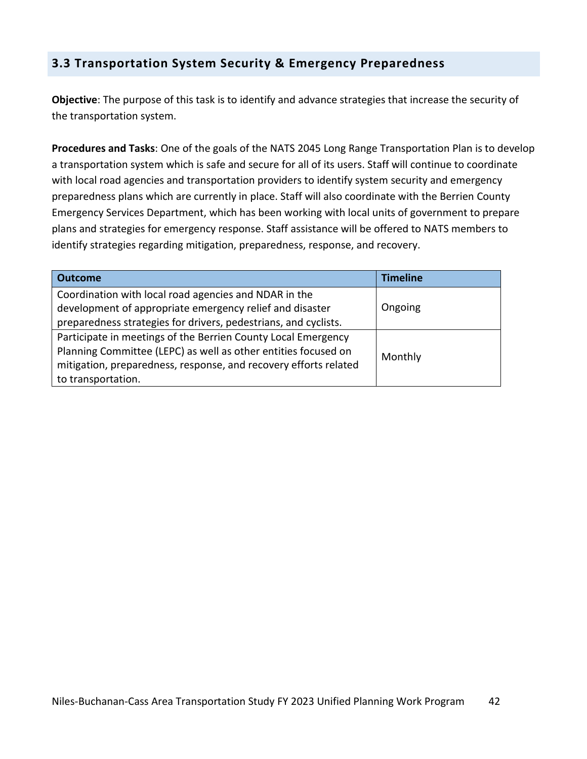## 3.3 Transportation System Security & Emergency Preparedness

**Objective**: The purpose of this task is to identify and advance strategies that increase the security of the transportation system.

**Procedures and Tasks**: One of the goals of the NATS 2045 Long Range Transportation Plan is to develop a transportation system which is safe and secure for all of its users. Staff will continue to coordinate with local road agencies and transportation providers to identify system security and emergency preparedness plans which are currently in place. Staff will also coordinate with the Berrien County Emergency Services Department, which has been working with local units of government to prepare plans and strategies for emergency response. Staff assistance will be offered to NATS members to identify strategies regarding mitigation, preparedness, response, and recovery.

| Outcome | Timeline |
| --- | --- |
| Coordination with local road agencies and NDAR in the development of appropriate emergency relief and disaster preparedness strategies for drivers, pedestrians, and cyclists. | Ongoing |
| Participate in meetings of the Berrien County Local Emergency Planning Committee (LEPC) as well as other entities focused on mitigation, preparedness, response, and recovery efforts related to transportation. | Monthly |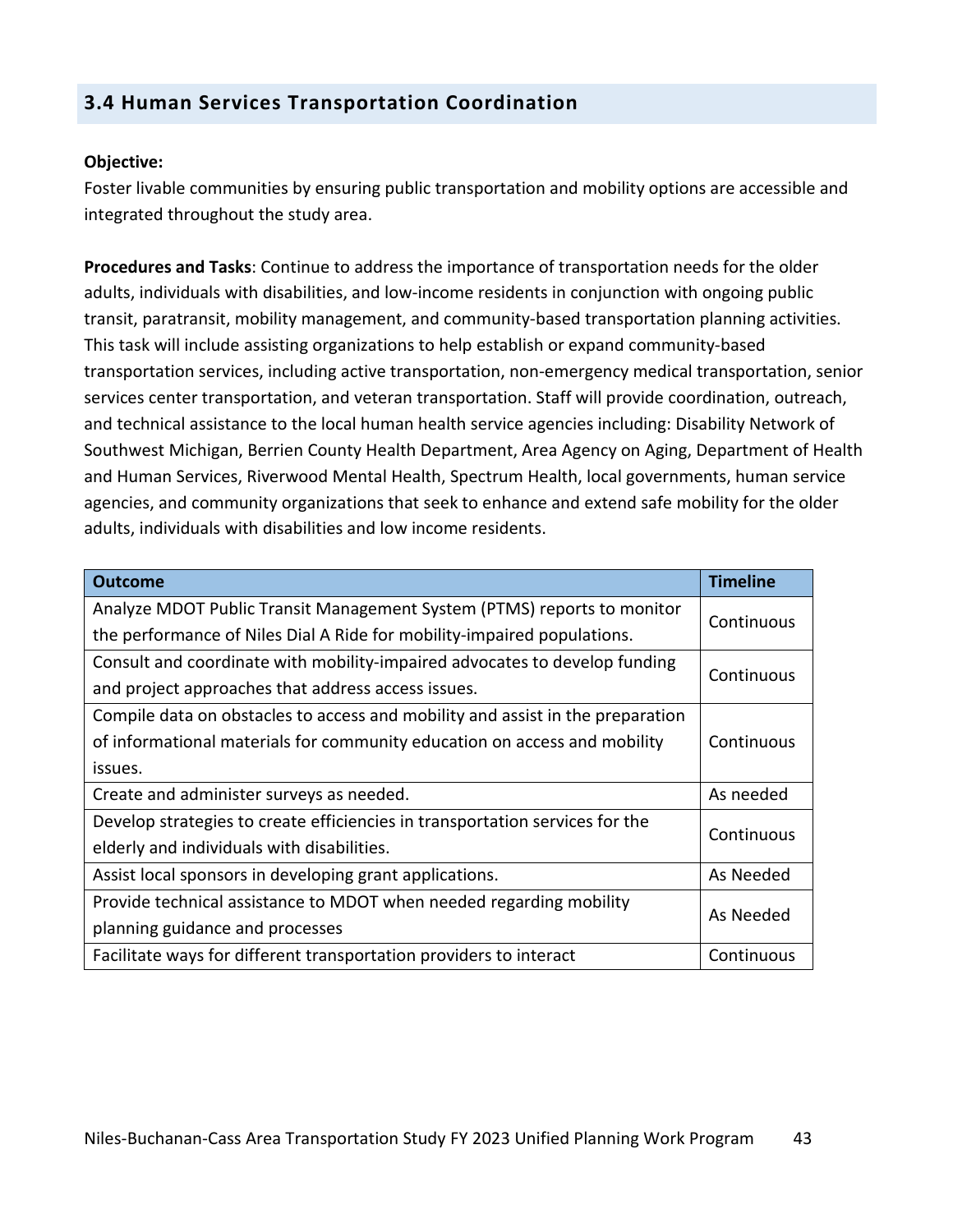## 3.4 Human Services Transportation Coordination

**Objective:**
Foster livable communities by ensuring public transportation and mobility options are accessible and integrated throughout the study area.

**Procedures and Tasks**: Continue to address the importance of transportation needs for the older adults, individuals with disabilities, and low-income residents in conjunction with ongoing public transit, paratransit, mobility management, and community-based transportation planning activities. This task will include assisting organizations to help establish or expand community-based transportation services, including active transportation, non-emergency medical transportation, senior services center transportation, and veteran transportation. Staff will provide coordination, outreach, and technical assistance to the local human health service agencies including: Disability Network of Southwest Michigan, Berrien County Health Department, Area Agency on Aging, Department of Health and Human Services, Riverwood Mental Health, Spectrum Health, local governments, human service agencies, and community organizations that seek to enhance and extend safe mobility for the older adults, individuals with disabilities and low income residents.

| Outcome | Timeline |
| --- | --- |
| Analyze MDOT Public Transit Management System (PTMS) reports to monitor the performance of Niles Dial A Ride for mobility-impaired populations. | Continuous |
| Consult and coordinate with mobility-impaired advocates to develop funding and project approaches that address access issues. | Continuous |
| Compile data on obstacles to access and mobility and assist in the preparation of informational materials for community education on access and mobility issues. | Continuous |
| Create and administer surveys as needed. | As needed |
| Develop strategies to create efficiencies in transportation services for the elderly and individuals with disabilities. | Continuous |
| Assist local sponsors in developing grant applications. | As Needed |
| Provide technical assistance to MDOT when needed regarding mobility planning guidance and processes | As Needed |
| Facilitate ways for different transportation providers to interact | Continuous |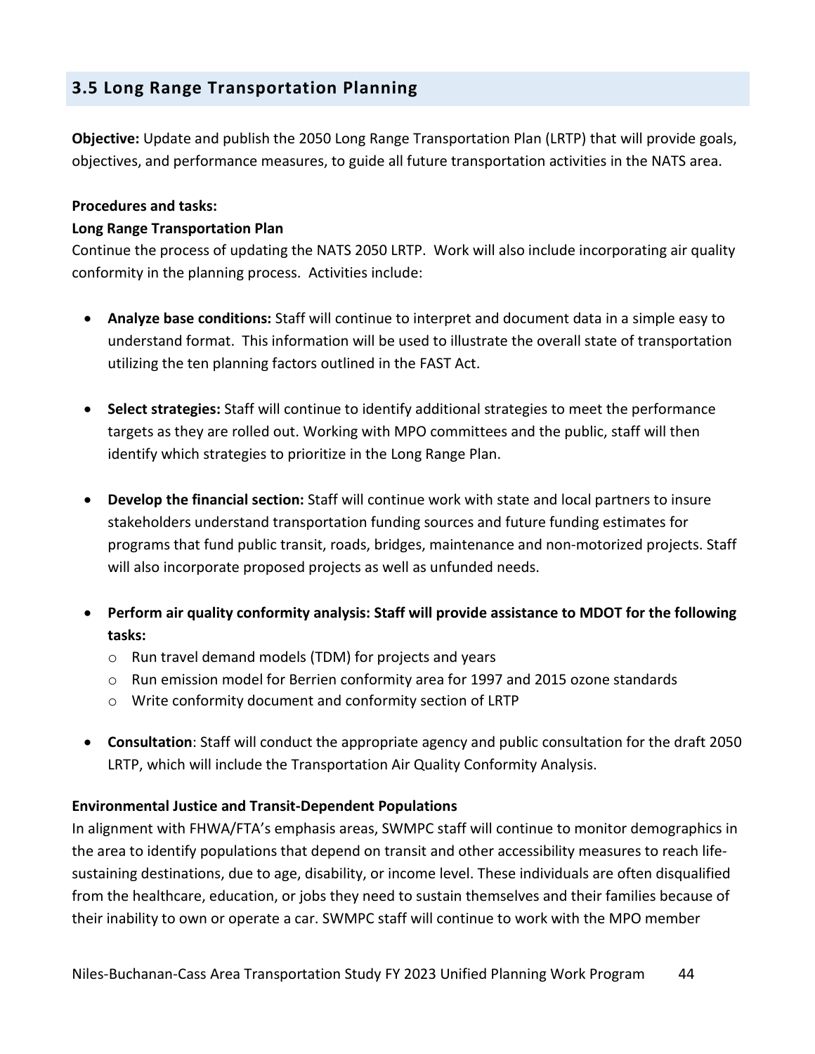## 3.5 Long Range Transportation Planning

**Objective:** Update and publish the 2050 Long Range Transportation Plan (LRTP) that will provide goals, objectives, and performance measures, to guide all future transportation activities in the NATS area.

**Procedures and tasks:**

**Long Range Transportation Plan**

Continue the process of updating the NATS 2050 LRTP. Work will also include incorporating air quality conformity in the planning process. Activities include:

- **Analyze base conditions:** Staff will continue to interpret and document data in a simple easy to understand format. This information will be used to illustrate the overall state of transportation utilizing the ten planning factors outlined in the FAST Act.

- **Select strategies:** Staff will continue to identify additional strategies to meet the performance targets as they are rolled out. Working with MPO committees and the public, staff will then identify which strategies to prioritize in the Long Range Plan.

- **Develop the financial section:** Staff will continue work with state and local partners to insure stakeholders understand transportation funding sources and future funding estimates for programs that fund public transit, roads, bridges, maintenance and non-motorized projects. Staff will also incorporate proposed projects as well as unfunded needs.

- **Perform air quality conformity analysis: Staff will provide assistance to MDOT for the following tasks:**
  - Run travel demand models (TDM) for projects and years
  - Run emission model for Berrien conformity area for 1997 and 2015 ozone standards
  - Write conformity document and conformity section of LRTP

- **Consultation**: Staff will conduct the appropriate agency and public consultation for the draft 2050 LRTP, which will include the Transportation Air Quality Conformity Analysis.

**Environmental Justice and Transit-Dependent Populations**

In alignment with FHWA/FTA's emphasis areas, SWMPC staff will continue to monitor demographics in the area to identify populations that depend on transit and other accessibility measures to reach life-sustaining destinations, due to age, disability, or income level. These individuals are often disqualified from the healthcare, education, or jobs they need to sustain themselves and their families because of their inability to own or operate a car. SWMPC staff will continue to work with the MPO member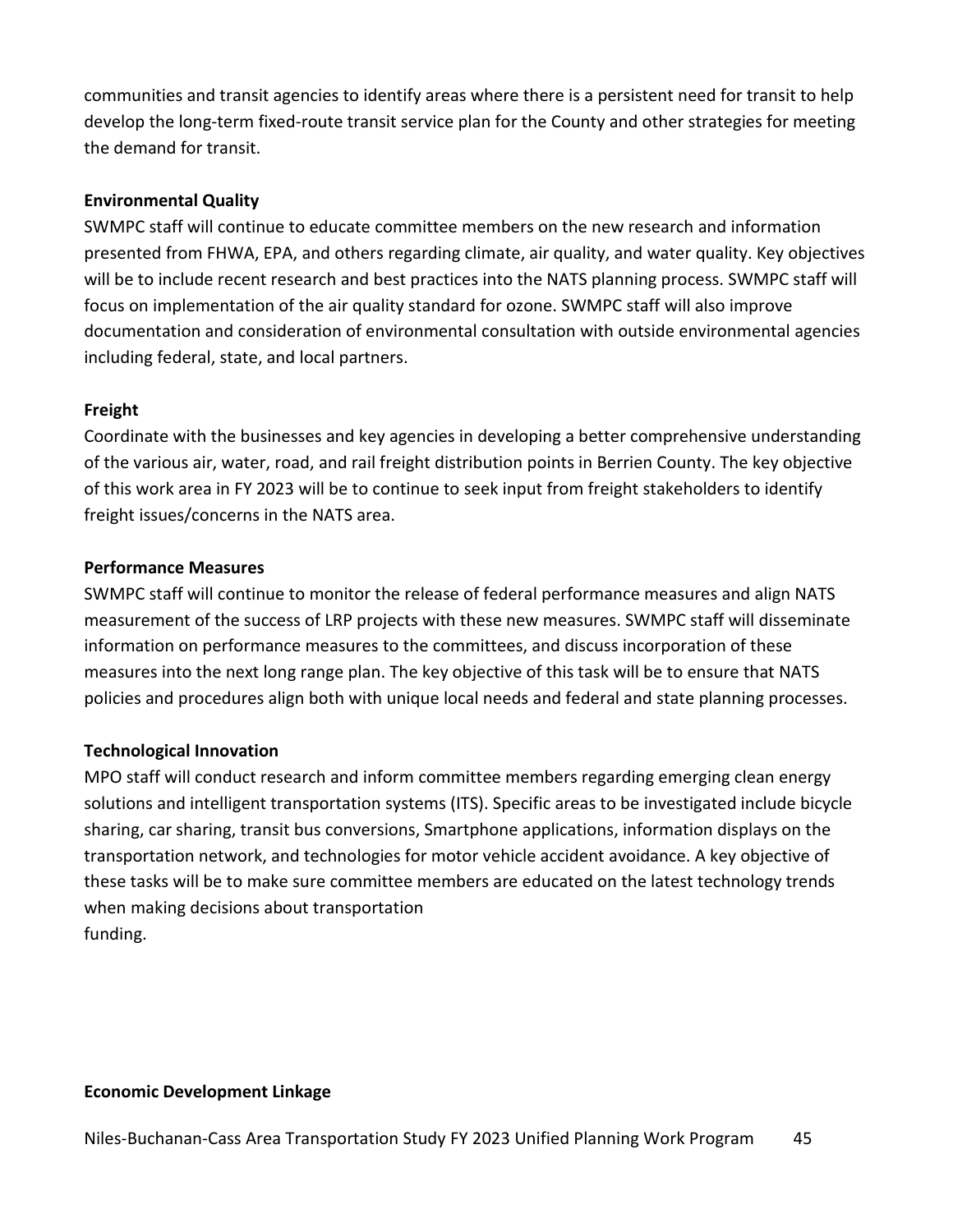communities and transit agencies to identify areas where there is a persistent need for transit to help develop the long-term fixed-route transit service plan for the County and other strategies for meeting the demand for transit.

**Environmental Quality**

SWMPC staff will continue to educate committee members on the new research and information presented from FHWA, EPA, and others regarding climate, air quality, and water quality. Key objectives will be to include recent research and best practices into the NATS planning process. SWMPC staff will focus on implementation of the air quality standard for ozone. SWMPC staff will also improve documentation and consideration of environmental consultation with outside environmental agencies including federal, state, and local partners.

**Freight**

Coordinate with the businesses and key agencies in developing a better comprehensive understanding of the various air, water, road, and rail freight distribution points in Berrien County. The key objective of this work area in FY 2023 will be to continue to seek input from freight stakeholders to identify freight issues/concerns in the NATS area.

**Performance Measures**

SWMPC staff will continue to monitor the release of federal performance measures and align NATS measurement of the success of LRP projects with these new measures. SWMPC staff will disseminate information on performance measures to the committees, and discuss incorporation of these measures into the next long range plan. The key objective of this task will be to ensure that NATS policies and procedures align both with unique local needs and federal and state planning processes.

**Technological Innovation**

MPO staff will conduct research and inform committee members regarding emerging clean energy solutions and intelligent transportation systems (ITS). Specific areas to be investigated include bicycle sharing, car sharing, transit bus conversions, Smartphone applications, information displays on the transportation network, and technologies for motor vehicle accident avoidance. A key objective of these tasks will be to make sure committee members are educated on the latest technology trends when making decisions about transportation funding.

**Economic Development Linkage**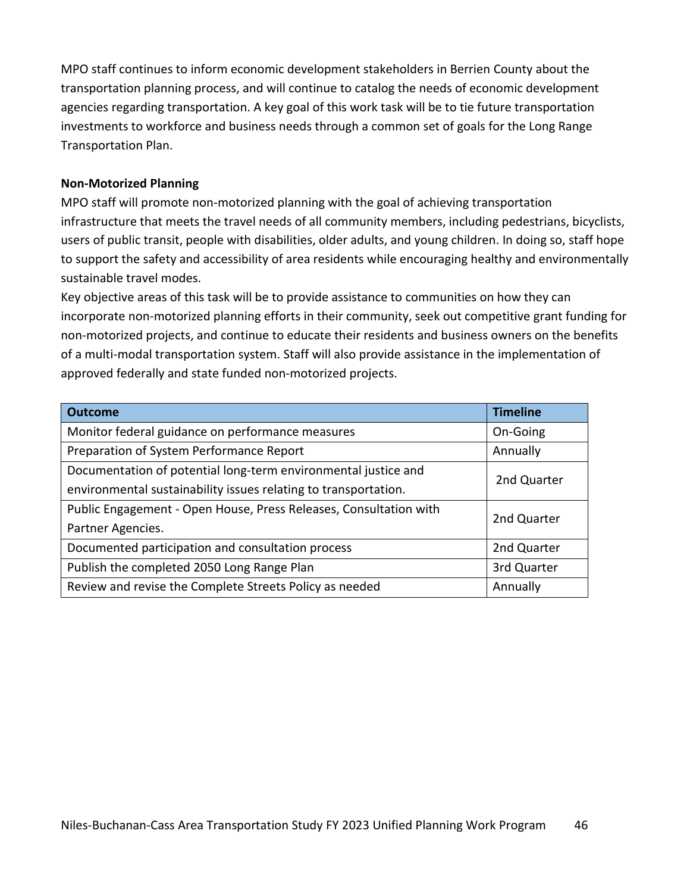MPO staff continues to inform economic development stakeholders in Berrien County about the transportation planning process, and will continue to catalog the needs of economic development agencies regarding transportation. A key goal of this work task will be to tie future transportation investments to workforce and business needs through a common set of goals for the Long Range Transportation Plan.

**Non-Motorized Planning**

MPO staff will promote non-motorized planning with the goal of achieving transportation infrastructure that meets the travel needs of all community members, including pedestrians, bicyclists, users of public transit, people with disabilities, older adults, and young children. In doing so, staff hope to support the safety and accessibility of area residents while encouraging healthy and environmentally sustainable travel modes.

Key objective areas of this task will be to provide assistance to communities on how they can incorporate non-motorized planning efforts in their community, seek out competitive grant funding for non-motorized projects, and continue to educate their residents and business owners on the benefits of a multi-modal transportation system. Staff will also provide assistance in the implementation of approved federally and state funded non-motorized projects.

| Outcome | Timeline |
|---|---|
| Monitor federal guidance on performance measures | On-Going |
| Preparation of System Performance Report | Annually |
| Documentation of potential long-term environmental justice and environmental sustainability issues relating to transportation. | 2nd Quarter |
| Public Engagement - Open House, Press Releases, Consultation with Partner Agencies. | 2nd Quarter |
| Documented participation and consultation process | 2nd Quarter |
| Publish the completed 2050 Long Range Plan | 3rd Quarter |
| Review and revise the Complete Streets Policy as needed | Annually |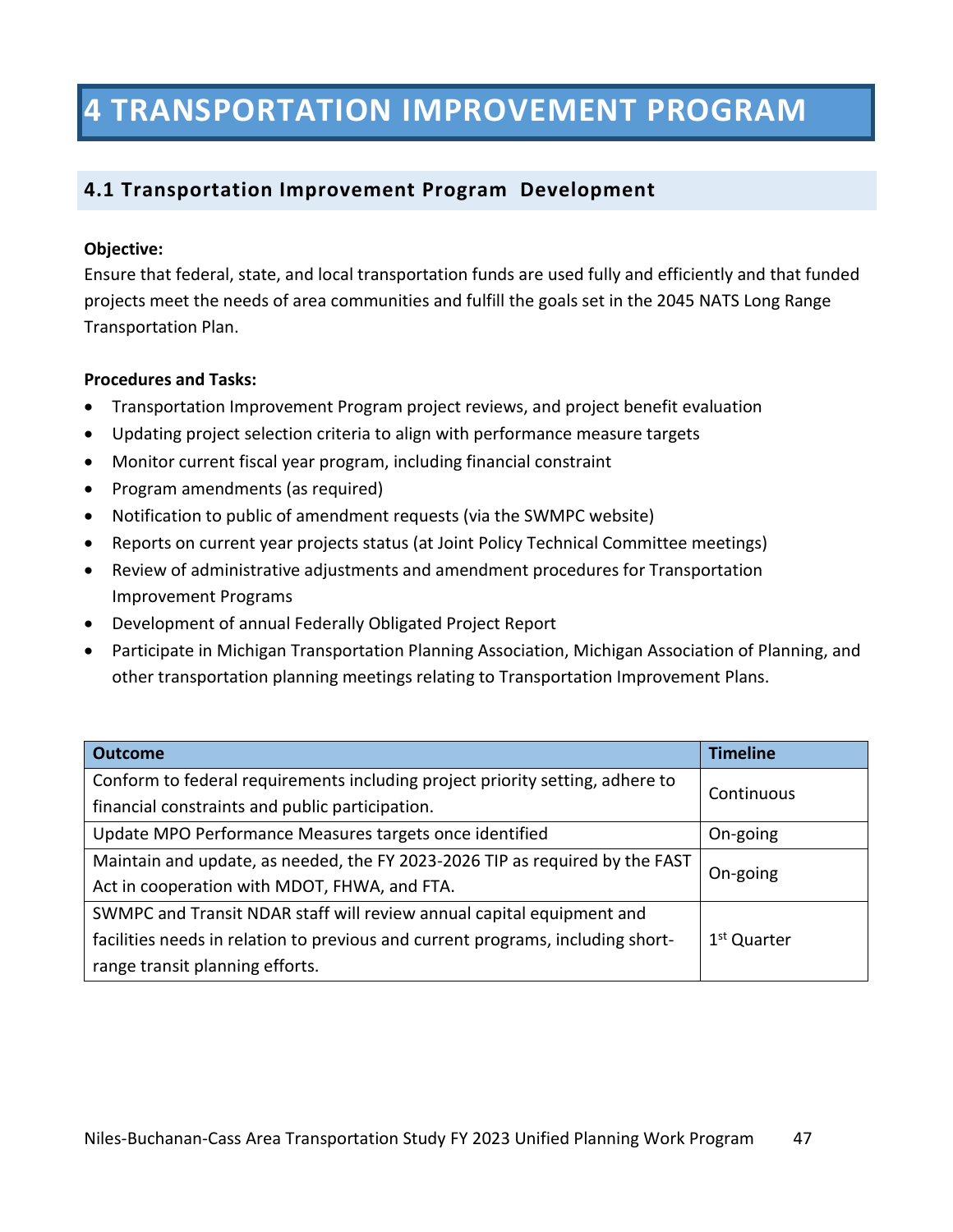# 4 TRANSPORTATION IMPROVEMENT PROGRAM

## 4.1 Transportation Improvement Program Development

**Objective:**
Ensure that federal, state, and local transportation funds are used fully and efficiently and that funded projects meet the needs of area communities and fulfill the goals set in the 2045 NATS Long Range Transportation Plan.

**Procedures and Tasks:**

- Transportation Improvement Program project reviews, and project benefit evaluation
- Updating project selection criteria to align with performance measure targets
- Monitor current fiscal year program, including financial constraint
- Program amendments (as required)
- Notification to public of amendment requests (via the SWMPC website)
- Reports on current year projects status (at Joint Policy Technical Committee meetings)
- Review of administrative adjustments and amendment procedures for Transportation Improvement Programs
- Development of annual Federally Obligated Project Report
- Participate in Michigan Transportation Planning Association, Michigan Association of Planning, and other transportation planning meetings relating to Transportation Improvement Plans.

| Outcome | Timeline |
|---|---|
| Conform to federal requirements including project priority setting, adhere to financial constraints and public participation. | Continuous |
| Update MPO Performance Measures targets once identified | On-going |
| Maintain and update, as needed, the FY 2023-2026 TIP as required by the FAST Act in cooperation with MDOT, FHWA, and FTA. | On-going |
| SWMPC and Transit NDAR staff will review annual capital equipment and facilities needs in relation to previous and current programs, including short-range transit planning efforts. | 1st Quarter |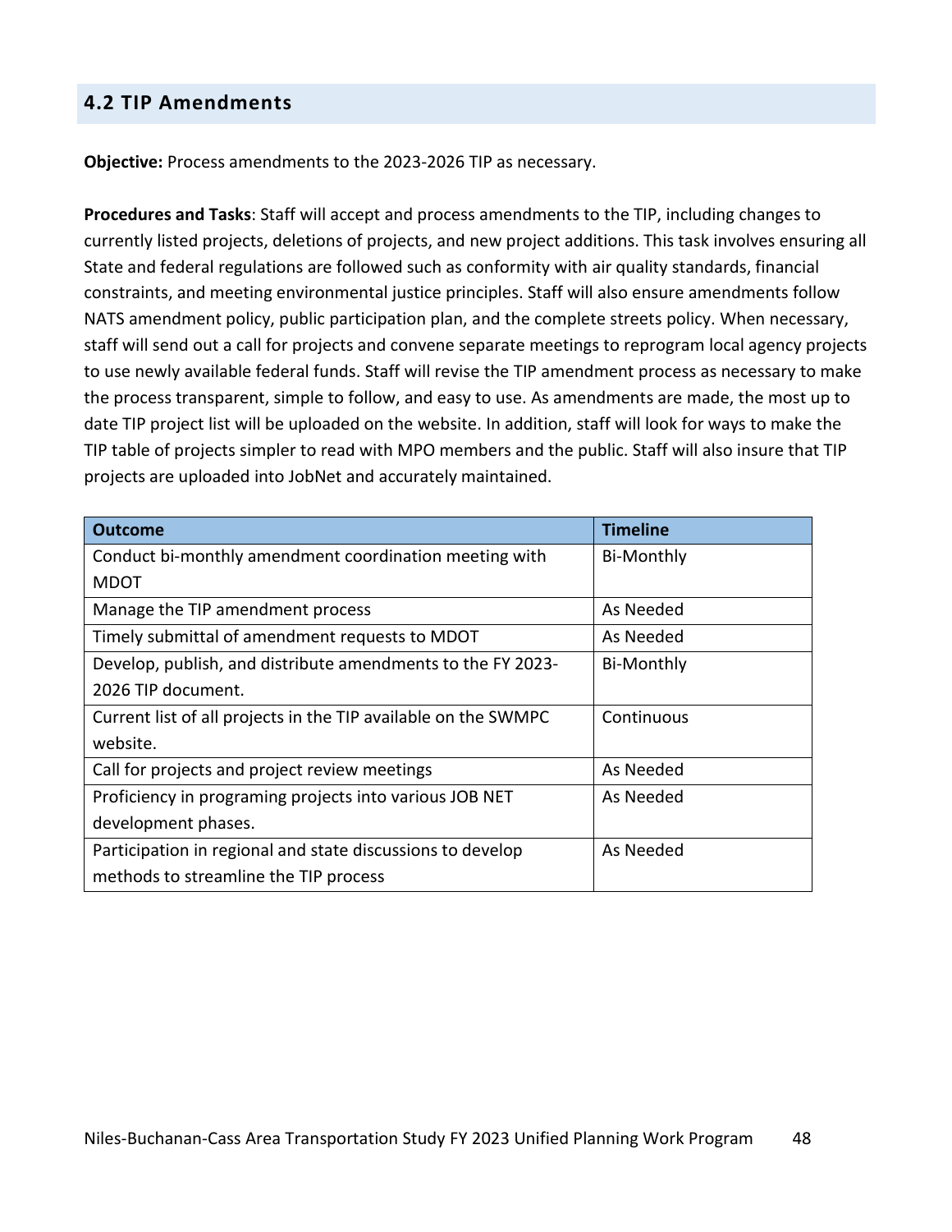## 4.2 TIP Amendments

**Objective:** Process amendments to the 2023-2026 TIP as necessary.

**Procedures and Tasks**: Staff will accept and process amendments to the TIP, including changes to currently listed projects, deletions of projects, and new project additions. This task involves ensuring all State and federal regulations are followed such as conformity with air quality standards, financial constraints, and meeting environmental justice principles. Staff will also ensure amendments follow NATS amendment policy, public participation plan, and the complete streets policy. When necessary, staff will send out a call for projects and convene separate meetings to reprogram local agency projects to use newly available federal funds. Staff will revise the TIP amendment process as necessary to make the process transparent, simple to follow, and easy to use. As amendments are made, the most up to date TIP project list will be uploaded on the website. In addition, staff will look for ways to make the TIP table of projects simpler to read with MPO members and the public. Staff will also insure that TIP projects are uploaded into JobNet and accurately maintained.

| Outcome | Timeline |
|---|---|
| Conduct bi-monthly amendment coordination meeting with MDOT | Bi-Monthly |
| Manage the TIP amendment process | As Needed |
| Timely submittal of amendment requests to MDOT | As Needed |
| Develop, publish, and distribute amendments to the FY 2023-2026 TIP document. | Bi-Monthly |
| Current list of all projects in the TIP available on the SWMPC website. | Continuous |
| Call for projects and project review meetings | As Needed |
| Proficiency in programing projects into various JOB NET development phases. | As Needed |
| Participation in regional and state discussions to develop methods to streamline the TIP process | As Needed |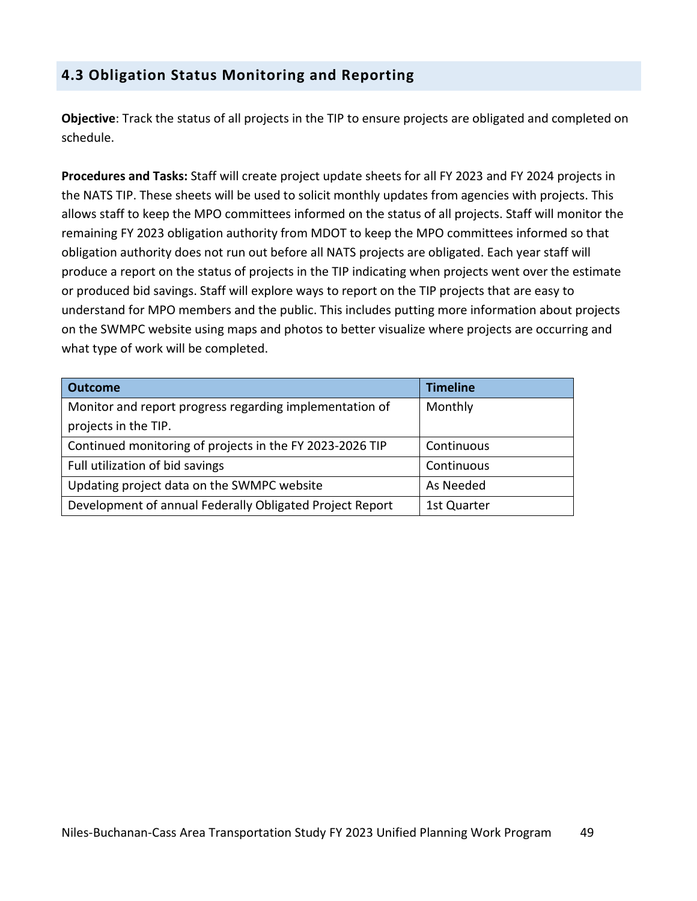## 4.3 Obligation Status Monitoring and Reporting

**Objective**: Track the status of all projects in the TIP to ensure projects are obligated and completed on schedule.

**Procedures and Tasks:** Staff will create project update sheets for all FY 2023 and FY 2024 projects in the NATS TIP. These sheets will be used to solicit monthly updates from agencies with projects. This allows staff to keep the MPO committees informed on the status of all projects. Staff will monitor the remaining FY 2023 obligation authority from MDOT to keep the MPO committees informed so that obligation authority does not run out before all NATS projects are obligated. Each year staff will produce a report on the status of projects in the TIP indicating when projects went over the estimate or produced bid savings. Staff will explore ways to report on the TIP projects that are easy to understand for MPO members and the public. This includes putting more information about projects on the SWMPC website using maps and photos to better visualize where projects are occurring and what type of work will be completed.

| Outcome | Timeline |
|---|---|
| Monitor and report progress regarding implementation of projects in the TIP. | Monthly |
| Continued monitoring of projects in the FY 2023-2026 TIP | Continuous |
| Full utilization of bid savings | Continuous |
| Updating project data on the SWMPC website | As Needed |
| Development of annual Federally Obligated Project Report | 1st Quarter |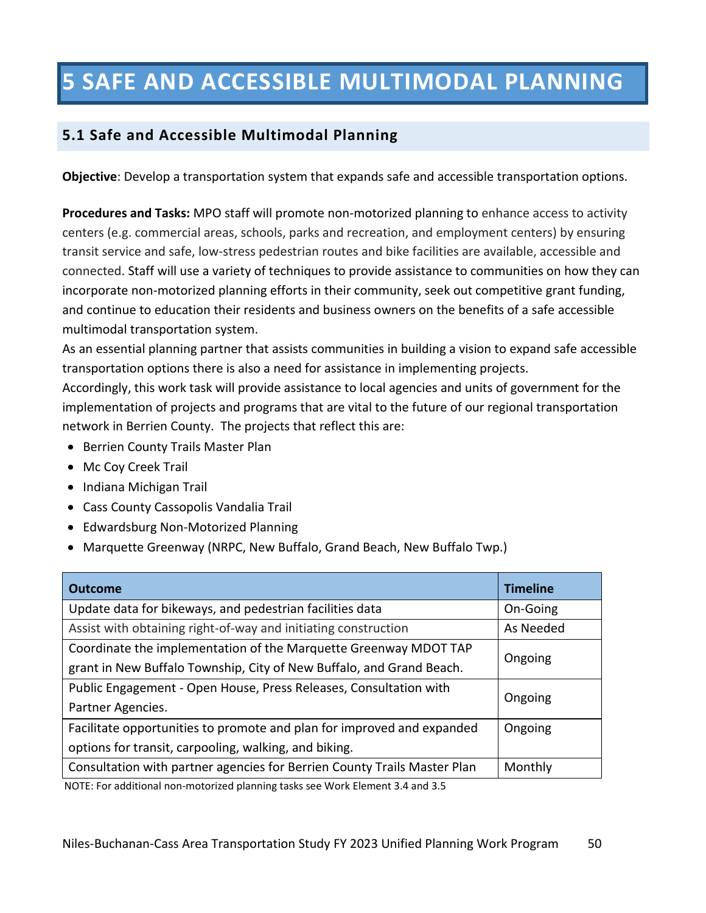# 5 SAFE AND ACCESSIBLE MULTIMODAL PLANNING

## 5.1 Safe and Accessible Multimodal Planning

**Objective**: Develop a transportation system that expands safe and accessible transportation options.

**Procedures and Tasks:** MPO staff will promote non-motorized planning to enhance access to activity centers (e.g. commercial areas, schools, parks and recreation, and employment centers) by ensuring transit service and safe, low-stress pedestrian routes and bike facilities are available, accessible and connected. Staff will use a variety of techniques to provide assistance to communities on how they can incorporate non-motorized planning efforts in their community, seek out competitive grant funding, and continue to education their residents and business owners on the benefits of a safe accessible multimodal transportation system.

As an essential planning partner that assists communities in building a vision to expand safe accessible transportation options there is also a need for assistance in implementing projects.

Accordingly, this work task will provide assistance to local agencies and units of government for the implementation of projects and programs that are vital to the future of our regional transportation network in Berrien County. The projects that reflect this are:

- Berrien County Trails Master Plan
- Mc Coy Creek Trail
- Indiana Michigan Trail
- Cass County Cassopolis Vandalia Trail
- Edwardsburg Non-Motorized Planning
- Marquette Greenway (NRPC, New Buffalo, Grand Beach, New Buffalo Twp.)

| Outcome | Timeline |
|---|---|
| Update data for bikeways, and pedestrian facilities data | On-Going |
| Assist with obtaining right-of-way and initiating construction | As Needed |
| Coordinate the implementation of the Marquette Greenway MDOT TAP grant in New Buffalo Township, City of New Buffalo, and Grand Beach. | Ongoing |
| Public Engagement - Open House, Press Releases, Consultation with Partner Agencies. | Ongoing |
| Facilitate opportunities to promote and plan for improved and expanded options for transit, carpooling, walking, and biking. | Ongoing |
| Consultation with partner agencies for Berrien County Trails Master Plan | Monthly |

NOTE: For additional non-motorized planning tasks see Work Element 3.4 and 3.5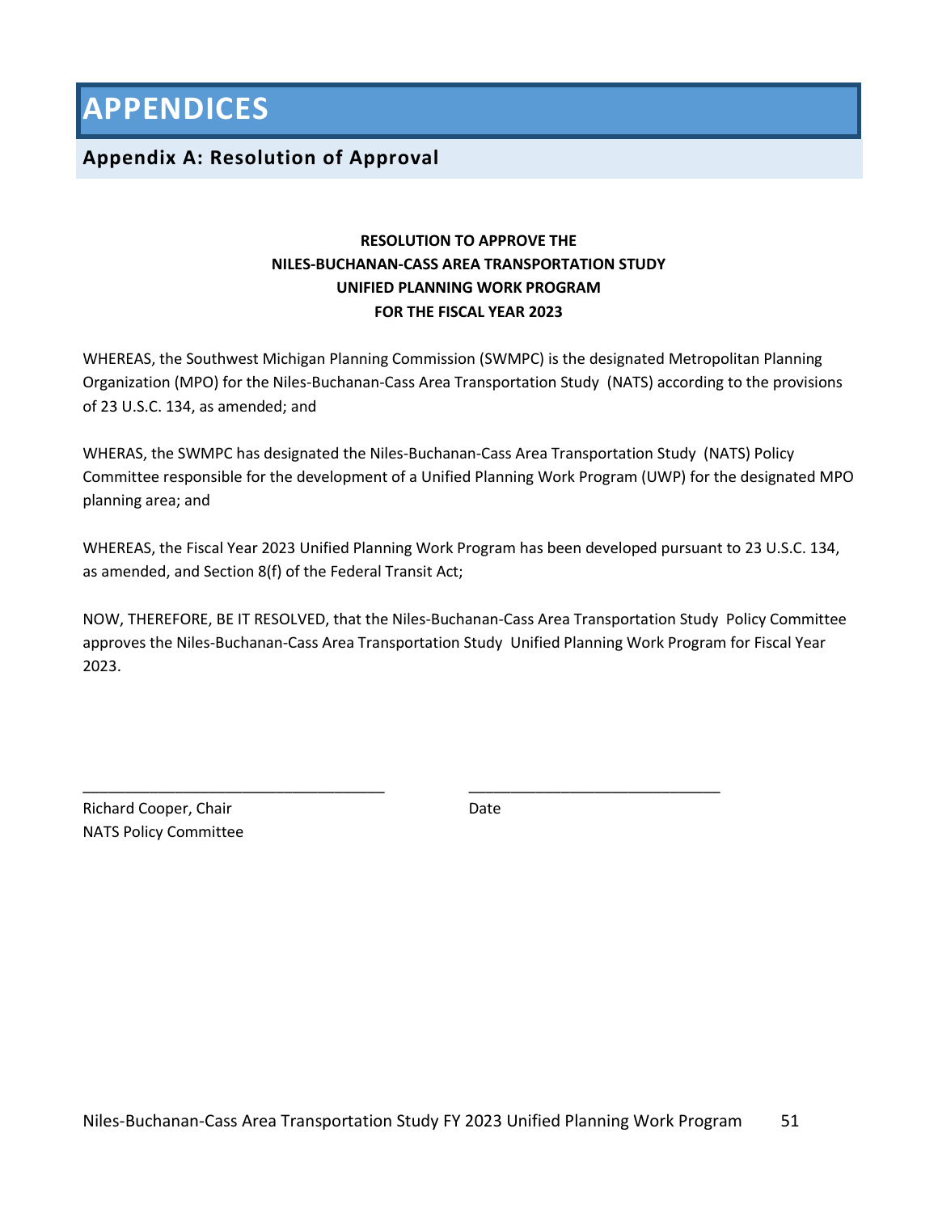# APPENDICES

## Appendix A: Resolution of Approval

**RESOLUTION TO APPROVE THE**
**NILES-BUCHANAN-CASS AREA TRANSPORTATION STUDY**
**UNIFIED PLANNING WORK PROGRAM**
**FOR THE FISCAL YEAR 2023**

WHEREAS, the Southwest Michigan Planning Commission (SWMPC) is the designated Metropolitan Planning Organization (MPO) for the Niles-Buchanan-Cass Area Transportation Study (NATS) according to the provisions of 23 U.S.C. 134, as amended; and

WHERAS, the SWMPC has designated the Niles-Buchanan-Cass Area Transportation Study (NATS) Policy Committee responsible for the development of a Unified Planning Work Program (UWP) for the designated MPO planning area; and

WHEREAS, the Fiscal Year 2023 Unified Planning Work Program has been developed pursuant to 23 U.S.C. 134, as amended, and Section 8(f) of the Federal Transit Act;

NOW, THEREFORE, BE IT RESOLVED, that the Niles-Buchanan-Cass Area Transportation Study Policy Committee approves the Niles-Buchanan-Cass Area Transportation Study Unified Planning Work Program for Fiscal Year 2023.

___________________________________ ______________________________

Richard Cooper, Chair Date
NATS Policy Committee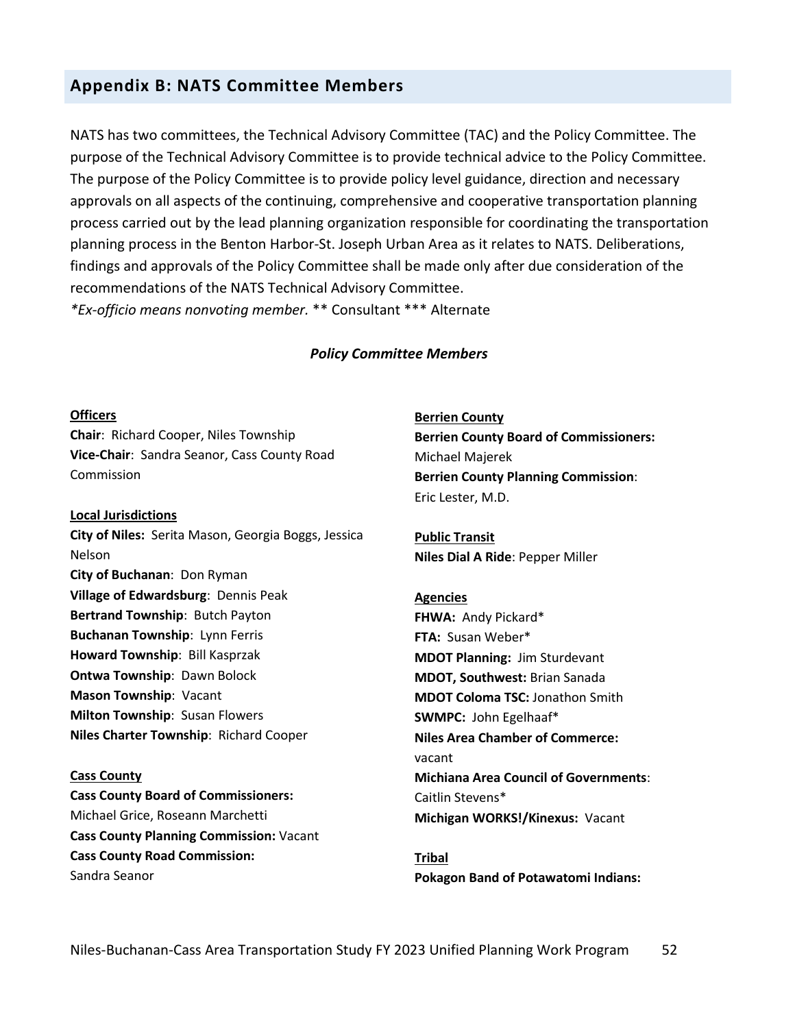## Appendix B: NATS Committee Members

NATS has two committees, the Technical Advisory Committee (TAC) and the Policy Committee. The purpose of the Technical Advisory Committee is to provide technical advice to the Policy Committee. The purpose of the Policy Committee is to provide policy level guidance, direction and necessary approvals on all aspects of the continuing, comprehensive and cooperative transportation planning process carried out by the lead planning organization responsible for coordinating the transportation planning process in the Benton Harbor-St. Joseph Urban Area as it relates to NATS. Deliberations, findings and approvals of the Policy Committee shall be made only after due consideration of the recommendations of the NATS Technical Advisory Committee.

*\*Ex-officio means nonvoting member.* ** Consultant *** Alternate

### *Policy Committee Members*

**Officers**

**Chair**: Richard Cooper, Niles Township
**Vice-Chair**: Sandra Seanor, Cass County Road Commission

**Local Jurisdictions**

**City of Niles:** Serita Mason, Georgia Boggs, Jessica Nelson
**City of Buchanan**: Don Ryman
**Village of Edwardsburg**: Dennis Peak
**Bertrand Township**: Butch Payton
**Buchanan Township**: Lynn Ferris
**Howard Township**: Bill Kasprzak
**Ontwa Township**: Dawn Bolock
**Mason Township**: Vacant
**Milton Township**: Susan Flowers
**Niles Charter Township**: Richard Cooper

**Cass County**

**Cass County Board of Commissioners:** Michael Grice, Roseann Marchetti
**Cass County Planning Commission:** Vacant
**Cass County Road Commission:** Sandra Seanor

**Berrien County**

**Berrien County Board of Commissioners:** Michael Majerek
**Berrien County Planning Commission**: Eric Lester, M.D.

**Public Transit**

**Niles Dial A Ride**: Pepper Miller

**Agencies**

**FHWA:** Andy Pickard*
**FTA:** Susan Weber*
**MDOT Planning:** Jim Sturdevant
**MDOT, Southwest:** Brian Sanada
**MDOT Coloma TSC:** Jonathon Smith
**SWMPC:** John Egelhaaf*
**Niles Area Chamber of Commerce:** vacant
**Michiana Area Council of Governments**: Caitlin Stevens*
**Michigan WORKS!/Kinexus:** Vacant

**Tribal**

**Pokagon Band of Potawatomi Indians:**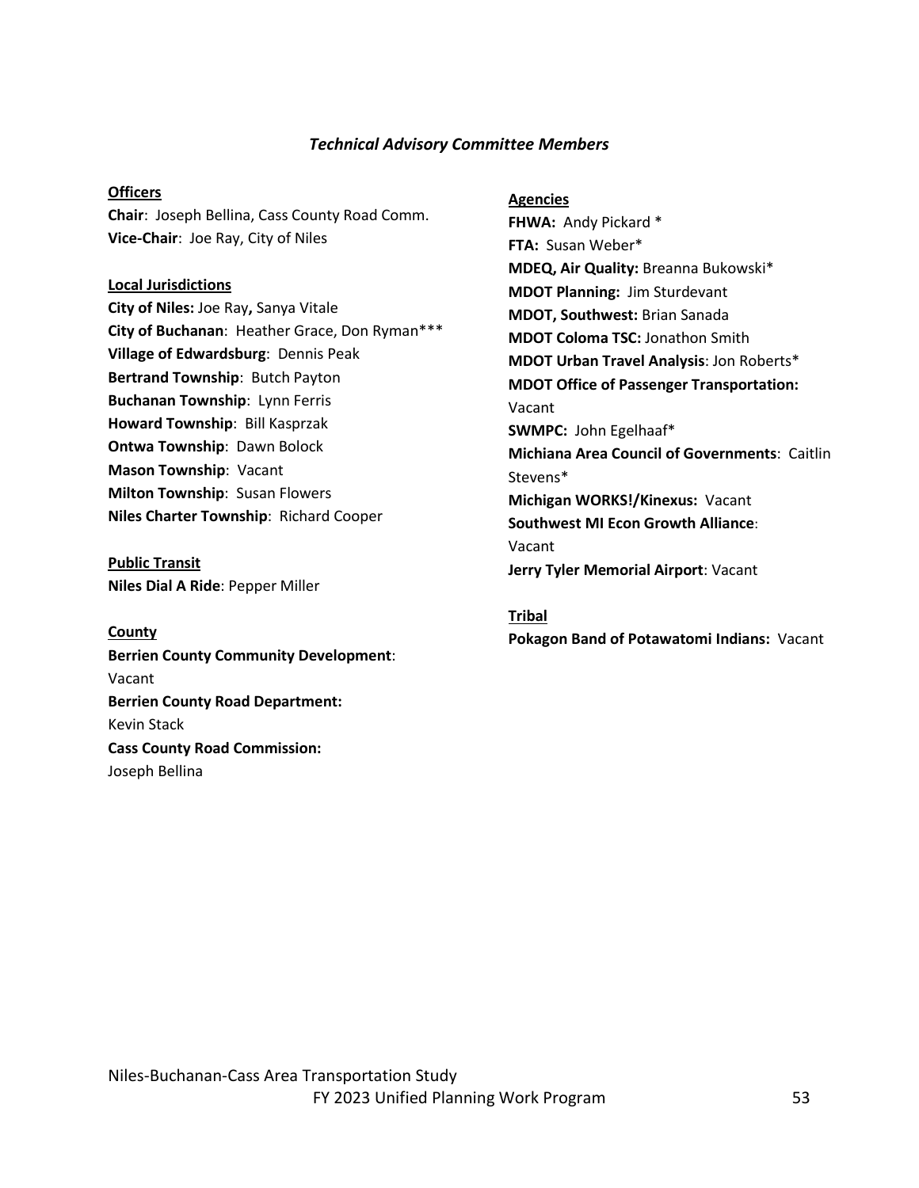*Technical Advisory Committee Members*

**Officers**

**Chair**: Joseph Bellina, Cass County Road Comm.
**Vice-Chair**: Joe Ray, City of Niles

**Local Jurisdictions**

**City of Niles:** Joe Ray**,** Sanya Vitale
**City of Buchanan**: Heather Grace, Don Ryman***
**Village of Edwardsburg**: Dennis Peak
**Bertrand Township**: Butch Payton
**Buchanan Township**: Lynn Ferris
**Howard Township**: Bill Kasprzak
**Ontwa Township**: Dawn Bolock
**Mason Township**: Vacant
**Milton Township**: Susan Flowers
**Niles Charter Township**: Richard Cooper

**Public Transit**

**Niles Dial A Ride**: Pepper Miller

**County**

**Berrien County Community Development**: Vacant
**Berrien County Road Department:** Kevin Stack
**Cass County Road Commission:** Joseph Bellina

**Agencies**

**FHWA:** Andy Pickard *
**FTA:** Susan Weber*
**MDEQ, Air Quality:** Breanna Bukowski*
**MDOT Planning:** Jim Sturdevant
**MDOT, Southwest:** Brian Sanada
**MDOT Coloma TSC:** Jonathon Smith
**MDOT Urban Travel Analysis**: Jon Roberts*
**MDOT Office of Passenger Transportation:** Vacant
**SWMPC:** John Egelhaaf*
**Michiana Area Council of Governments**: Caitlin Stevens*
**Michigan WORKS!/Kinexus:** Vacant
**Southwest MI Econ Growth Alliance**: Vacant
**Jerry Tyler Memorial Airport**: Vacant

**Tribal**

**Pokagon Band of Potawatomi Indians:** Vacant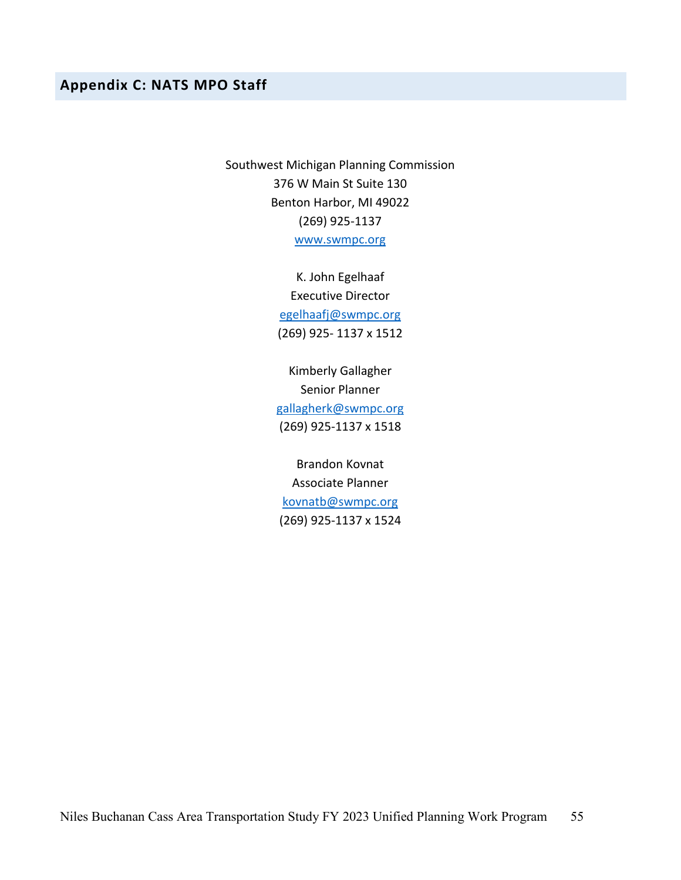## Appendix C: NATS MPO Staff

Southwest Michigan Planning Commission
376 W Main St Suite 130
Benton Harbor, MI 49022
(269) 925-1137
www.swmpc.org

K. John Egelhaaf
Executive Director
egelhaafj@swmpc.org
(269) 925- 1137 x 1512

Kimberly Gallagher
Senior Planner
gallagherk@swmpc.org
(269) 925-1137 x 1518

Brandon Kovnat
Associate Planner
kovnatb@swmpc.org
(269) 925-1137 x 1524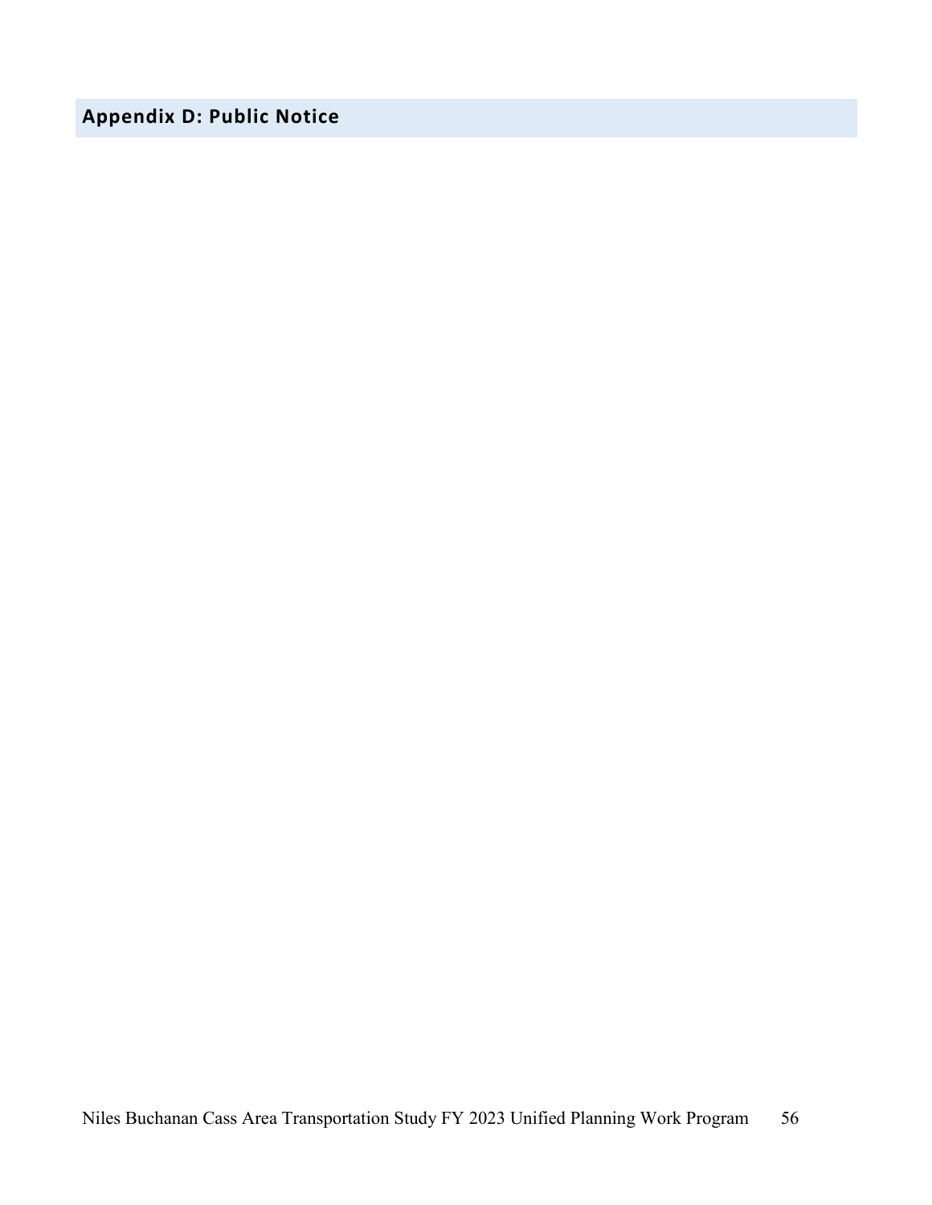## Appendix D: Public Notice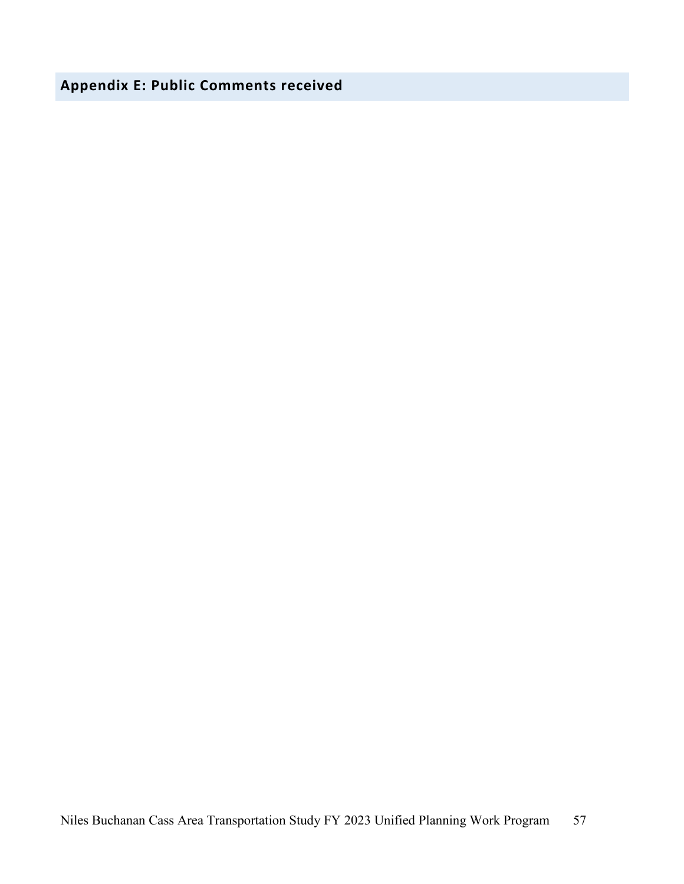## Appendix E: Public Comments received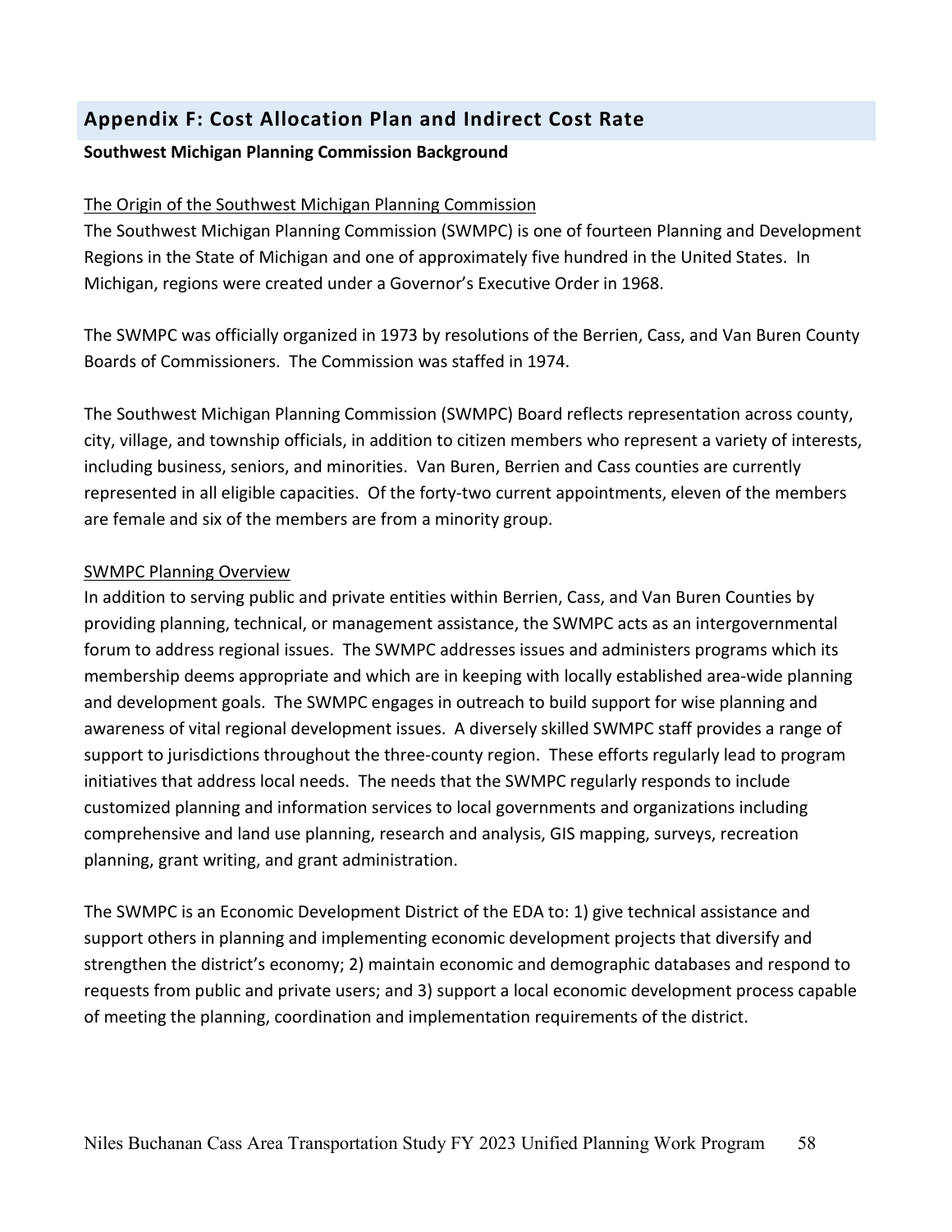## Appendix F: Cost Allocation Plan and Indirect Cost Rate

**Southwest Michigan Planning Commission Background**

The Origin of the Southwest Michigan Planning Commission

The Southwest Michigan Planning Commission (SWMPC) is one of fourteen Planning and Development Regions in the State of Michigan and one of approximately five hundred in the United States. In Michigan, regions were created under a Governor's Executive Order in 1968.

The SWMPC was officially organized in 1973 by resolutions of the Berrien, Cass, and Van Buren County Boards of Commissioners. The Commission was staffed in 1974.

The Southwest Michigan Planning Commission (SWMPC) Board reflects representation across county, city, village, and township officials, in addition to citizen members who represent a variety of interests, including business, seniors, and minorities. Van Buren, Berrien and Cass counties are currently represented in all eligible capacities. Of the forty-two current appointments, eleven of the members are female and six of the members are from a minority group.

SWMPC Planning Overview

In addition to serving public and private entities within Berrien, Cass, and Van Buren Counties by providing planning, technical, or management assistance, the SWMPC acts as an intergovernmental forum to address regional issues. The SWMPC addresses issues and administers programs which its membership deems appropriate and which are in keeping with locally established area-wide planning and development goals. The SWMPC engages in outreach to build support for wise planning and awareness of vital regional development issues. A diversely skilled SWMPC staff provides a range of support to jurisdictions throughout the three-county region. These efforts regularly lead to program initiatives that address local needs. The needs that the SWMPC regularly responds to include customized planning and information services to local governments and organizations including comprehensive and land use planning, research and analysis, GIS mapping, surveys, recreation planning, grant writing, and grant administration.

The SWMPC is an Economic Development District of the EDA to: 1) give technical assistance and support others in planning and implementing economic development projects that diversify and strengthen the district's economy; 2) maintain economic and demographic databases and respond to requests from public and private users; and 3) support a local economic development process capable of meeting the planning, coordination and implementation requirements of the district.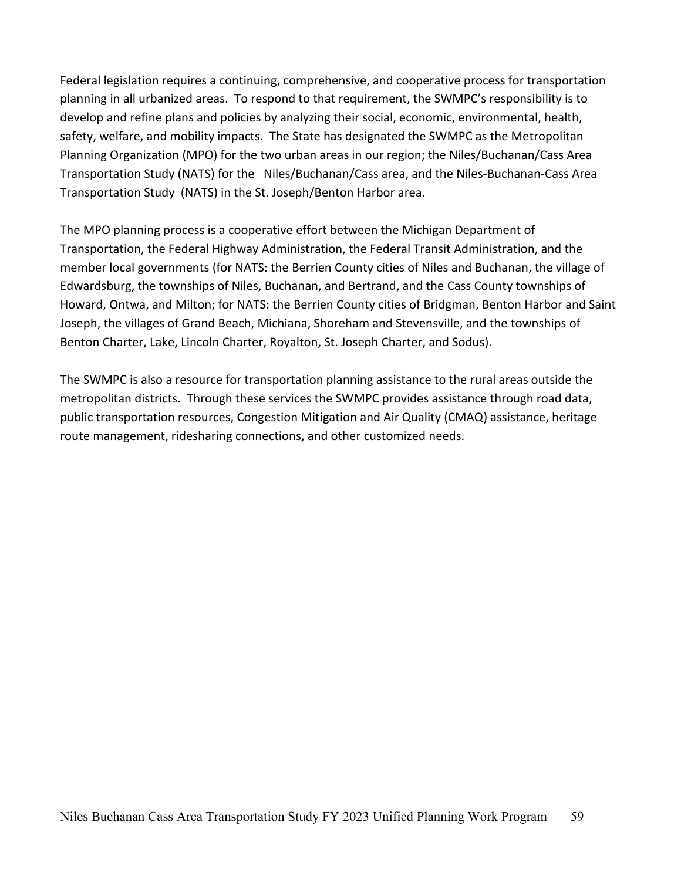Federal legislation requires a continuing, comprehensive, and cooperative process for transportation planning in all urbanized areas. To respond to that requirement, the SWMPC's responsibility is to develop and refine plans and policies by analyzing their social, economic, environmental, health, safety, welfare, and mobility impacts. The State has designated the SWMPC as the Metropolitan Planning Organization (MPO) for the two urban areas in our region; the Niles/Buchanan/Cass Area Transportation Study (NATS) for the Niles/Buchanan/Cass area, and the Niles-Buchanan-Cass Area Transportation Study (NATS) in the St. Joseph/Benton Harbor area.

The MPO planning process is a cooperative effort between the Michigan Department of Transportation, the Federal Highway Administration, the Federal Transit Administration, and the member local governments (for NATS: the Berrien County cities of Niles and Buchanan, the village of Edwardsburg, the townships of Niles, Buchanan, and Bertrand, and the Cass County townships of Howard, Ontwa, and Milton; for NATS: the Berrien County cities of Bridgman, Benton Harbor and Saint Joseph, the villages of Grand Beach, Michiana, Shoreham and Stevensville, and the townships of Benton Charter, Lake, Lincoln Charter, Royalton, St. Joseph Charter, and Sodus).

The SWMPC is also a resource for transportation planning assistance to the rural areas outside the metropolitan districts. Through these services the SWMPC provides assistance through road data, public transportation resources, Congestion Mitigation and Air Quality (CMAQ) assistance, heritage route management, ridesharing connections, and other customized needs.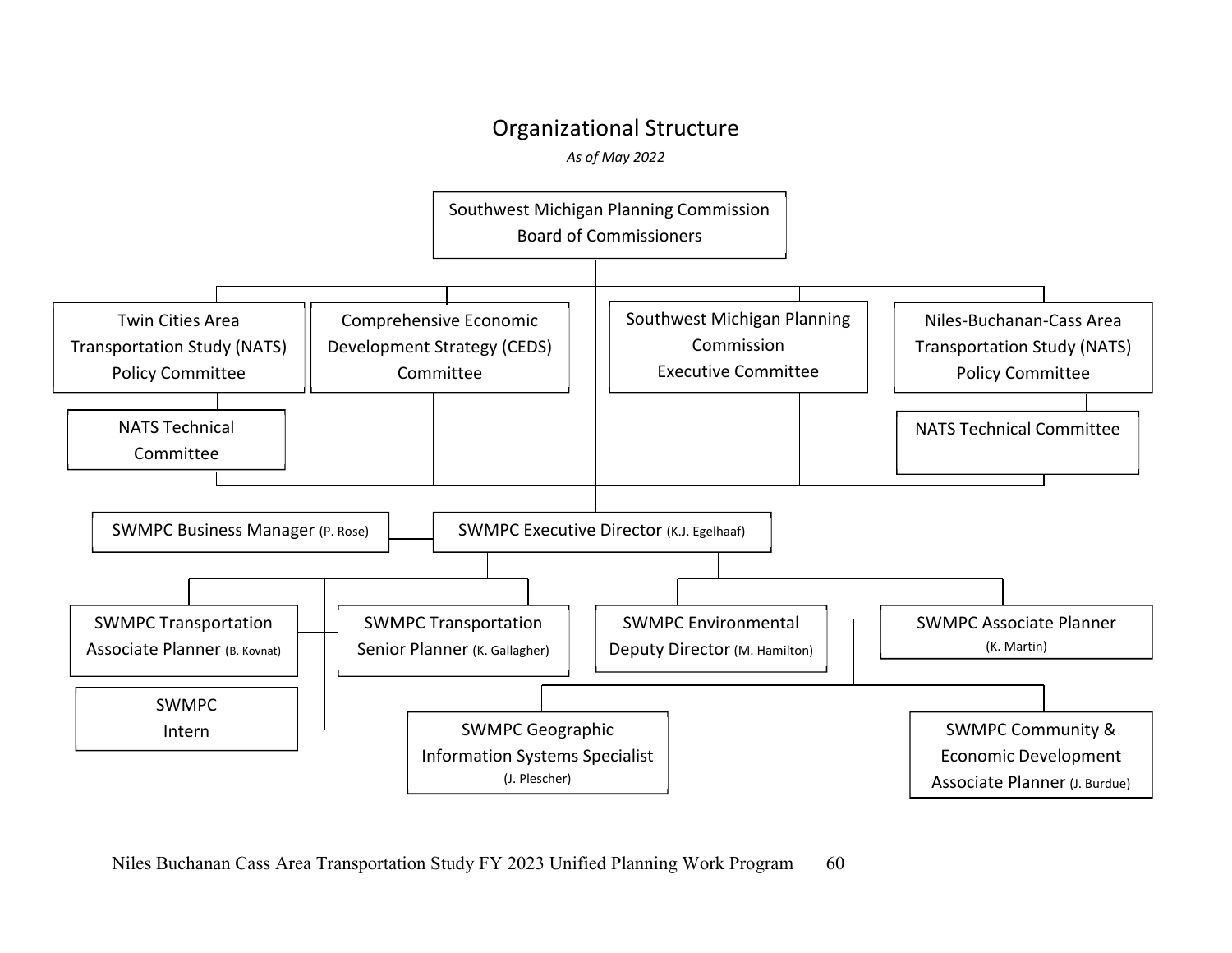## Organizational Structure

*As of May 2022*

- Southwest Michigan Planning Commission Board of Commissioners
  - Twin Cities Area Transportation Study (NATS) Policy Committee
    - NATS Technical Committee
  - Comprehensive Economic Development Strategy (CEDS) Committee
  - Southwest Michigan Planning Commission Executive Committee
  - Niles-Buchanan-Cass Area Transportation Study (NATS) Policy Committee
    - NATS Technical Committee
  - SWMPC Executive Director (K.J. Egelhaaf)
    - SWMPC Business Manager (P. Rose)
    - SWMPC Transportation Associate Planner (B. Kovnat)
    - SWMPC Intern
    - SWMPC Transportation Senior Planner (K. Gallagher)
    - SWMPC Environmental Deputy Director (M. Hamilton)
    - SWMPC Associate Planner (K. Martin)
    - SWMPC Geographic Information Systems Specialist (J. Plescher)
    - SWMPC Community & Economic Development Associate Planner (J. Burdue)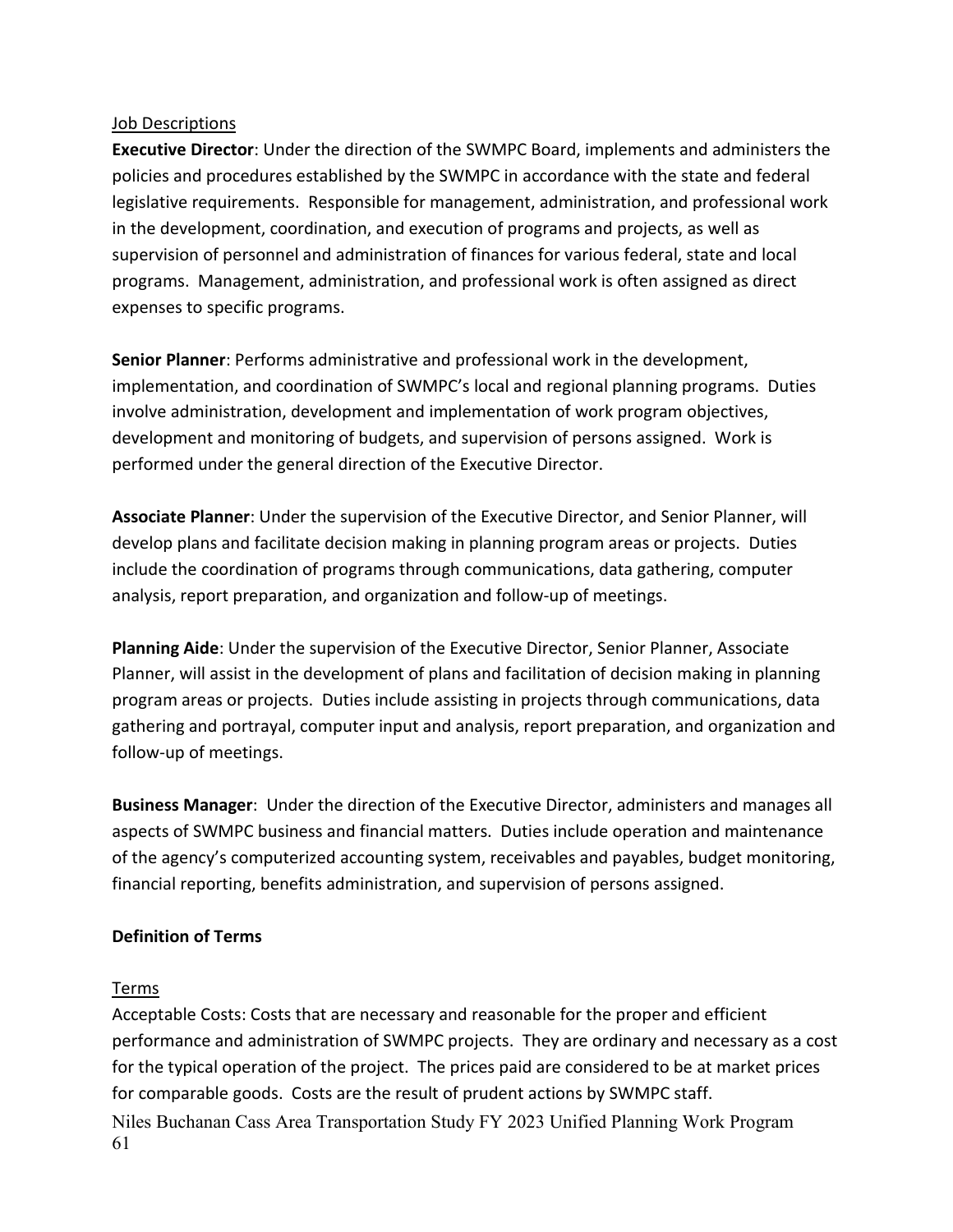Job Descriptions

**Executive Director**: Under the direction of the SWMPC Board, implements and administers the policies and procedures established by the SWMPC in accordance with the state and federal legislative requirements. Responsible for management, administration, and professional work in the development, coordination, and execution of programs and projects, as well as supervision of personnel and administration of finances for various federal, state and local programs. Management, administration, and professional work is often assigned as direct expenses to specific programs.

**Senior Planner**: Performs administrative and professional work in the development, implementation, and coordination of SWMPC's local and regional planning programs. Duties involve administration, development and implementation of work program objectives, development and monitoring of budgets, and supervision of persons assigned. Work is performed under the general direction of the Executive Director.

**Associate Planner**: Under the supervision of the Executive Director, and Senior Planner, will develop plans and facilitate decision making in planning program areas or projects. Duties include the coordination of programs through communications, data gathering, computer analysis, report preparation, and organization and follow-up of meetings.

**Planning Aide**: Under the supervision of the Executive Director, Senior Planner, Associate Planner, will assist in the development of plans and facilitation of decision making in planning program areas or projects. Duties include assisting in projects through communications, data gathering and portrayal, computer input and analysis, report preparation, and organization and follow-up of meetings.

**Business Manager**: Under the direction of the Executive Director, administers and manages all aspects of SWMPC business and financial matters. Duties include operation and maintenance of the agency's computerized accounting system, receivables and payables, budget monitoring, financial reporting, benefits administration, and supervision of persons assigned.

**Definition of Terms**

Terms

Acceptable Costs: Costs that are necessary and reasonable for the proper and efficient performance and administration of SWMPC projects. They are ordinary and necessary as a cost for the typical operation of the project. The prices paid are considered to be at market prices for comparable goods. Costs are the result of prudent actions by SWMPC staff.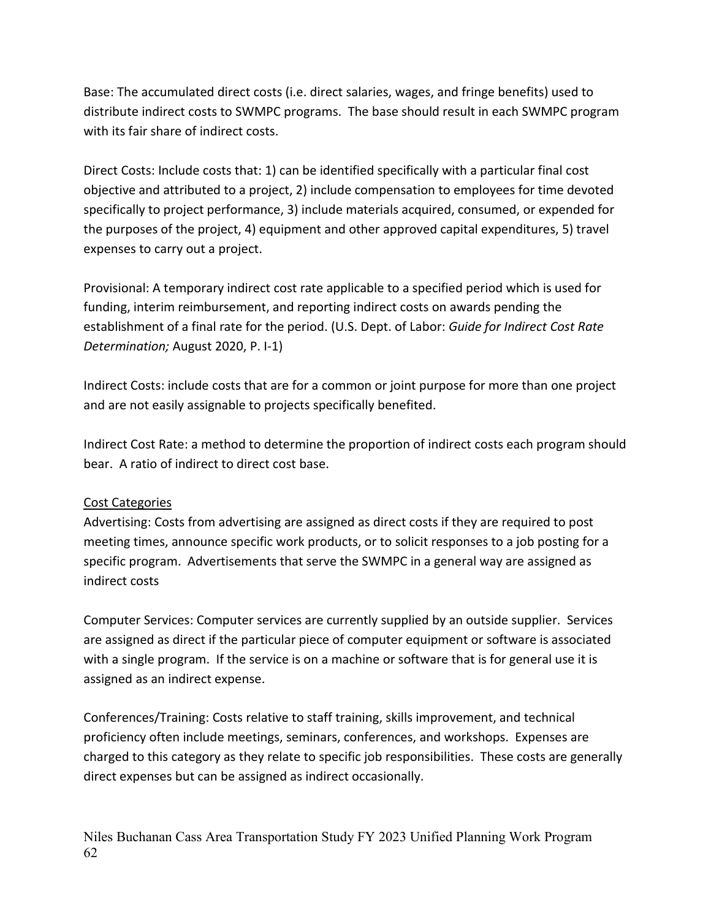Base: The accumulated direct costs (i.e. direct salaries, wages, and fringe benefits) used to distribute indirect costs to SWMPC programs. The base should result in each SWMPC program with its fair share of indirect costs.

Direct Costs: Include costs that: 1) can be identified specifically with a particular final cost objective and attributed to a project, 2) include compensation to employees for time devoted specifically to project performance, 3) include materials acquired, consumed, or expended for the purposes of the project, 4) equipment and other approved capital expenditures, 5) travel expenses to carry out a project.

Provisional: A temporary indirect cost rate applicable to a specified period which is used for funding, interim reimbursement, and reporting indirect costs on awards pending the establishment of a final rate for the period. (U.S. Dept. of Labor: *Guide for Indirect Cost Rate Determination;* August 2020, P. I-1)

Indirect Costs: include costs that are for a common or joint purpose for more than one project and are not easily assignable to projects specifically benefited.

Indirect Cost Rate: a method to determine the proportion of indirect costs each program should bear. A ratio of indirect to direct cost base.

<u>Cost Categories</u>

Advertising: Costs from advertising are assigned as direct costs if they are required to post meeting times, announce specific work products, or to solicit responses to a job posting for a specific program. Advertisements that serve the SWMPC in a general way are assigned as indirect costs

Computer Services: Computer services are currently supplied by an outside supplier. Services are assigned as direct if the particular piece of computer equipment or software is associated with a single program. If the service is on a machine or software that is for general use it is assigned as an indirect expense.

Conferences/Training: Costs relative to staff training, skills improvement, and technical proficiency often include meetings, seminars, conferences, and workshops. Expenses are charged to this category as they relate to specific job responsibilities. These costs are generally direct expenses but can be assigned as indirect occasionally.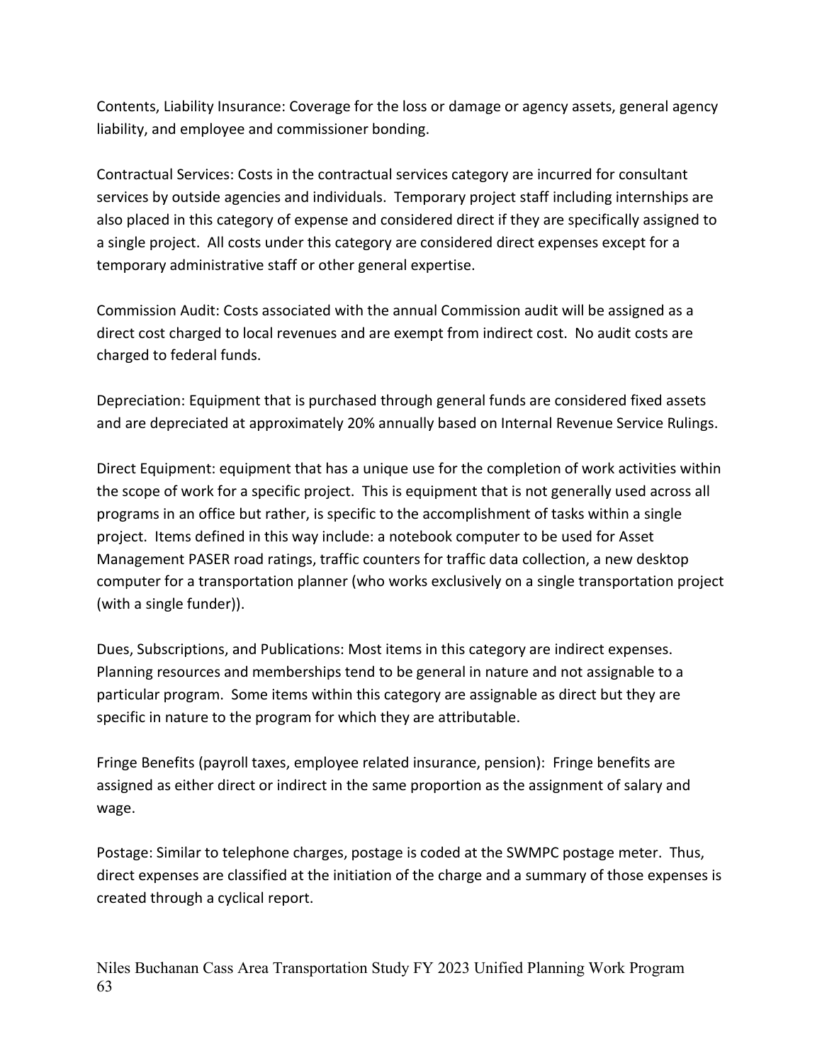Contents, Liability Insurance: Coverage for the loss or damage or agency assets, general agency liability, and employee and commissioner bonding.

Contractual Services: Costs in the contractual services category are incurred for consultant services by outside agencies and individuals. Temporary project staff including internships are also placed in this category of expense and considered direct if they are specifically assigned to a single project. All costs under this category are considered direct expenses except for a temporary administrative staff or other general expertise.

Commission Audit: Costs associated with the annual Commission audit will be assigned as a direct cost charged to local revenues and are exempt from indirect cost. No audit costs are charged to federal funds.

Depreciation: Equipment that is purchased through general funds are considered fixed assets and are depreciated at approximately 20% annually based on Internal Revenue Service Rulings.

Direct Equipment: equipment that has a unique use for the completion of work activities within the scope of work for a specific project. This is equipment that is not generally used across all programs in an office but rather, is specific to the accomplishment of tasks within a single project. Items defined in this way include: a notebook computer to be used for Asset Management PASER road ratings, traffic counters for traffic data collection, a new desktop computer for a transportation planner (who works exclusively on a single transportation project (with a single funder)).

Dues, Subscriptions, and Publications: Most items in this category are indirect expenses. Planning resources and memberships tend to be general in nature and not assignable to a particular program. Some items within this category are assignable as direct but they are specific in nature to the program for which they are attributable.

Fringe Benefits (payroll taxes, employee related insurance, pension): Fringe benefits are assigned as either direct or indirect in the same proportion as the assignment of salary and wage.

Postage: Similar to telephone charges, postage is coded at the SWMPC postage meter. Thus, direct expenses are classified at the initiation of the charge and a summary of those expenses is created through a cyclical report.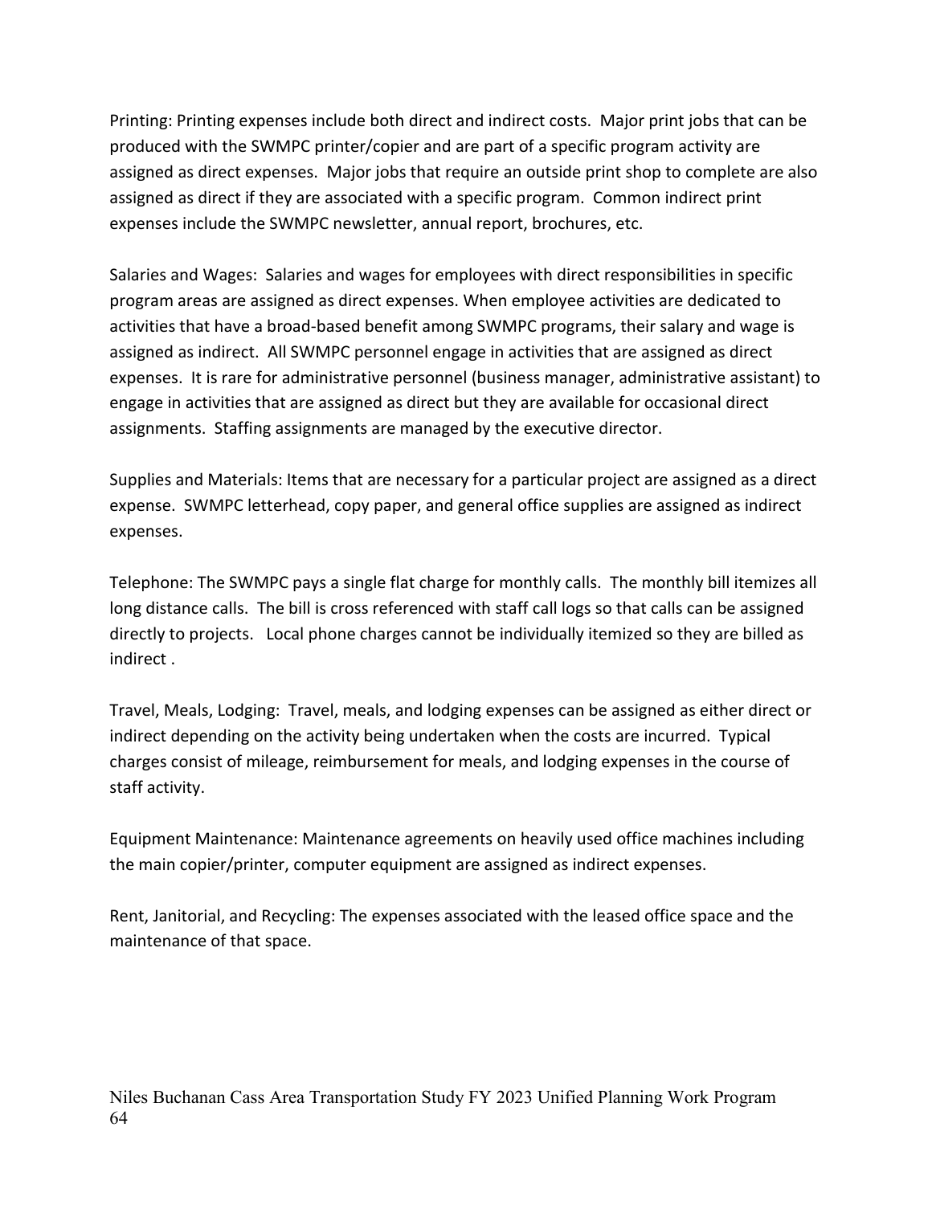Printing: Printing expenses include both direct and indirect costs. Major print jobs that can be produced with the SWMPC printer/copier and are part of a specific program activity are assigned as direct expenses. Major jobs that require an outside print shop to complete are also assigned as direct if they are associated with a specific program. Common indirect print expenses include the SWMPC newsletter, annual report, brochures, etc.

Salaries and Wages: Salaries and wages for employees with direct responsibilities in specific program areas are assigned as direct expenses. When employee activities are dedicated to activities that have a broad-based benefit among SWMPC programs, their salary and wage is assigned as indirect. All SWMPC personnel engage in activities that are assigned as direct expenses. It is rare for administrative personnel (business manager, administrative assistant) to engage in activities that are assigned as direct but they are available for occasional direct assignments. Staffing assignments are managed by the executive director.

Supplies and Materials: Items that are necessary for a particular project are assigned as a direct expense. SWMPC letterhead, copy paper, and general office supplies are assigned as indirect expenses.

Telephone: The SWMPC pays a single flat charge for monthly calls. The monthly bill itemizes all long distance calls. The bill is cross referenced with staff call logs so that calls can be assigned directly to projects. Local phone charges cannot be individually itemized so they are billed as indirect .

Travel, Meals, Lodging: Travel, meals, and lodging expenses can be assigned as either direct or indirect depending on the activity being undertaken when the costs are incurred. Typical charges consist of mileage, reimbursement for meals, and lodging expenses in the course of staff activity.

Equipment Maintenance: Maintenance agreements on heavily used office machines including the main copier/printer, computer equipment are assigned as indirect expenses.

Rent, Janitorial, and Recycling: The expenses associated with the leased office space and the maintenance of that space.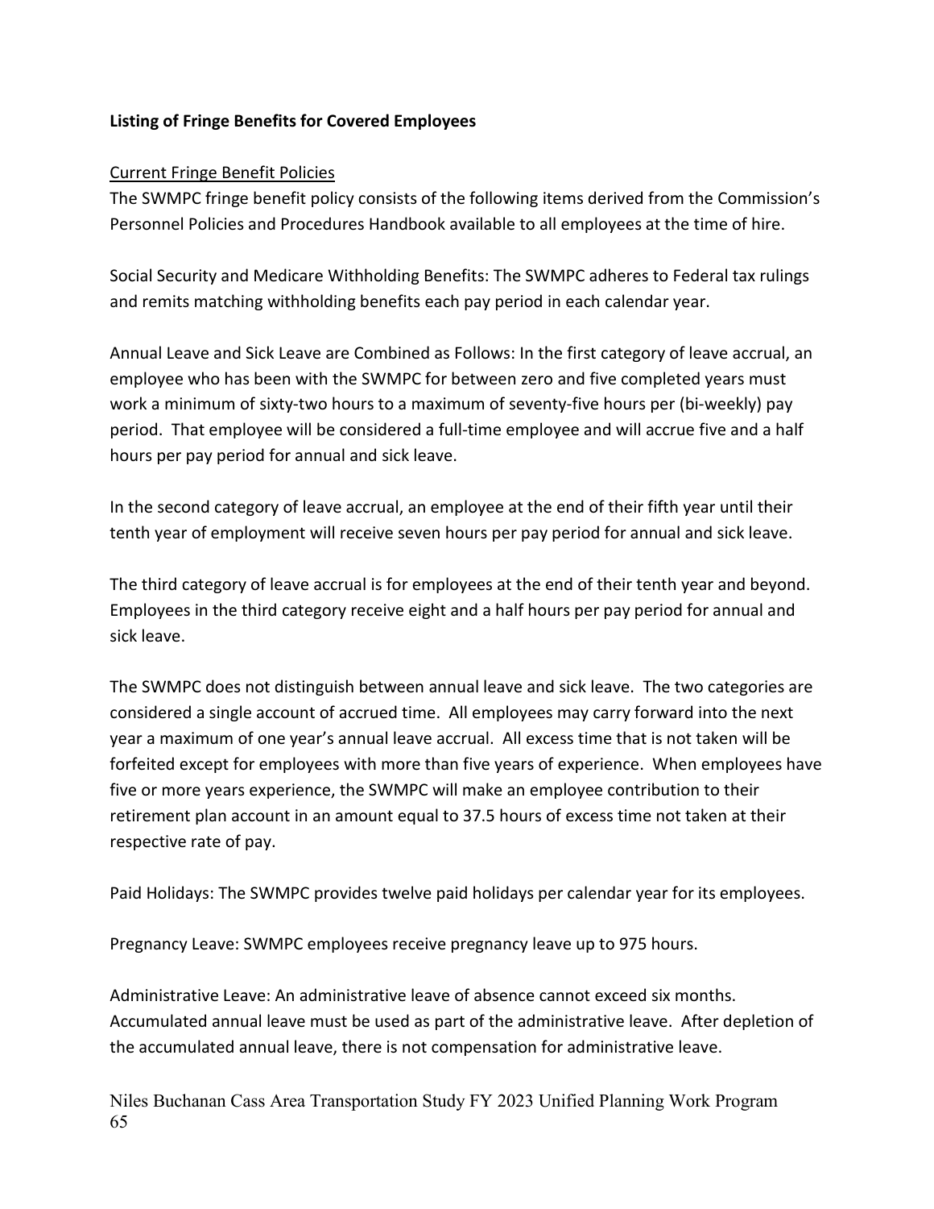**Listing of Fringe Benefits for Covered Employees**

<u>Current Fringe Benefit Policies</u>

The SWMPC fringe benefit policy consists of the following items derived from the Commission's Personnel Policies and Procedures Handbook available to all employees at the time of hire.

Social Security and Medicare Withholding Benefits: The SWMPC adheres to Federal tax rulings and remits matching withholding benefits each pay period in each calendar year.

Annual Leave and Sick Leave are Combined as Follows: In the first category of leave accrual, an employee who has been with the SWMPC for between zero and five completed years must work a minimum of sixty-two hours to a maximum of seventy-five hours per (bi-weekly) pay period. That employee will be considered a full-time employee and will accrue five and a half hours per pay period for annual and sick leave.

In the second category of leave accrual, an employee at the end of their fifth year until their tenth year of employment will receive seven hours per pay period for annual and sick leave.

The third category of leave accrual is for employees at the end of their tenth year and beyond. Employees in the third category receive eight and a half hours per pay period for annual and sick leave.

The SWMPC does not distinguish between annual leave and sick leave. The two categories are considered a single account of accrued time. All employees may carry forward into the next year a maximum of one year's annual leave accrual. All excess time that is not taken will be forfeited except for employees with more than five years of experience. When employees have five or more years experience, the SWMPC will make an employee contribution to their retirement plan account in an amount equal to 37.5 hours of excess time not taken at their respective rate of pay.

Paid Holidays: The SWMPC provides twelve paid holidays per calendar year for its employees.

Pregnancy Leave: SWMPC employees receive pregnancy leave up to 975 hours.

Administrative Leave: An administrative leave of absence cannot exceed six months. Accumulated annual leave must be used as part of the administrative leave. After depletion of the accumulated annual leave, there is not compensation for administrative leave.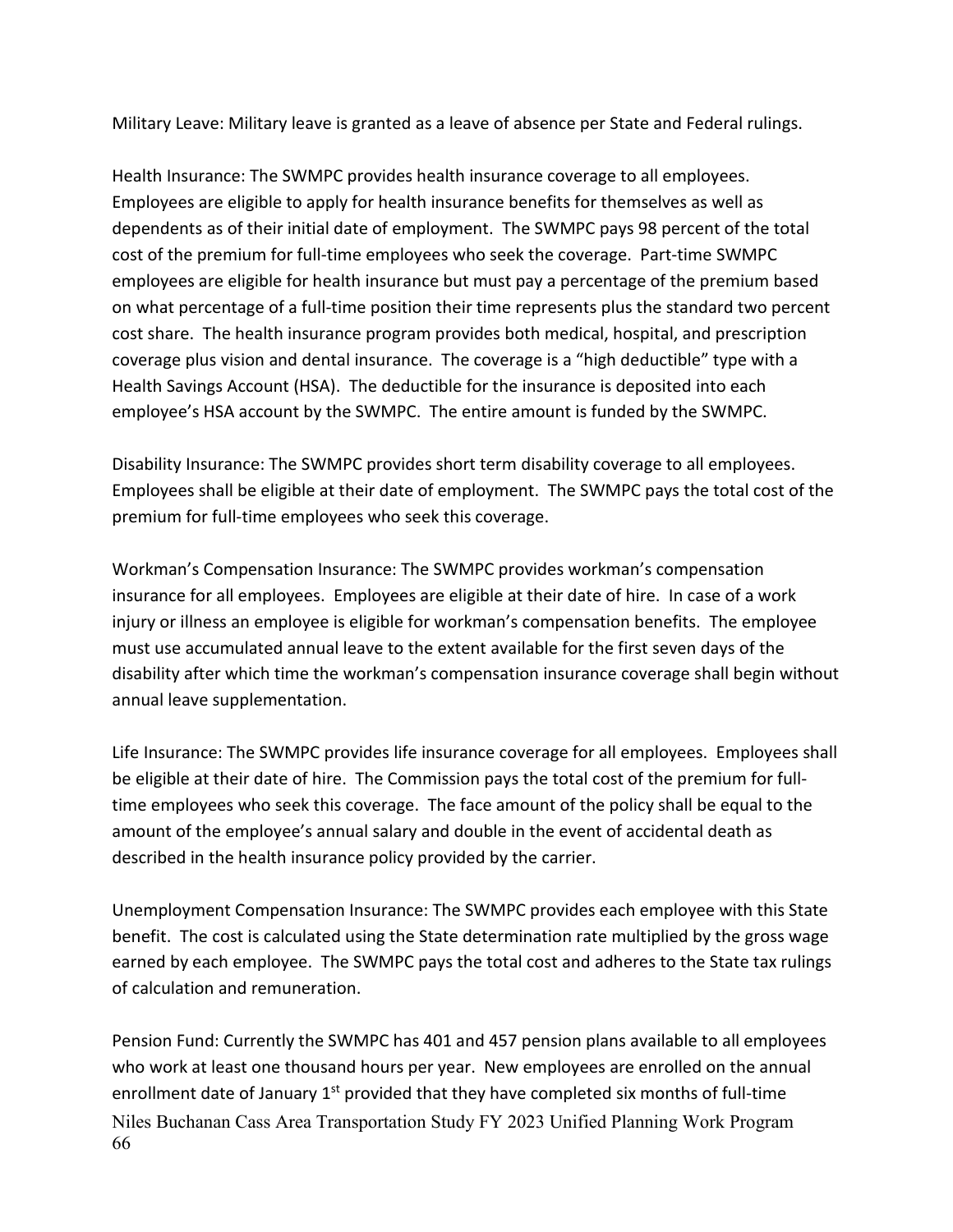Military Leave: Military leave is granted as a leave of absence per State and Federal rulings.

Health Insurance: The SWMPC provides health insurance coverage to all employees. Employees are eligible to apply for health insurance benefits for themselves as well as dependents as of their initial date of employment. The SWMPC pays 98 percent of the total cost of the premium for full-time employees who seek the coverage. Part-time SWMPC employees are eligible for health insurance but must pay a percentage of the premium based on what percentage of a full-time position their time represents plus the standard two percent cost share. The health insurance program provides both medical, hospital, and prescription coverage plus vision and dental insurance. The coverage is a "high deductible" type with a Health Savings Account (HSA). The deductible for the insurance is deposited into each employee's HSA account by the SWMPC. The entire amount is funded by the SWMPC.

Disability Insurance: The SWMPC provides short term disability coverage to all employees. Employees shall be eligible at their date of employment. The SWMPC pays the total cost of the premium for full-time employees who seek this coverage.

Workman's Compensation Insurance: The SWMPC provides workman's compensation insurance for all employees. Employees are eligible at their date of hire. In case of a work injury or illness an employee is eligible for workman's compensation benefits. The employee must use accumulated annual leave to the extent available for the first seven days of the disability after which time the workman's compensation insurance coverage shall begin without annual leave supplementation.

Life Insurance: The SWMPC provides life insurance coverage for all employees. Employees shall be eligible at their date of hire. The Commission pays the total cost of the premium for full-time employees who seek this coverage. The face amount of the policy shall be equal to the amount of the employee's annual salary and double in the event of accidental death as described in the health insurance policy provided by the carrier.

Unemployment Compensation Insurance: The SWMPC provides each employee with this State benefit. The cost is calculated using the State determination rate multiplied by the gross wage earned by each employee. The SWMPC pays the total cost and adheres to the State tax rulings of calculation and remuneration.

Pension Fund: Currently the SWMPC has 401 and 457 pension plans available to all employees who work at least one thousand hours per year. New employees are enrolled on the annual enrollment date of January 1st provided that they have completed six months of full-time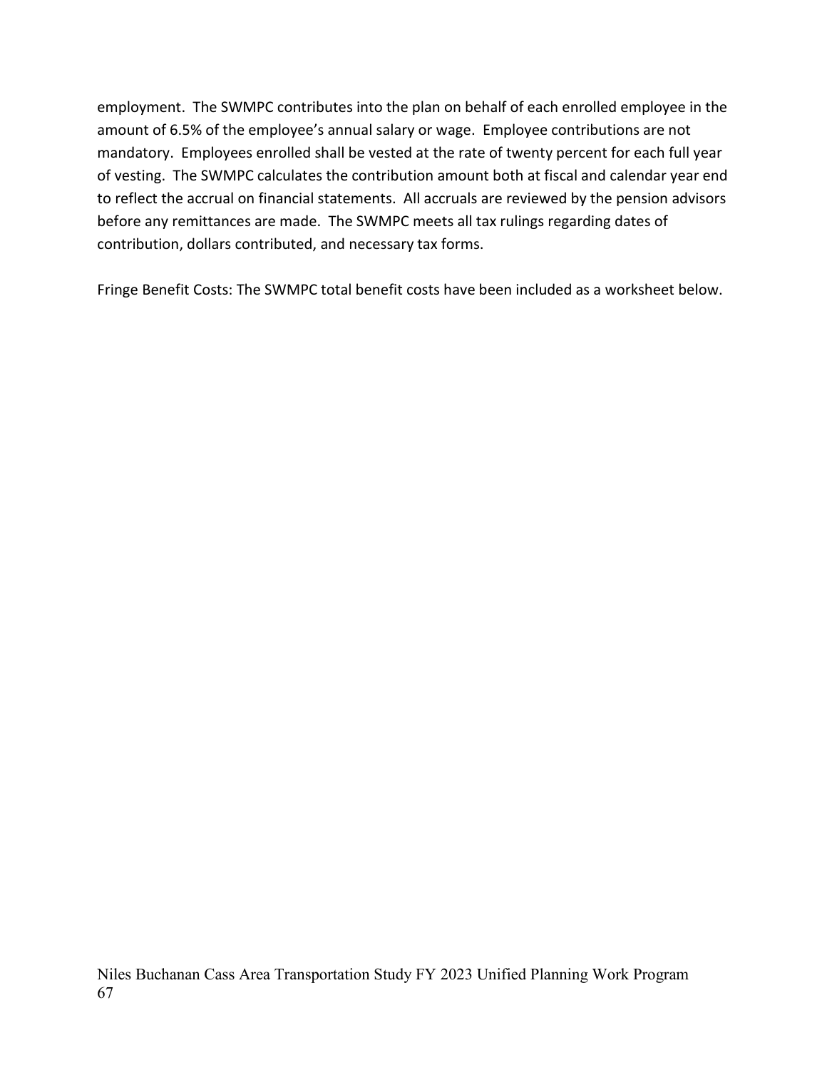employment. The SWMPC contributes into the plan on behalf of each enrolled employee in the amount of 6.5% of the employee's annual salary or wage. Employee contributions are not mandatory. Employees enrolled shall be vested at the rate of twenty percent for each full year of vesting. The SWMPC calculates the contribution amount both at fiscal and calendar year end to reflect the accrual on financial statements. All accruals are reviewed by the pension advisors before any remittances are made. The SWMPC meets all tax rulings regarding dates of contribution, dollars contributed, and necessary tax forms.

Fringe Benefit Costs: The SWMPC total benefit costs have been included as a worksheet below.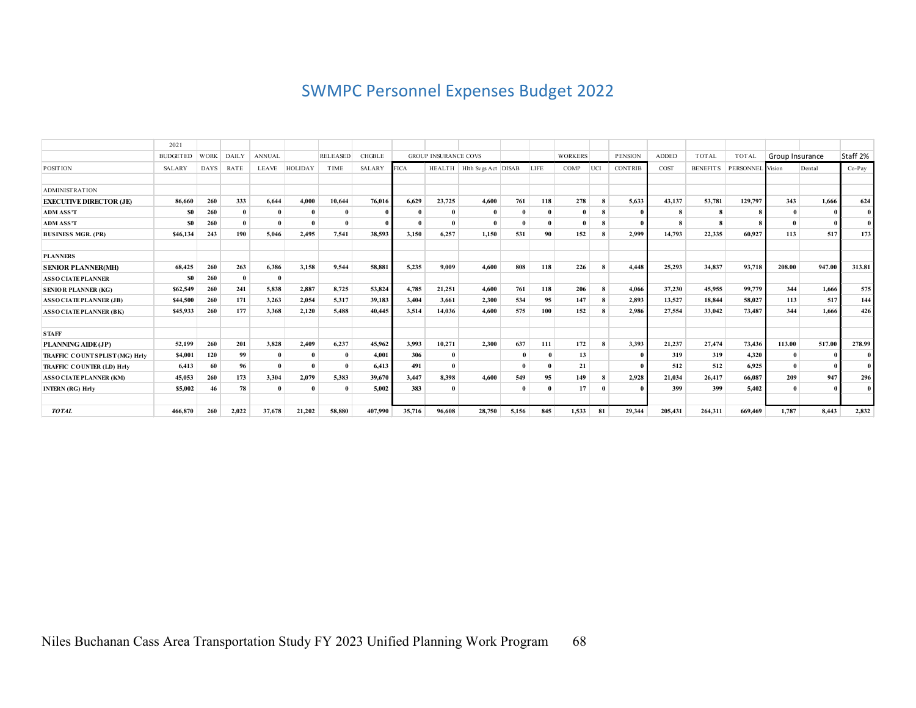# SWMPC Personnel Expenses Budget 2022

| POSITION | 2021 BUDGETED SALARY | WORK DAYS | DAILY RATE | ANNUAL LEAVE | HOLIDAY | RELEASED TIME | CHGBLE SALARY | FICA | GROUP INSURANCE COVS HEALTH | Hlth Svgs Act | DISAB | LIFE | WORKERS COMP | UCI | PENSION CONTRIB | ADDED COST | TOTAL BENEFITS | TOTAL PERSONNEL | Group Insurance Vision | Dental | Staff 2% Co-Pay |
|---|---|---|---|---|---|---|---|---|---|---|---|---|---|---|---|---|---|---|---|---|---|
| ADMINISTRATION | | | | | | | | | | | | | | | | | | | | | |
| **EXECUTIVE DIRECTOR (JE)** | 86,660 | 260 | 333 | 6,644 | 4,000 | 10,644 | 76,016 | 6,629 | 23,725 | 4,600 | 761 | 118 | 278 | 8 | 5,633 | 43,137 | 53,781 | 129,797 | 343 | 1,666 | 624 |
| **ADM ASS'T** | $0 | 260 | 0 | 0 | 0 | 0 | 0 | 0 | 0 | 0 | 0 | 0 | 0 | 8 | 0 | 8 | 8 | 8 | 0 | 0 | 0 |
| **ADM ASS'T** | $0 | 260 | 0 | 0 | 0 | 0 | 0 | 0 | 0 | 0 | 0 | 0 | 0 | 8 | 0 | 8 | 8 | 8 | 0 | 0 | 0 |
| **BUSINESS MGR. (PR)** | $46,134 | 243 | 190 | 5,046 | 2,495 | 7,541 | 38,593 | 3,150 | 6,257 | 1,150 | 531 | 90 | 152 | 8 | 2,999 | 14,793 | 22,335 | 60,927 | 113 | 517 | 173 |
| PLANNERS | | | | | | | | | | | | | | | | | | | | | |
| **SENIOR PLANNER(MH)** | 68,425 | 260 | 263 | 6,386 | 3,158 | 9,544 | 58,881 | 5,235 | 9,009 | 4,600 | 808 | 118 | 226 | 8 | 4,448 | 25,293 | 34,837 | 93,718 | 208.00 | 947.00 | 313.81 |
| **ASSOCIATE PLANNER** | $0 | 260 | 0 | 0 | | | | | | | | | | | | | | | | | |
| **SENIOR PLANNER (KG)** | $62,549 | 260 | 241 | 5,838 | 2,887 | 8,725 | 53,824 | 4,785 | 21,251 | 4,600 | 761 | 118 | 206 | 8 | 4,066 | 37,230 | 45,955 | 99,779 | 344 | 1,666 | 575 |
| **ASSOCIATE PLANNER (JB)** | $44,500 | 260 | 171 | 3,263 | 2,054 | 5,317 | 39,183 | 3,404 | 3,661 | 2,300 | 534 | 95 | 147 | 8 | 2,893 | 13,527 | 18,844 | 58,027 | 113 | 517 | 144 |
| **ASSOCIATE PLANNER (BK)** | $45,933 | 260 | 177 | 3,368 | 2,120 | 5,488 | 40,445 | 3,514 | 14,036 | 4,600 | 575 | 100 | 152 | 8 | 2,986 | 27,554 | 33,042 | 73,487 | 344 | 1,666 | 426 |
| STAFF | | | | | | | | | | | | | | | | | | | | | |
| **PLANNING AIDE (JP)** | 52,199 | 260 | 201 | 3,828 | 2,409 | 6,237 | 45,962 | 3,993 | 10,271 | 2,300 | 637 | 111 | 172 | 8 | 3,393 | 21,237 | 27,474 | 73,436 | 113.00 | 517.00 | 278.99 |
| **TRAFFIC COUNTS PLIST (MG) Hrly** | $4,001 | 120 | 99 | 0 | 0 | 0 | 4,001 | 306 | 0 | | 0 | 0 | 13 | | 0 | 319 | 319 | 4,320 | 0 | 0 | 0 |
| **TRAFFIC COUNTER (LD) Hrly** | 6,413 | 60 | 96 | 0 | 0 | 0 | 6,413 | 491 | 0 | | 0 | 0 | 21 | | 0 | 512 | 512 | 6,925 | 0 | 0 | 0 |
| **ASSOCIATE PLANNER (KM)** | 45,053 | 260 | 173 | 3,304 | 2,079 | 5,383 | 39,670 | 3,447 | 8,398 | 4,600 | 549 | 95 | 149 | 8 | 2,928 | 21,034 | 26,417 | 66,087 | 209 | 947 | 296 |
| **INTERN (RG) Hrly** | $5,002 | 46 | 78 | 0 | 0 | 0 | 5,002 | 383 | 0 | | 0 | 0 | 17 | 0 | 0 | 399 | 399 | 5,402 | 0 | 0 | 0 |
| ***TOTAL*** | 466,870 | 260 | 2,022 | 37,678 | 21,202 | 58,880 | 407,990 | 35,716 | 96,608 | 28,750 | 5,156 | 845 | 1,533 | 81 | 29,344 | 205,431 | 264,311 | 669,469 | 1,787 | 8,443 | 2,832 |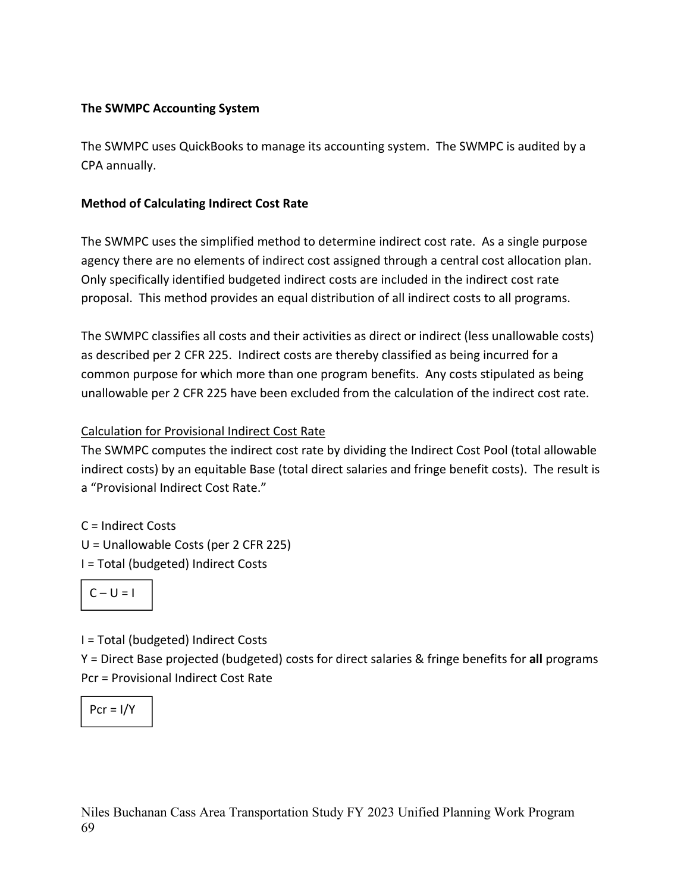**The SWMPC Accounting System**

The SWMPC uses QuickBooks to manage its accounting system. The SWMPC is audited by a CPA annually.

**Method of Calculating Indirect Cost Rate**

The SWMPC uses the simplified method to determine indirect cost rate. As a single purpose agency there are no elements of indirect cost assigned through a central cost allocation plan. Only specifically identified budgeted indirect costs are included in the indirect cost rate proposal. This method provides an equal distribution of all indirect costs to all programs.

The SWMPC classifies all costs and their activities as direct or indirect (less unallowable costs) as described per 2 CFR 225. Indirect costs are thereby classified as being incurred for a common purpose for which more than one program benefits. Any costs stipulated as being unallowable per 2 CFR 225 have been excluded from the calculation of the indirect cost rate.

<u>Calculation for Provisional Indirect Cost Rate</u>

The SWMPC computes the indirect cost rate by dividing the Indirect Cost Pool (total allowable indirect costs) by an equitable Base (total direct salaries and fringe benefit costs). The result is a "Provisional Indirect Cost Rate."

C = Indirect Costs
U = Unallowable Costs (per 2 CFR 225)
I = Total (budgeted) Indirect Costs

$$C - U = I$$

I = Total (budgeted) Indirect Costs
Y = Direct Base projected (budgeted) costs for direct salaries & fringe benefits for **all** programs
Pcr = Provisional Indirect Cost Rate

$$Pcr = I/Y$$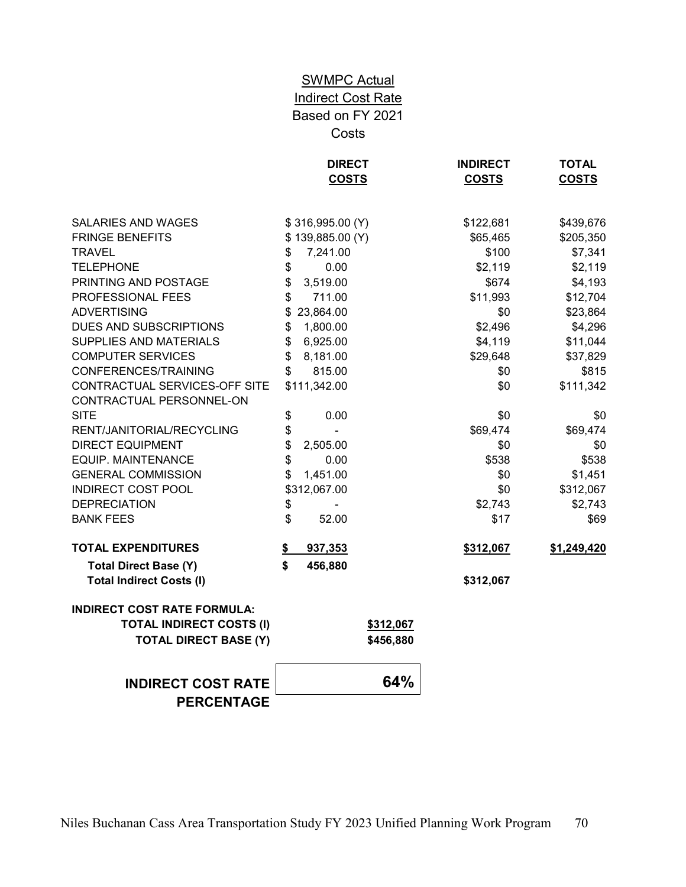# SWMPC Actual Indirect Cost Rate Based on FY 2021 Costs

| | DIRECT COSTS | INDIRECT COSTS | TOTAL COSTS |
|---|---|---|---|
| SALARIES AND WAGES | $ 316,995.00 (Y) | $122,681 | $439,676 |
| FRINGE BENEFITS | $ 139,885.00 (Y) | $65,465 | $205,350 |
| TRAVEL | $ 7,241.00 | $100 | $7,341 |
| TELEPHONE | $ 0.00 | $2,119 | $2,119 |
| PRINTING AND POSTAGE | $ 3,519.00 | $674 | $4,193 |
| PROFESSIONAL FEES | $ 711.00 | $11,993 | $12,704 |
| ADVERTISING | $ 23,864.00 | $0 | $23,864 |
| DUES AND SUBSCRIPTIONS | $ 1,800.00 | $2,496 | $4,296 |
| SUPPLIES AND MATERIALS | $ 6,925.00 | $4,119 | $11,044 |
| COMPUTER SERVICES | $ 8,181.00 | $29,648 | $37,829 |
| CONFERENCES/TRAINING | $ 815.00 | $0 | $815 |
| CONTRACTUAL SERVICES-OFF SITE | $111,342.00 | $0 | $111,342 |
| CONTRACTUAL PERSONNEL-ON SITE | $ 0.00 | $0 | $0 |
| RENT/JANITORIAL/RECYCLING | $ - | $69,474 | $69,474 |
| DIRECT EQUIPMENT | $ 2,505.00 | $0 | $0 |
| EQUIP. MAINTENANCE | $ 0.00 | $538 | $538 |
| GENERAL COMMISSION | $ 1,451.00 | $0 | $1,451 |
| INDIRECT COST POOL | $312,067.00 | $0 | $312,067 |
| DEPRECIATION | $ - | $2,743 | $2,743 |
| BANK FEES | $ 52.00 | $17 | $69 |
| **TOTAL EXPENDITURES** | **$ 937,353** | **$312,067** | **$1,249,420** |
| **Total Direct Base (Y)** | **$ 456,880** | | |
| **Total Indirect Costs (I)** | | **$312,067** | |

**INDIRECT COST RATE FORMULA:**

| | |
|---|---|
| **TOTAL INDIRECT COSTS (I)** | **$312,067** |
| **TOTAL DIRECT BASE (Y)** | **$456,880** |

| | |
|---|---|
| **INDIRECT COST RATE PERCENTAGE** | **64%** |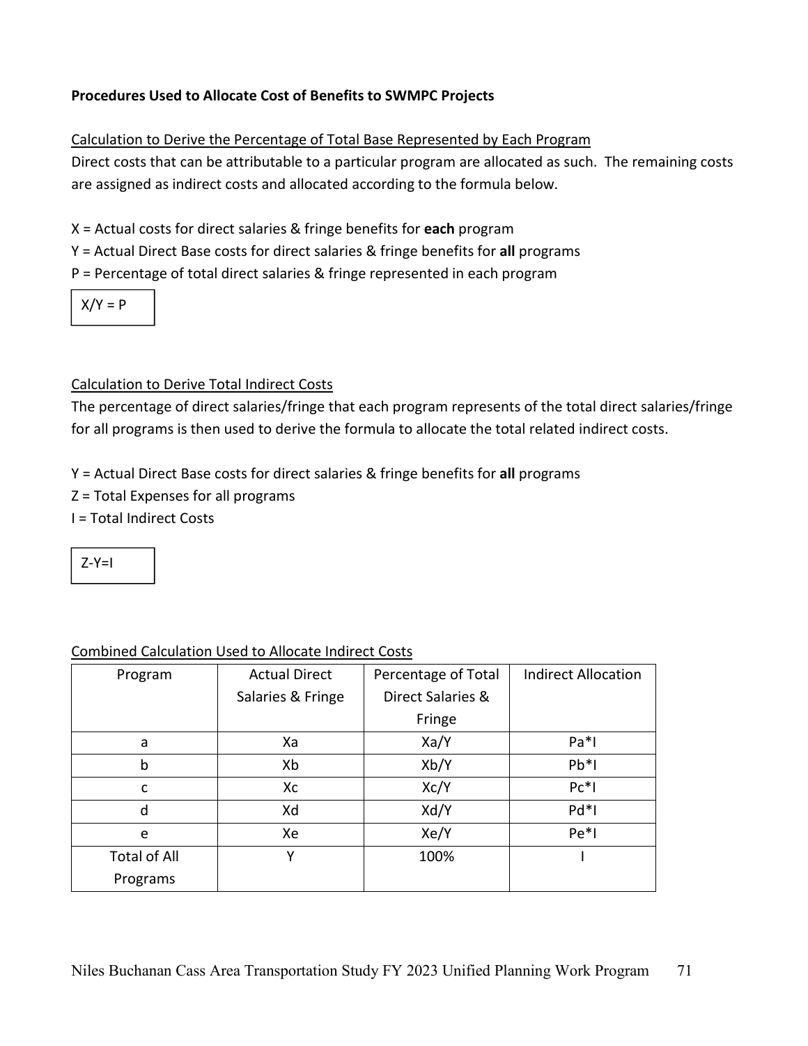**Procedures Used to Allocate Cost of Benefits to SWMPC Projects**

Calculation to Derive the Percentage of Total Base Represented by Each Program

Direct costs that can be attributable to a particular program are allocated as such. The remaining costs are assigned as indirect costs and allocated according to the formula below.

X = Actual costs for direct salaries & fringe benefits for **each** program

Y = Actual Direct Base costs for direct salaries & fringe benefits for **all** programs

P = Percentage of total direct salaries & fringe represented in each program

$$X/Y = P$$

Calculation to Derive Total Indirect Costs

The percentage of direct salaries/fringe that each program represents of the total direct salaries/fringe for all programs is then used to derive the formula to allocate the total related indirect costs.

Y = Actual Direct Base costs for direct salaries & fringe benefits for **all** programs

Z = Total Expenses for all programs

I = Total Indirect Costs

$$Z-Y=I$$

Combined Calculation Used to Allocate Indirect Costs

| Program | Actual Direct Salaries & Fringe | Percentage of Total Direct Salaries & Fringe | Indirect Allocation |
| --- | --- | --- | --- |
| a | $X_a$ | $X_a/Y$ | $P_a*I$ |
| b | $X_b$ | $X_b/Y$ | $P_b*I$ |
| c | $X_c$ | $X_c/Y$ | $P_c*I$ |
| d | $X_d$ | $X_d/Y$ | $P_d*I$ |
| e | $X_e$ | $X_e/Y$ | $P_e*I$ |
| Total of All Programs | Y | 100% | I |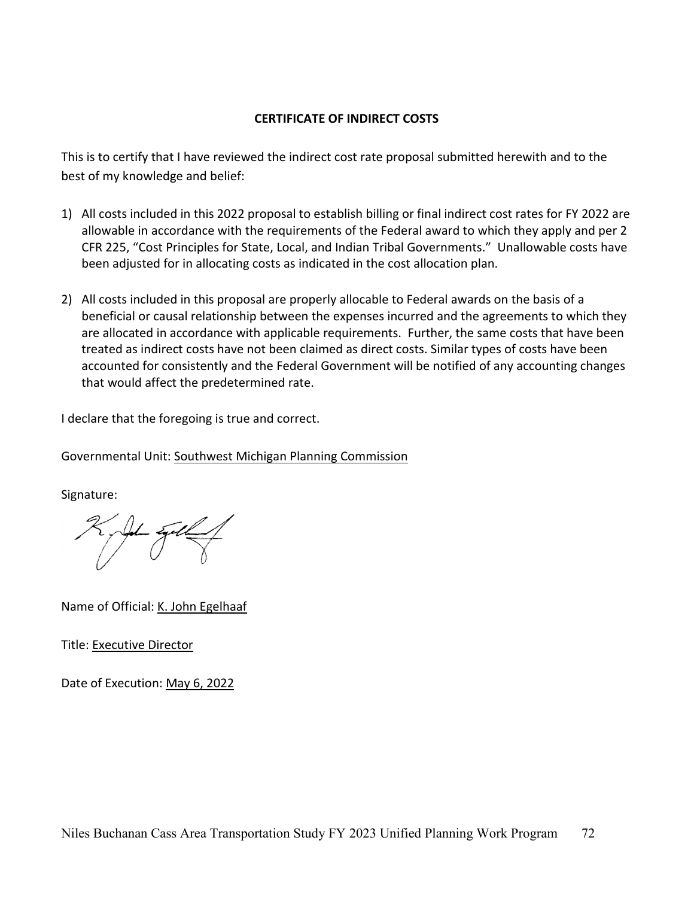**CERTIFICATE OF INDIRECT COSTS**

This is to certify that I have reviewed the indirect cost rate proposal submitted herewith and to the best of my knowledge and belief:

1) All costs included in this 2022 proposal to establish billing or final indirect cost rates for FY 2022 are allowable in accordance with the requirements of the Federal award to which they apply and per 2 CFR 225, "Cost Principles for State, Local, and Indian Tribal Governments." Unallowable costs have been adjusted for in allocating costs as indicated in the cost allocation plan.

2) All costs included in this proposal are properly allocable to Federal awards on the basis of a beneficial or causal relationship between the expenses incurred and the agreements to which they are allocated in accordance with applicable requirements. Further, the same costs that have been treated as indirect costs have not been claimed as direct costs. Similar types of costs have been accounted for consistently and the Federal Government will be notified of any accounting changes that would affect the predetermined rate.

I declare that the foregoing is true and correct.

Governmental Unit: Southwest Michigan Planning Commission

Signature:

Name of Official: K. John Egelhaaf

Title: Executive Director

Date of Execution: May 6, 2022